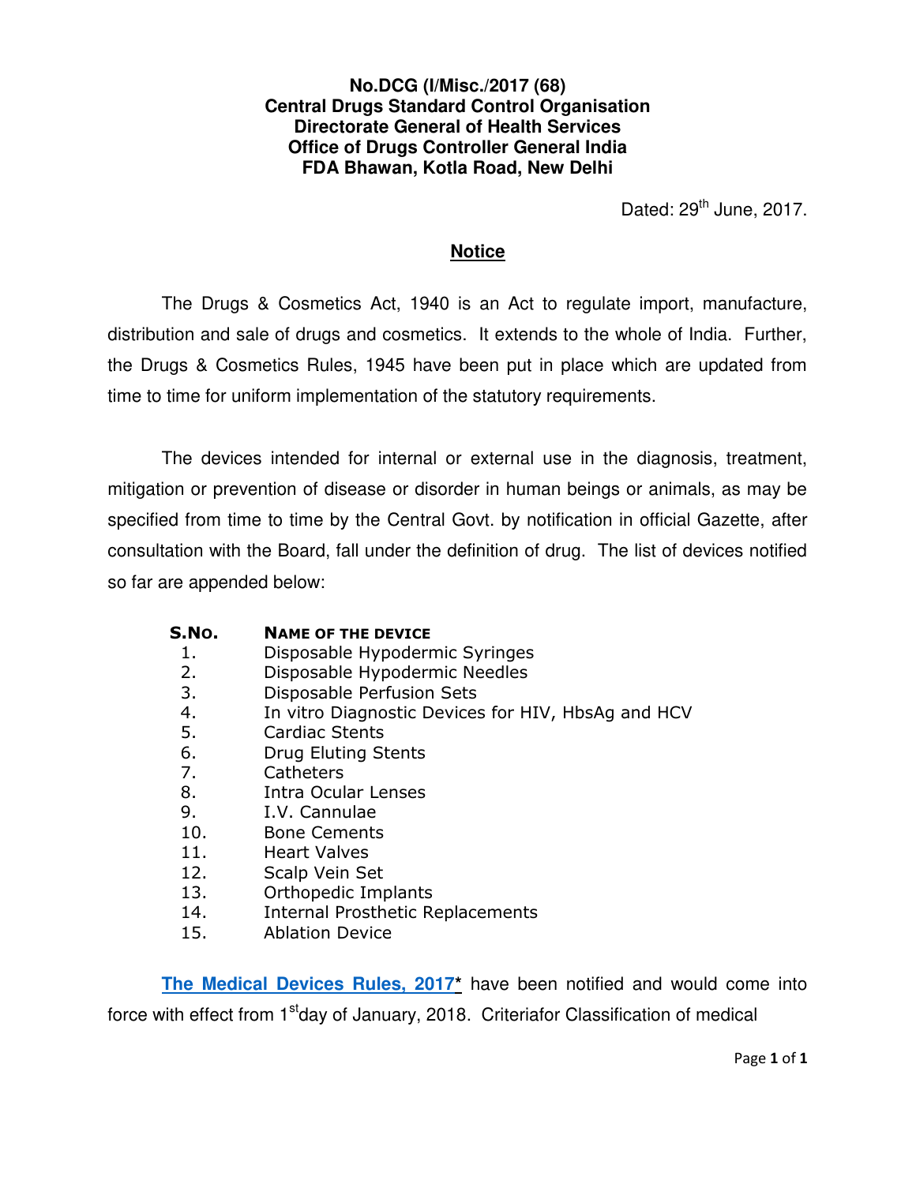**No.DCG (I/Misc./2017 (68)**
**Central Drugs Standard Control Organisation**
**Directorate General of Health Services**
**Office of Drugs Controller General India**
**FDA Bhawan, Kotla Road, New Delhi**

Dated: 29th June, 2017.

## Notice

The Drugs & Cosmetics Act, 1940 is an Act to regulate import, manufacture, distribution and sale of drugs and cosmetics. It extends to the whole of India. Further, the Drugs & Cosmetics Rules, 1945 have been put in place which are updated from time to time for uniform implementation of the statutory requirements.

The devices intended for internal or external use in the diagnosis, treatment, mitigation or prevention of disease or disorder in human beings or animals, as may be specified from time to time by the Central Govt. by notification in official Gazette, after consultation with the Board, fall under the definition of drug. The list of devices notified so far are appended below:

| S.No. | Name of the device |
|---|---|
| 1. | Disposable Hypodermic Syringes |
| 2. | Disposable Hypodermic Needles |
| 3. | Disposable Perfusion Sets |
| 4. | In vitro Diagnostic Devices for HIV, HbsAg and HCV |
| 5. | Cardiac Stents |
| 6. | Drug Eluting Stents |
| 7. | Catheters |
| 8. | Intra Ocular Lenses |
| 9. | I.V. Cannulae |
| 10. | Bone Cements |
| 11. | Heart Valves |
| 12. | Scalp Vein Set |
| 13. | Orthopedic Implants |
| 14. | Internal Prosthetic Replacements |
| 15. | Ablation Device |

**The Medical Devices Rules, 2017*** have been notified and would come into force with effect from 1st day of January, 2018. Criteriafor Classification of medical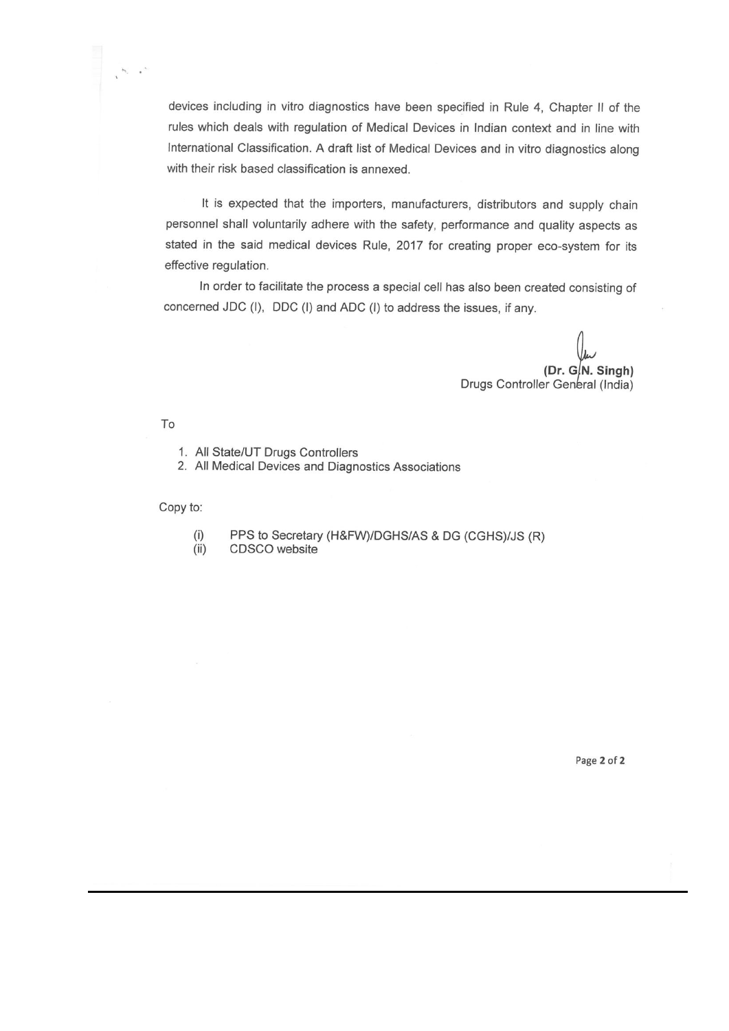devices including in vitro diagnostics have been specified in Rule 4, Chapter II of the rules which deals with regulation of Medical Devices in Indian context and in line with International Classification. A draft list of Medical Devices and in vitro diagnostics along with their risk based classification is annexed.

It is expected that the importers, manufacturers, distributors and supply chain personnel shall voluntarily adhere with the safety, performance and quality aspects as stated in the said medical devices Rule, 2017 for creating proper eco-system for its effective regulation.

In order to facilitate the process a special cell has also been created consisting of concerned JDC (I), DDC (I) and ADC (I) to address the issues, if any.

**(Dr. G.N. Singh)**
Drugs Controller General (India)

To

1. All State/UT Drugs Controllers
2. All Medical Devices and Diagnostics Associations

Copy to:

(i) PPS to Secretary (H&FW)/DGHS/AS & DG (CGHS)/JS (R)
(ii) CDSCO website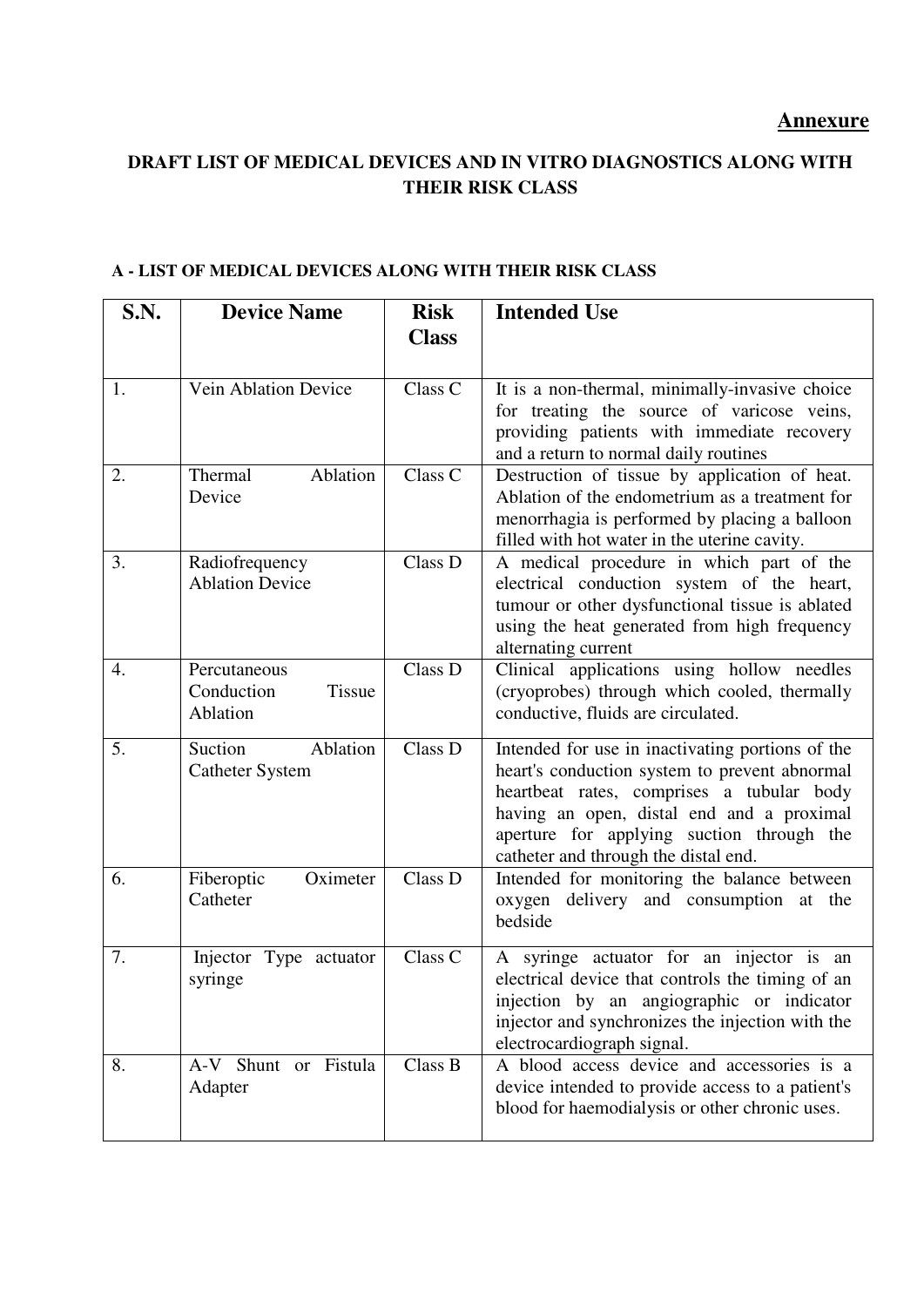**Annexure**

**DRAFT LIST OF MEDICAL DEVICES AND IN VITRO DIAGNOSTICS ALONG WITH THEIR RISK CLASS**

**A - LIST OF MEDICAL DEVICES ALONG WITH THEIR RISK CLASS**

| S.N. | Device Name | Risk Class | Intended Use |
|---|---|---|---|
| 1. | Vein Ablation Device | Class C | It is a non-thermal, minimally-invasive choice for treating the source of varicose veins, providing patients with immediate recovery and a return to normal daily routines |
| 2. | Thermal Ablation Device | Class C | Destruction of tissue by application of heat. Ablation of the endometrium as a treatment for menorrhagia is performed by placing a balloon filled with hot water in the uterine cavity. |
| 3. | Radiofrequency Ablation Device | Class D | A medical procedure in which part of the electrical conduction system of the heart, tumour or other dysfunctional tissue is ablated using the heat generated from high frequency alternating current |
| 4. | Percutaneous Conduction Tissue Ablation | Class D | Clinical applications using hollow needles (cryoprobes) through which cooled, thermally conductive, fluids are circulated. |
| 5. | Suction Ablation Catheter System | Class D | Intended for use in inactivating portions of the heart's conduction system to prevent abnormal heartbeat rates, comprises a tubular body having an open, distal end and a proximal aperture for applying suction through the catheter and through the distal end. |
| 6. | Fiberoptic Oximeter Catheter | Class D | Intended for monitoring the balance between oxygen delivery and consumption at the bedside |
| 7. | Injector Type actuator syringe | Class C | A syringe actuator for an injector is an electrical device that controls the timing of an injection by an angiographic or indicator injector and synchronizes the injection with the electrocardiograph signal. |
| 8. | A-V Shunt or Fistula Adapter | Class B | A blood access device and accessories is a device intended to provide access to a patient's blood for haemodialysis or other chronic uses. |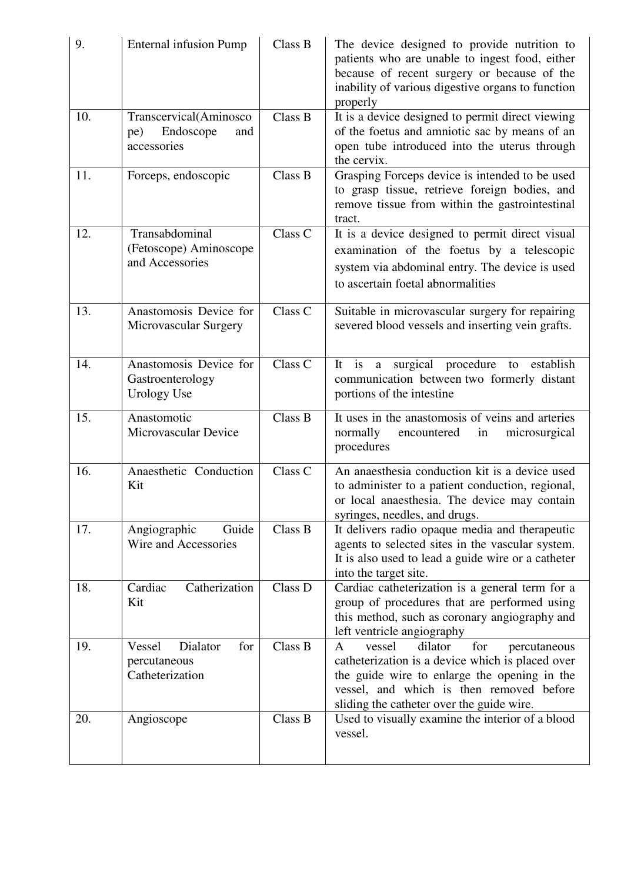| 9. | Enternal infusion Pump | Class B | The device designed to provide nutrition to patients who are unable to ingest food, either because of recent surgery or because of the inability of various digestive organs to function properly |
|---|---|---|---|
| 10. | Transcervical(Aminoscope) Endoscope and accessories | Class B | It is a device designed to permit direct viewing of the foetus and amniotic sac by means of an open tube introduced into the uterus through the cervix. |
| 11. | Forceps, endoscopic | Class B | Grasping Forceps device is intended to be used to grasp tissue, retrieve foreign bodies, and remove tissue from within the gastrointestinal tract. |
| 12. | Transabdominal (Fetoscope) Aminoscope and Accessories | Class C | It is a device designed to permit direct visual examination of the foetus by a telescopic system via abdominal entry. The device is used to ascertain foetal abnormalities |
| 13. | Anastomosis Device for Microvascular Surgery | Class C | Suitable in microvascular surgery for repairing severed blood vessels and inserting vein grafts. |
| 14. | Anastomosis Device for Gastroenterology Urology Use | Class C | It is a surgical procedure to establish communication between two formerly distant portions of the intestine |
| 15. | Anastomotic Microvascular Device | Class B | It uses in the anastomosis of veins and arteries normally encountered in microsurgical procedures |
| 16. | Anaesthetic Conduction Kit | Class C | An anaesthesia conduction kit is a device used to administer to a patient conduction, regional, or local anaesthesia. The device may contain syringes, needles, and drugs. |
| 17. | Angiographic Guide Wire and Accessories | Class B | It delivers radio opaque media and therapeutic agents to selected sites in the vascular system. It is also used to lead a guide wire or a catheter into the target site. |
| 18. | Cardiac Catherization Kit | Class D | Cardiac catheterization is a general term for a group of procedures that are performed using this method, such as coronary angiography and left ventricle angiography |
| 19. | Vessel Dialator for percutaneous Catheterization | Class B | A vessel dilator for percutaneous catheterization is a device which is placed over the guide wire to enlarge the opening in the vessel, and which is then removed before sliding the catheter over the guide wire. |
| 20. | Angioscope | Class B | Used to visually examine the interior of a blood vessel. |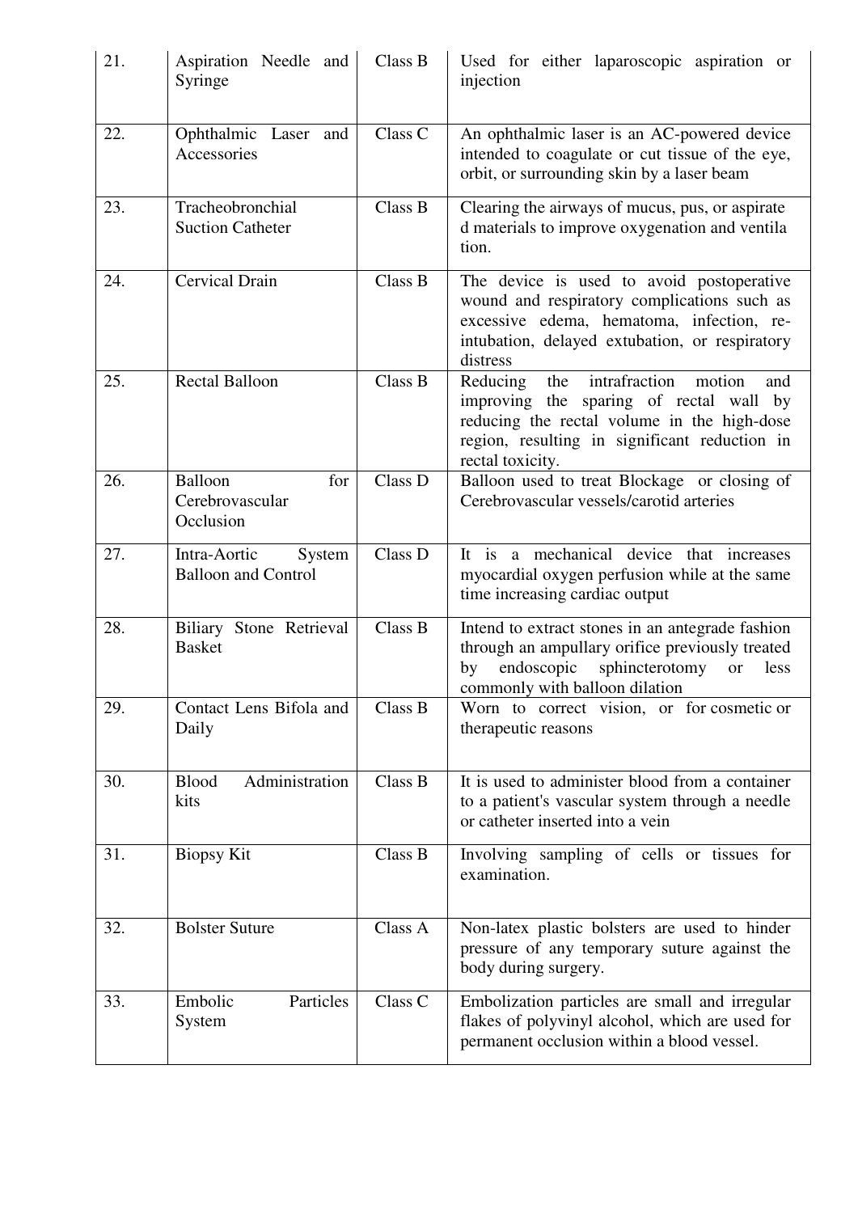| 21. | Aspiration Needle and Syringe | Class B | Used for either laparoscopic aspiration or injection |
|---|---|---|---|
| 22. | Ophthalmic Laser and Accessories | Class C | An ophthalmic laser is an AC-powered device intended to coagulate or cut tissue of the eye, orbit, or surrounding skin by a laser beam |
| 23. | Tracheobronchial Suction Catheter | Class B | Clearing the airways of mucus, pus, or aspirate d materials to improve oxygenation and ventila tion. |
| 24. | Cervical Drain | Class B | The device is used to avoid postoperative wound and respiratory complications such as excessive edema, hematoma, infection, re-intubation, delayed extubation, or respiratory distress |
| 25. | Rectal Balloon | Class B | Reducing the intrafraction motion and improving the sparing of rectal wall by reducing the rectal volume in the high-dose region, resulting in significant reduction in rectal toxicity. |
| 26. | Balloon for Cerebrovascular Occlusion | Class D | Balloon used to treat Blockage or closing of Cerebrovascular vessels/carotid arteries |
| 27. | Intra-Aortic System Balloon and Control | Class D | It is a mechanical device that increases myocardial oxygen perfusion while at the same time increasing cardiac output |
| 28. | Biliary Stone Retrieval Basket | Class B | Intend to extract stones in an antegrade fashion through an ampullary orifice previously treated by endoscopic sphincterotomy or less commonly with balloon dilation |
| 29. | Contact Lens Bifola and Daily | Class B | Worn to correct vision, or for cosmetic or therapeutic reasons |
| 30. | Blood Administration kits | Class B | It is used to administer blood from a container to a patient's vascular system through a needle or catheter inserted into a vein |
| 31. | Biopsy Kit | Class B | Involving sampling of cells or tissues for examination. |
| 32. | Bolster Suture | Class A | Non-latex plastic bolsters are used to hinder pressure of any temporary suture against the body during surgery. |
| 33. | Embolic Particles System | Class C | Embolization particles are small and irregular flakes of polyvinyl alcohol, which are used for permanent occlusion within a blood vessel. |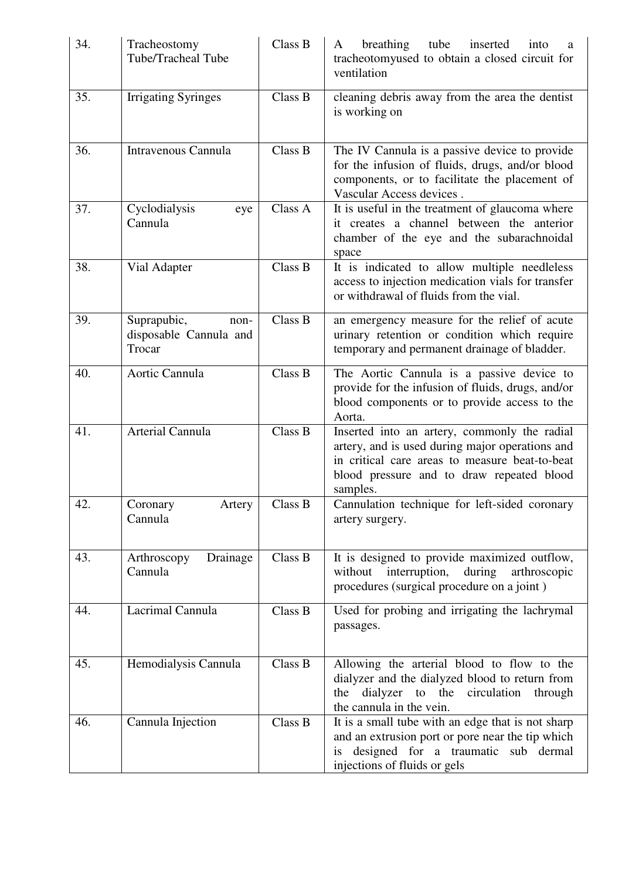| 34. | Tracheostomy Tube/Tracheal Tube | Class B | A breathing tube inserted into a tracheotomyused to obtain a closed circuit for ventilation |
|---|---|---|---|
| 35. | Irrigating Syringes | Class B | cleaning debris away from the area the dentist is working on |
| 36. | Intravenous Cannula | Class B | The IV Cannula is a passive device to provide for the infusion of fluids, drugs, and/or blood components, or to facilitate the placement of Vascular Access devices . |
| 37. | Cyclodialysis eye Cannula | Class A | It is useful in the treatment of glaucoma where it creates a channel between the anterior chamber of the eye and the subarachnoidal space |
| 38. | Vial Adapter | Class B | It is indicated to allow multiple needleless access to injection medication vials for transfer or withdrawal of fluids from the vial. |
| 39. | Suprapubic, non-disposable Cannula and Trocar | Class B | an emergency measure for the relief of acute urinary retention or condition which require temporary and permanent drainage of bladder. |
| 40. | Aortic Cannula | Class B | The Aortic Cannula is a passive device to provide for the infusion of fluids, drugs, and/or blood components or to provide access to the Aorta. |
| 41. | Arterial Cannula | Class B | Inserted into an artery, commonly the radial artery, and is used during major operations and in critical care areas to measure beat-to-beat blood pressure and to draw repeated blood samples. |
| 42. | Coronary Artery Cannula | Class B | Cannulation technique for left-sided coronary artery surgery. |
| 43. | Arthroscopy Drainage Cannula | Class B | It is designed to provide maximized outflow, without interruption, during arthroscopic procedures (surgical procedure on a joint ) |
| 44. | Lacrimal Cannula | Class B | Used for probing and irrigating the lachrymal passages. |
| 45. | Hemodialysis Cannula | Class B | Allowing the arterial blood to flow to the dialyzer and the dialyzed blood to return from the dialyzer to the circulation through the cannula in the vein. |
| 46. | Cannula Injection | Class B | It is a small tube with an edge that is not sharp and an extrusion port or pore near the tip which is designed for a traumatic sub dermal injections of fluids or gels |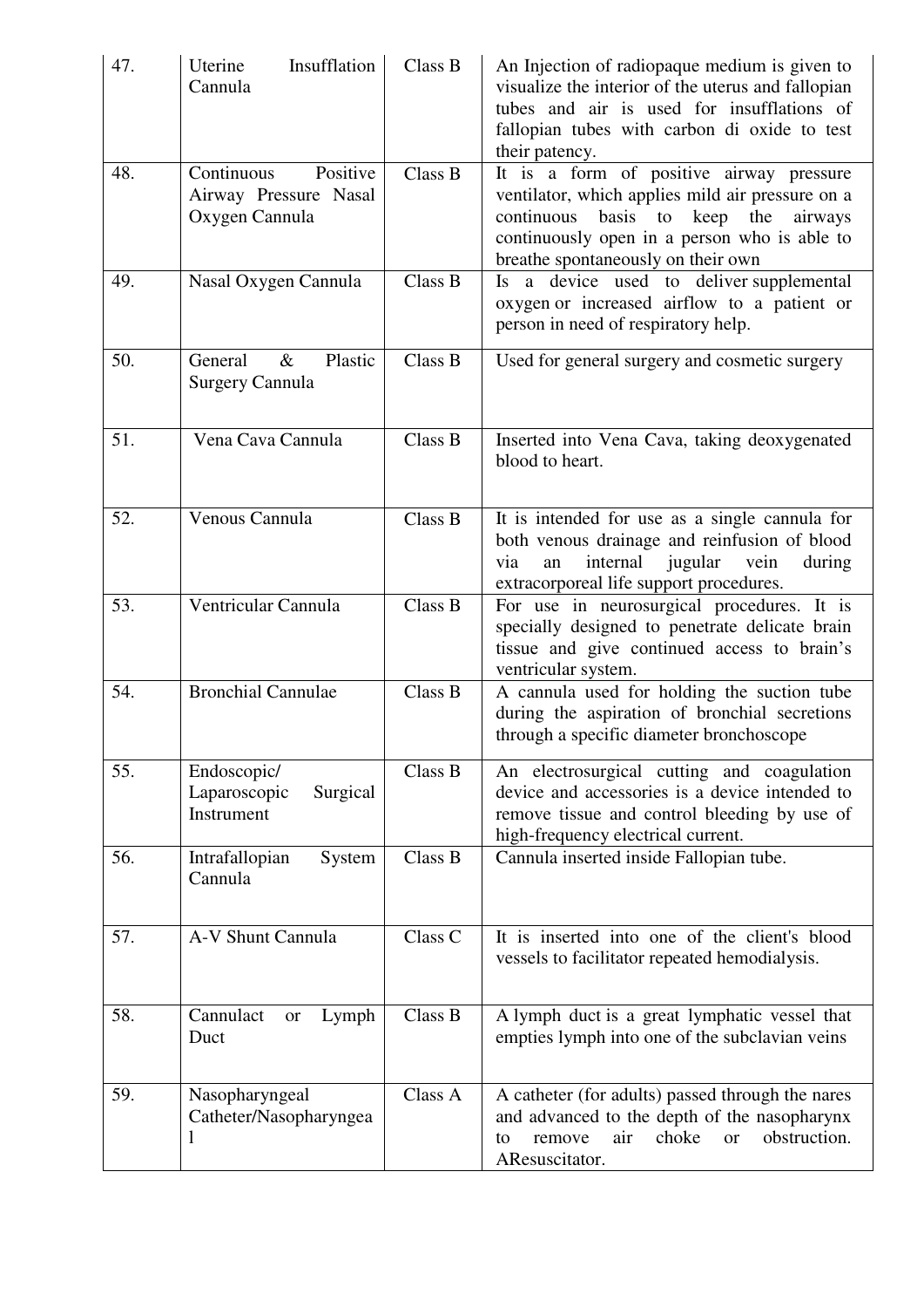| 47. | Uterine Insufflation Cannula | Class B | An Injection of radiopaque medium is given to visualize the interior of the uterus and fallopian tubes and air is used for insufflations of fallopian tubes with carbon di oxide to test their patency. |
|---|---|---|---|
| 48. | Continuous Positive Airway Pressure Nasal Oxygen Cannula | Class B | It is a form of positive airway pressure ventilator, which applies mild air pressure on a continuous basis to keep the airways continuously open in a person who is able to breathe spontaneously on their own |
| 49. | Nasal Oxygen Cannula | Class B | Is a device used to deliver supplemental oxygen or increased airflow to a patient or person in need of respiratory help. |
| 50. | General & Plastic Surgery Cannula | Class B | Used for general surgery and cosmetic surgery |
| 51. | Vena Cava Cannula | Class B | Inserted into Vena Cava, taking deoxygenated blood to heart. |
| 52. | Venous Cannula | Class B | It is intended for use as a single cannula for both venous drainage and reinfusion of blood via an internal jugular vein during extracorporeal life support procedures. |
| 53. | Ventricular Cannula | Class B | For use in neurosurgical procedures. It is specially designed to penetrate delicate brain tissue and give continued access to brain's ventricular system. |
| 54. | Bronchial Cannulae | Class B | A cannula used for holding the suction tube during the aspiration of bronchial secretions through a specific diameter bronchoscope |
| 55. | Endoscopic/ Laparoscopic Surgical Instrument | Class B | An electrosurgical cutting and coagulation device and accessories is a device intended to remove tissue and control bleeding by use of high-frequency electrical current. |
| 56. | Intrafallopian System Cannula | Class B | Cannula inserted inside Fallopian tube. |
| 57. | A-V Shunt Cannula | Class C | It is inserted into one of the client's blood vessels to facilitator repeated hemodialysis. |
| 58. | Cannulact or Lymph Duct | Class B | A lymph duct is a great lymphatic vessel that empties lymph into one of the subclavian veins |
| 59. | Nasopharyngeal Catheter/Nasopharyngeal | Class A | A catheter (for adults) passed through the nares and advanced to the depth of the nasopharynx to remove air choke or obstruction. AResuscitator. |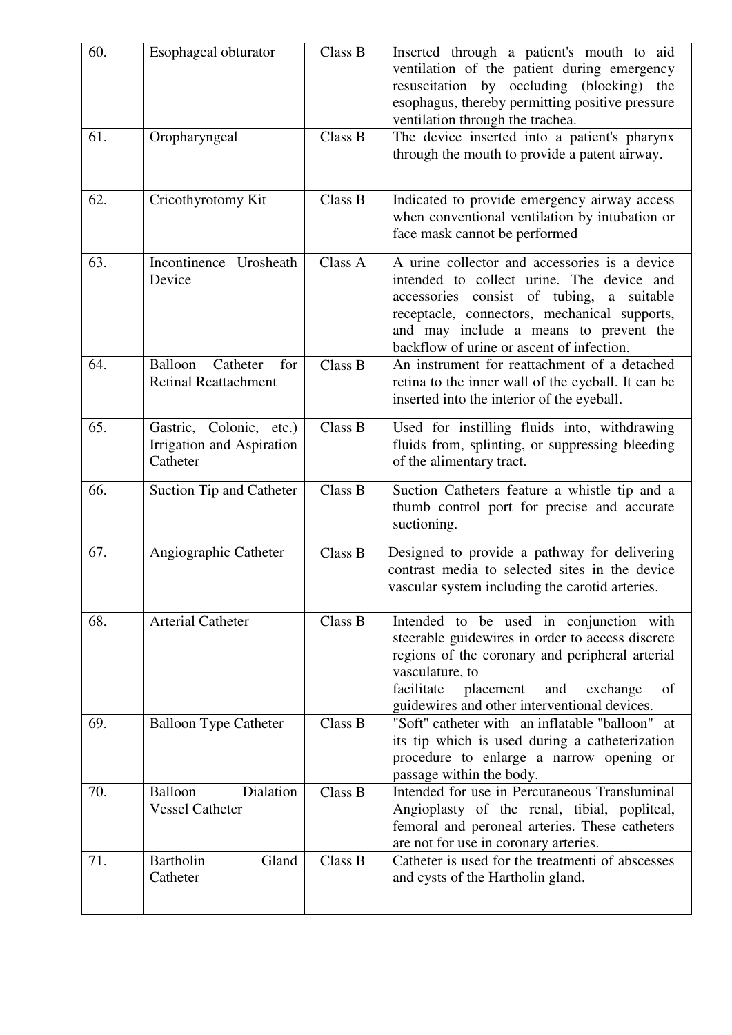| 60. | Esophageal obturator | Class B | Inserted through a patient's mouth to aid ventilation of the patient during emergency resuscitation by occluding (blocking) the esophagus, thereby permitting positive pressure ventilation through the trachea. |
|---|---|---|---|
| 61. | Oropharyngeal | Class B | The device inserted into a patient's pharynx through the mouth to provide a patent airway. |
| 62. | Cricothyrotomy Kit | Class B | Indicated to provide emergency airway access when conventional ventilation by intubation or face mask cannot be performed |
| 63. | Incontinence Urosheath Device | Class A | A urine collector and accessories is a device intended to collect urine. The device and accessories consist of tubing, a suitable receptacle, connectors, mechanical supports, and may include a means to prevent the backflow of urine or ascent of infection. |
| 64. | Balloon Catheter for Retinal Reattachment | Class B | An instrument for reattachment of a detached retina to the inner wall of the eyeball. It can be inserted into the interior of the eyeball. |
| 65. | Gastric, Colonic, etc.) Irrigation and Aspiration Catheter | Class B | Used for instilling fluids into, withdrawing fluids from, splinting, or suppressing bleeding of the alimentary tract. |
| 66. | Suction Tip and Catheter | Class B | Suction Catheters feature a whistle tip and a thumb control port for precise and accurate suctioning. |
| 67. | Angiographic Catheter | Class B | Designed to provide a pathway for delivering contrast media to selected sites in the device vascular system including the carotid arteries. |
| 68. | Arterial Catheter | Class B | Intended to be used in conjunction with steerable guidewires in order to access discrete regions of the coronary and peripheral arterial vasculature, to facilitate placement and exchange of guidewires and other interventional devices. |
| 69. | Balloon Type Catheter | Class B | "Soft" catheter with an inflatable "balloon" at its tip which is used during a catheterization procedure to enlarge a narrow opening or passage within the body. |
| 70. | Balloon Dialation Vessel Catheter | Class B | Intended for use in Percutaneous Transluminal Angioplasty of the renal, tibial, popliteal, femoral and peroneal arteries. These catheters are not for use in coronary arteries. |
| 71. | Bartholin Gland Catheter | Class B | Catheter is used for the treatmenti of abscesses and cysts of the Hartholin gland. |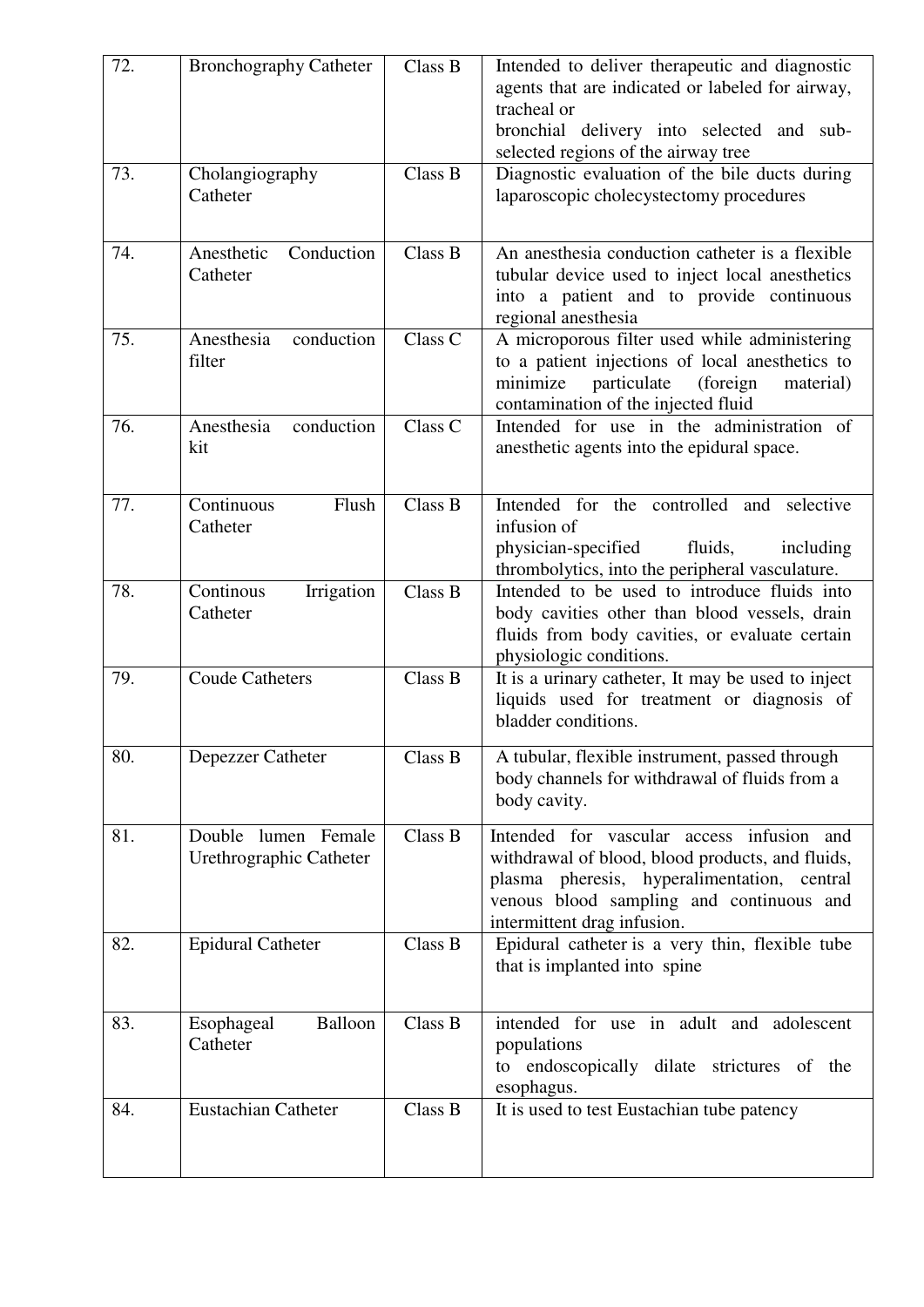| 72. | Bronchography Catheter | Class B | Intended to deliver therapeutic and diagnostic agents that are indicated or labeled for airway, tracheal or bronchial delivery into selected and sub-selected regions of the airway tree |
|---|---|---|---|
| 73. | Cholangiography Catheter | Class B | Diagnostic evaluation of the bile ducts during laparoscopic cholecystectomy procedures |
| 74. | Anesthetic Conduction Catheter | Class B | An anesthesia conduction catheter is a flexible tubular device used to inject local anesthetics into a patient and to provide continuous regional anesthesia |
| 75. | Anesthesia conduction filter | Class C | A microporous filter used while administering to a patient injections of local anesthetics to minimize particulate (foreign material) contamination of the injected fluid |
| 76. | Anesthesia conduction kit | Class C | Intended for use in the administration of anesthetic agents into the epidural space. |
| 77. | Continuous Flush Catheter | Class B | Intended for the controlled and selective infusion of physician-specified fluids, including thrombolytics, into the peripheral vasculature. |
| 78. | Continous Irrigation Catheter | Class B | Intended to be used to introduce fluids into body cavities other than blood vessels, drain fluids from body cavities, or evaluate certain physiologic conditions. |
| 79. | Coude Catheters | Class B | It is a urinary catheter, It may be used to inject liquids used for treatment or diagnosis of bladder conditions. |
| 80. | Depezzer Catheter | Class B | A tubular, flexible instrument, passed through body channels for withdrawal of fluids from a body cavity. |
| 81. | Double lumen Female Urethrographic Catheter | Class B | Intended for vascular access infusion and withdrawal of blood, blood products, and fluids, plasma pheresis, hyperalimentation, central venous blood sampling and continuous and intermittent drag infusion. |
| 82. | Epidural Catheter | Class B | Epidural catheter is a very thin, flexible tube that is implanted into spine |
| 83. | Esophageal Balloon Catheter | Class B | intended for use in adult and adolescent populations to endoscopically dilate strictures of the esophagus. |
| 84. | Eustachian Catheter | Class B | It is used to test Eustachian tube patency |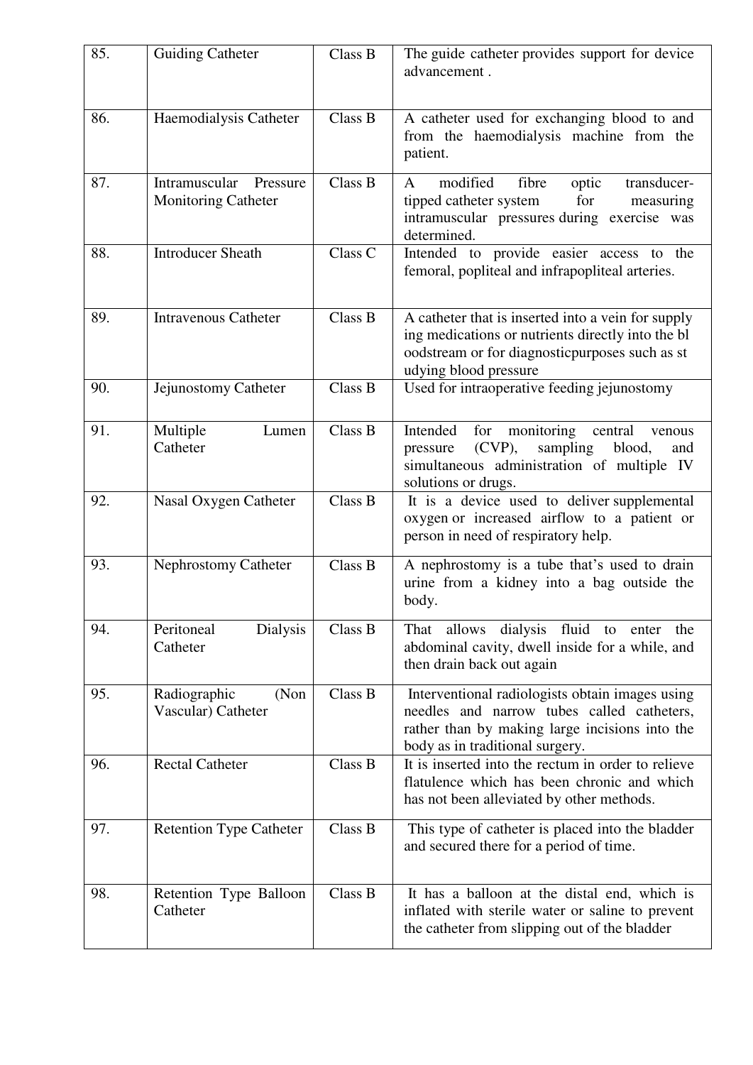| 85. | Guiding Catheter | Class B | The guide catheter provides support for device advancement . |
|---|---|---|---|
| 86. | Haemodialysis Catheter | Class B | A catheter used for exchanging blood to and from the haemodialysis machine from the patient. |
| 87. | Intramuscular Pressure Monitoring Catheter | Class B | A modified fibre optic transducer-tipped catheter system for measuring intramuscular pressures during exercise was determined. |
| 88. | Introducer Sheath | Class C | Intended to provide easier access to the femoral, popliteal and infrapopliteal arteries. |
| 89. | Intravenous Catheter | Class B | A catheter that is inserted into a vein for supply ing medications or nutrients directly into the bl oodstream or for diagnosticpurposes such as st udying blood pressure |
| 90. | Jejunostomy Catheter | Class B | Used for intraoperative feeding jejunostomy |
| 91. | Multiple Lumen Catheter | Class B | Intended for monitoring central venous pressure (CVP), sampling blood, and simultaneous administration of multiple IV solutions or drugs. |
| 92. | Nasal Oxygen Catheter | Class B | It is a device used to deliver supplemental oxygen or increased airflow to a patient or person in need of respiratory help. |
| 93. | Nephrostomy Catheter | Class B | A nephrostomy is a tube that's used to drain urine from a kidney into a bag outside the body. |
| 94. | Peritoneal Dialysis Catheter | Class B | That allows dialysis fluid to enter the abdominal cavity, dwell inside for a while, and then drain back out again |
| 95. | Radiographic (Non Vascular) Catheter | Class B | Interventional radiologists obtain images using needles and narrow tubes called catheters, rather than by making large incisions into the body as in traditional surgery. |
| 96. | Rectal Catheter | Class B | It is inserted into the rectum in order to relieve flatulence which has been chronic and which has not been alleviated by other methods. |
| 97. | Retention Type Catheter | Class B | This type of catheter is placed into the bladder and secured there for a period of time. |
| 98. | Retention Type Balloon Catheter | Class B | It has a balloon at the distal end, which is inflated with sterile water or saline to prevent the catheter from slipping out of the bladder |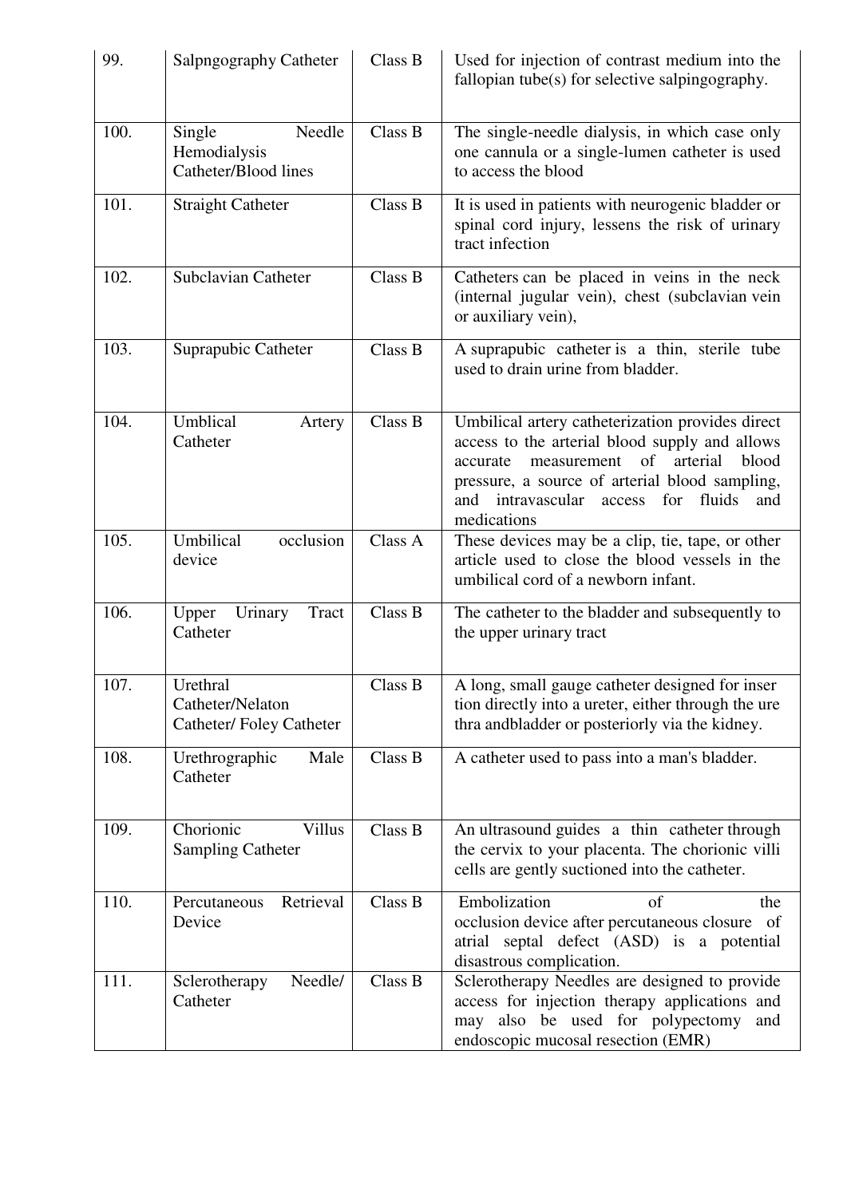| 99. | Salpngography Catheter | Class B | Used for injection of contrast medium into the fallopian tube(s) for selective salpingography. |
|---|---|---|---|
| 100. | Single Needle Hemodialysis Catheter/Blood lines | Class B | The single-needle dialysis, in which case only one cannula or a single-lumen catheter is used to access the blood |
| 101. | Straight Catheter | Class B | It is used in patients with neurogenic bladder or spinal cord injury, lessens the risk of urinary tract infection |
| 102. | Subclavian Catheter | Class B | Catheters can be placed in veins in the neck (internal jugular vein), chest (subclavian vein or auxiliary vein), |
| 103. | Suprapubic Catheter | Class B | A suprapubic catheter is a thin, sterile tube used to drain urine from bladder. |
| 104. | Umblical Artery Catheter | Class B | Umbilical artery catheterization provides direct access to the arterial blood supply and allows accurate measurement of arterial blood pressure, a source of arterial blood sampling, and intravascular access for fluids and medications |
| 105. | Umbilical occlusion device | Class A | These devices may be a clip, tie, tape, or other article used to close the blood vessels in the umbilical cord of a newborn infant. |
| 106. | Upper Urinary Tract Catheter | Class B | The catheter to the bladder and subsequently to the upper urinary tract |
| 107. | Urethral Catheter/Nelaton Catheter/ Foley Catheter | Class B | A long, small gauge catheter designed for inser tion directly into a ureter, either through the ure thra andbladder or posteriorly via the kidney. |
| 108. | Urethrographic Male Catheter | Class B | A catheter used to pass into a man's bladder. |
| 109. | Chorionic Villus Sampling Catheter | Class B | An ultrasound guides a thin catheter through the cervix to your placenta. The chorionic villi cells are gently suctioned into the catheter. |
| 110. | Percutaneous Retrieval Device | Class B | Embolization of the occlusion device after percutaneous closure of atrial septal defect (ASD) is a potential disastrous complication. |
| 111. | Sclerotherapy Needle/ Catheter | Class B | Sclerotherapy Needles are designed to provide access for injection therapy applications and may also be used for polypectomy and endoscopic mucosal resection (EMR) |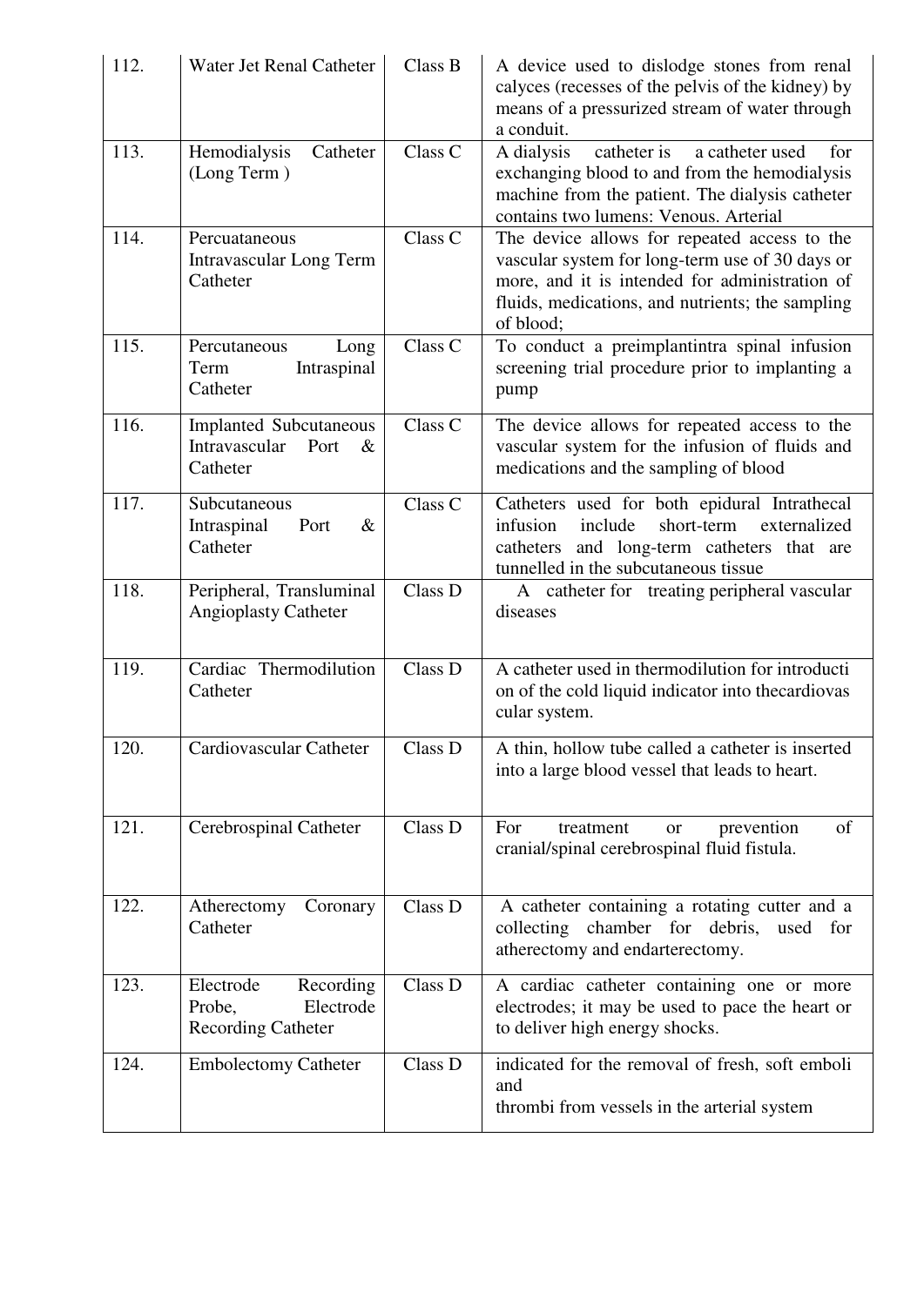| 112. | Water Jet Renal Catheter | Class B | A device used to dislodge stones from renal calyces (recesses of the pelvis of the kidney) by means of a pressurized stream of water through a conduit. |
|---|---|---|---|
| 113. | Hemodialysis Catheter (Long Term ) | Class C | A dialysis catheter is a catheter used for exchanging blood to and from the hemodialysis machine from the patient. The dialysis catheter contains two lumens: Venous. Arterial |
| 114. | Percuataneous Intravascular Long Term Catheter | Class C | The device allows for repeated access to the vascular system for long-term use of 30 days or more, and it is intended for administration of fluids, medications, and nutrients; the sampling of blood; |
| 115. | Percutaneous Long Term Intraspinal Catheter | Class C | To conduct a preimplantintra spinal infusion screening trial procedure prior to implanting a pump |
| 116. | Implanted Subcutaneous Intravascular Port & Catheter | Class C | The device allows for repeated access to the vascular system for the infusion of fluids and medications and the sampling of blood |
| 117. | Subcutaneous Intraspinal Port & Catheter | Class C | Catheters used for both epidural Intrathecal infusion include short-term externalized catheters and long-term catheters that are tunnelled in the subcutaneous tissue |
| 118. | Peripheral, Transluminal Angioplasty Catheter | Class D | A catheter for treating peripheral vascular diseases |
| 119. | Cardiac Thermodilution Catheter | Class D | A catheter used in thermodilution for introducti on of the cold liquid indicator into thecardiovas cular system. |
| 120. | Cardiovascular Catheter | Class D | A thin, hollow tube called a catheter is inserted into a large blood vessel that leads to heart. |
| 121. | Cerebrospinal Catheter | Class D | For treatment or prevention of cranial/spinal cerebrospinal fluid fistula. |
| 122. | Atherectomy Coronary Catheter | Class D | A catheter containing a rotating cutter and a collecting chamber for debris, used for atherectomy and endarterectomy. |
| 123. | Electrode Recording Probe, Electrode Recording Catheter | Class D | A cardiac catheter containing one or more electrodes; it may be used to pace the heart or to deliver high energy shocks. |
| 124. | Embolectomy Catheter | Class D | indicated for the removal of fresh, soft emboli and thrombi from vessels in the arterial system |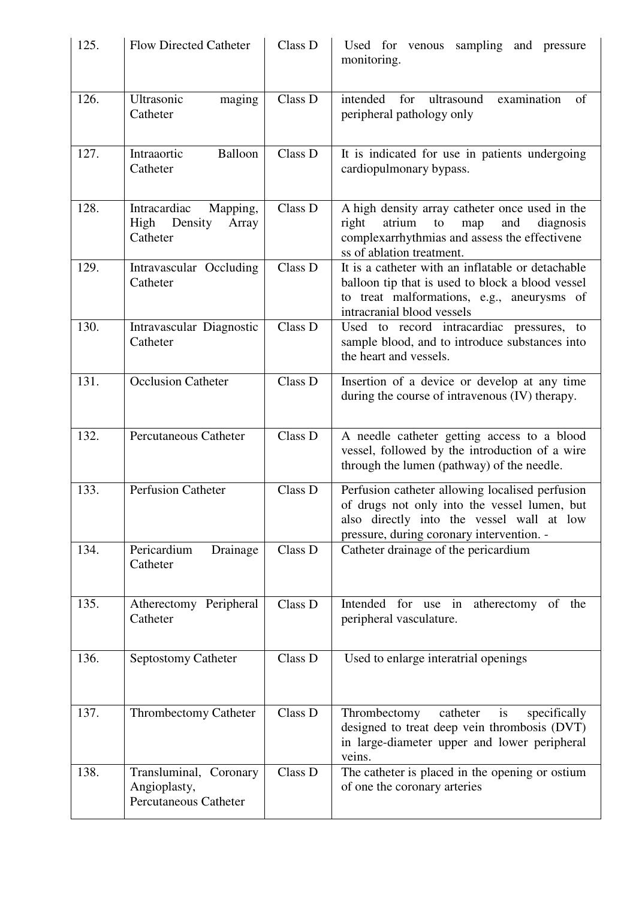| 125. | Flow Directed Catheter | Class D | Used for venous sampling and pressure monitoring. |
|---|---|---|---|
| 126. | Ultrasonic maging Catheter | Class D | intended for ultrasound examination of peripheral pathology only |
| 127. | Intraaortic Balloon Catheter | Class D | It is indicated for use in patients undergoing cardiopulmonary bypass. |
| 128. | Intracardiac Mapping, High Density Array Catheter | Class D | A high density array catheter once used in the right atrium to map and diagnosis complexarrhythmias and assess the effectivene ss of ablation treatment. |
| 129. | Intravascular Occluding Catheter | Class D | It is a catheter with an inflatable or detachable balloon tip that is used to block a blood vessel to treat malformations, e.g., aneurysms of intracranial blood vessels |
| 130. | Intravascular Diagnostic Catheter | Class D | Used to record intracardiac pressures, to sample blood, and to introduce substances into the heart and vessels. |
| 131. | Occlusion Catheter | Class D | Insertion of a device or develop at any time during the course of intravenous (IV) therapy. |
| 132. | Percutaneous Catheter | Class D | A needle catheter getting access to a blood vessel, followed by the introduction of a wire through the lumen (pathway) of the needle. |
| 133. | Perfusion Catheter | Class D | Perfusion catheter allowing localised perfusion of drugs not only into the vessel lumen, but also directly into the vessel wall at low pressure, during coronary intervention. - |
| 134. | Pericardium Drainage Catheter | Class D | Catheter drainage of the pericardium |
| 135. | Atherectomy Peripheral Catheter | Class D | Intended for use in atherectomy of the peripheral vasculature. |
| 136. | Septostomy Catheter | Class D | Used to enlarge interatrial openings |
| 137. | Thrombectomy Catheter | Class D | Thrombectomy catheter is specifically designed to treat deep vein thrombosis (DVT) in large-diameter upper and lower peripheral veins. |
| 138. | Transluminal, Coronary Angioplasty, Percutaneous Catheter | Class D | The catheter is placed in the opening or ostium of one the coronary arteries |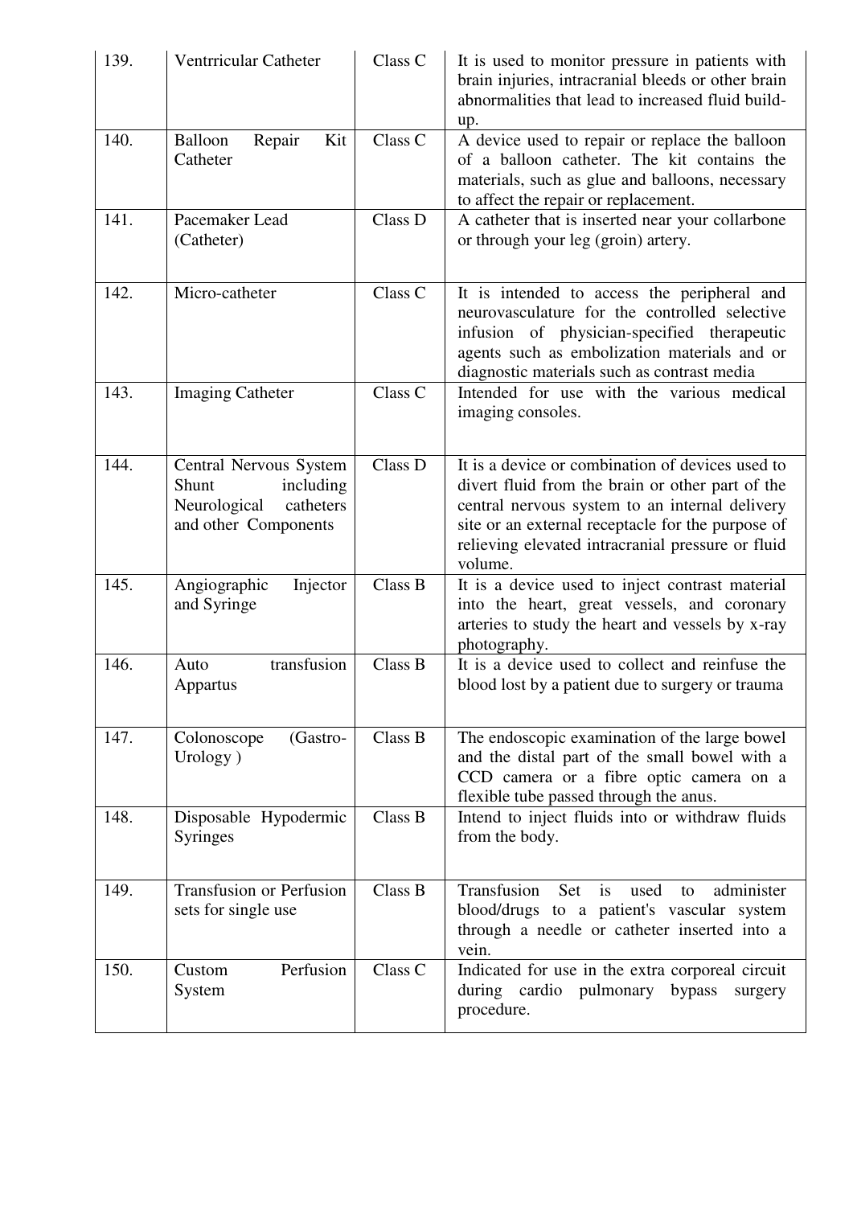| 139. | Ventrricular Catheter | Class C | It is used to monitor pressure in patients with brain injuries, intracranial bleeds or other brain abnormalities that lead to increased fluid build-up. |
|---|---|---|---|
| 140. | Balloon Repair Kit Catheter | Class C | A device used to repair or replace the balloon of a balloon catheter. The kit contains the materials, such as glue and balloons, necessary to affect the repair or replacement. |
| 141. | Pacemaker Lead (Catheter) | Class D | A catheter that is inserted near your collarbone or through your leg (groin) artery. |
| 142. | Micro-catheter | Class C | It is intended to access the peripheral and neurovasculature for the controlled selective infusion of physician-specified therapeutic agents such as embolization materials and or diagnostic materials such as contrast media |
| 143. | Imaging Catheter | Class C | Intended for use with the various medical imaging consoles. |
| 144. | Central Nervous System Shunt including Neurological catheters and other Components | Class D | It is a device or combination of devices used to divert fluid from the brain or other part of the central nervous system to an internal delivery site or an external receptacle for the purpose of relieving elevated intracranial pressure or fluid volume. |
| 145. | Angiographic Injector and Syringe | Class B | It is a device used to inject contrast material into the heart, great vessels, and coronary arteries to study the heart and vessels by x-ray photography. |
| 146. | Auto transfusion Appartus | Class B | It is a device used to collect and reinfuse the blood lost by a patient due to surgery or trauma |
| 147. | Colonoscope (Gastro-Urology ) | Class B | The endoscopic examination of the large bowel and the distal part of the small bowel with a CCD camera or a fibre optic camera on a flexible tube passed through the anus. |
| 148. | Disposable Hypodermic Syringes | Class B | Intend to inject fluids into or withdraw fluids from the body. |
| 149. | Transfusion or Perfusion sets for single use | Class B | Transfusion Set is used to administer blood/drugs to a patient's vascular system through a needle or catheter inserted into a vein. |
| 150. | Custom Perfusion System | Class C | Indicated for use in the extra corporeal circuit during cardio pulmonary bypass surgery procedure. |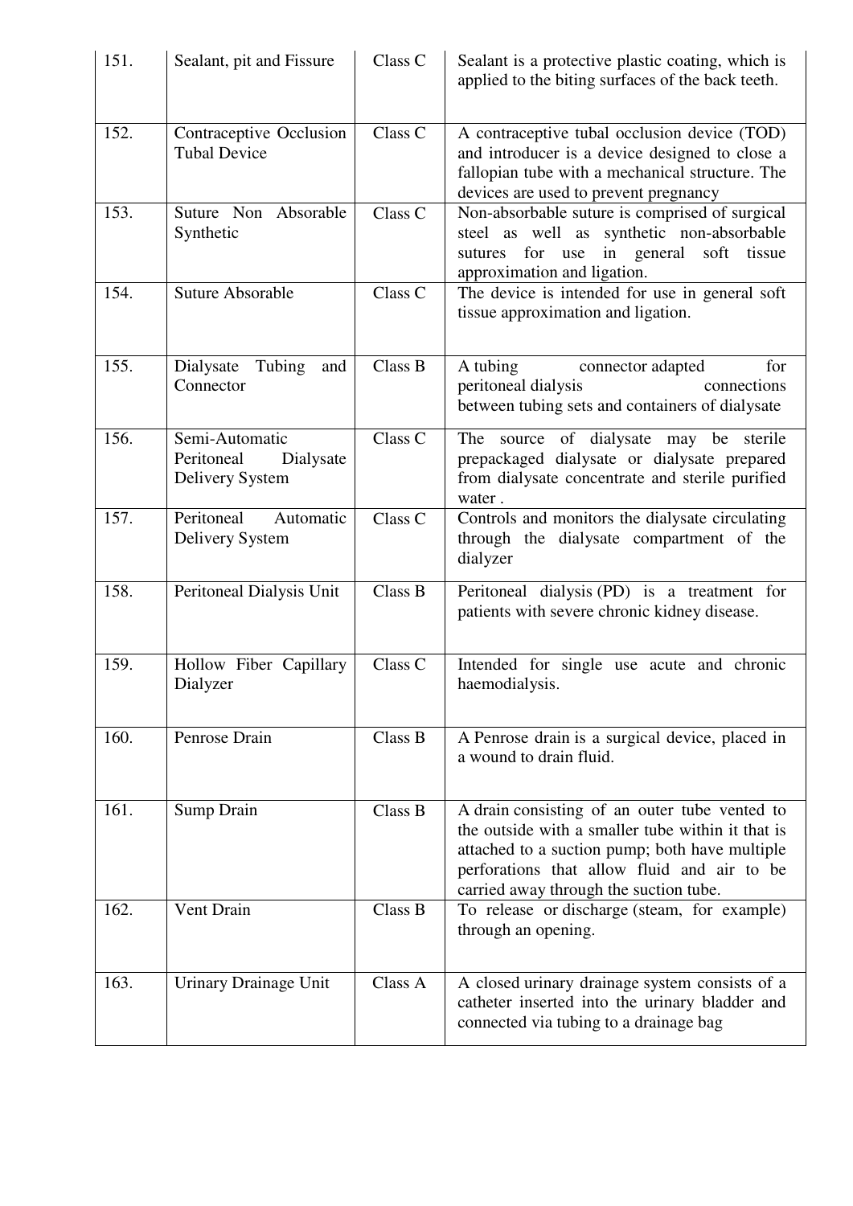| 151. | Sealant, pit and Fissure | Class C | Sealant is a protective plastic coating, which is applied to the biting surfaces of the back teeth. |
|---|---|---|---|
| 152. | Contraceptive Occlusion Tubal Device | Class C | A contraceptive tubal occlusion device (TOD) and introducer is a device designed to close a fallopian tube with a mechanical structure. The devices are used to prevent pregnancy |
| 153. | Suture Non Absorable Synthetic | Class C | Non-absorbable suture is comprised of surgical steel as well as synthetic non-absorbable sutures for use in general soft tissue approximation and ligation. |
| 154. | Suture Absorable | Class C | The device is intended for use in general soft tissue approximation and ligation. |
| 155. | Dialysate Tubing and Connector | Class B | A tubing connector adapted for peritoneal dialysis connections between tubing sets and containers of dialysate |
| 156. | Semi-Automatic Peritoneal Dialysate Delivery System | Class C | The source of dialysate may be sterile prepackaged dialysate or dialysate prepared from dialysate concentrate and sterile purified water . |
| 157. | Peritoneal Automatic Delivery System | Class C | Controls and monitors the dialysate circulating through the dialysate compartment of the dialyzer |
| 158. | Peritoneal Dialysis Unit | Class B | Peritoneal dialysis (PD) is a treatment for patients with severe chronic kidney disease. |
| 159. | Hollow Fiber Capillary Dialyzer | Class C | Intended for single use acute and chronic haemodialysis. |
| 160. | Penrose Drain | Class B | A Penrose drain is a surgical device, placed in a wound to drain fluid. |
| 161. | Sump Drain | Class B | A drain consisting of an outer tube vented to the outside with a smaller tube within it that is attached to a suction pump; both have multiple perforations that allow fluid and air to be carried away through the suction tube. |
| 162. | Vent Drain | Class B | To release or discharge (steam, for example) through an opening. |
| 163. | Urinary Drainage Unit | Class A | A closed urinary drainage system consists of a catheter inserted into the urinary bladder and connected via tubing to a drainage bag |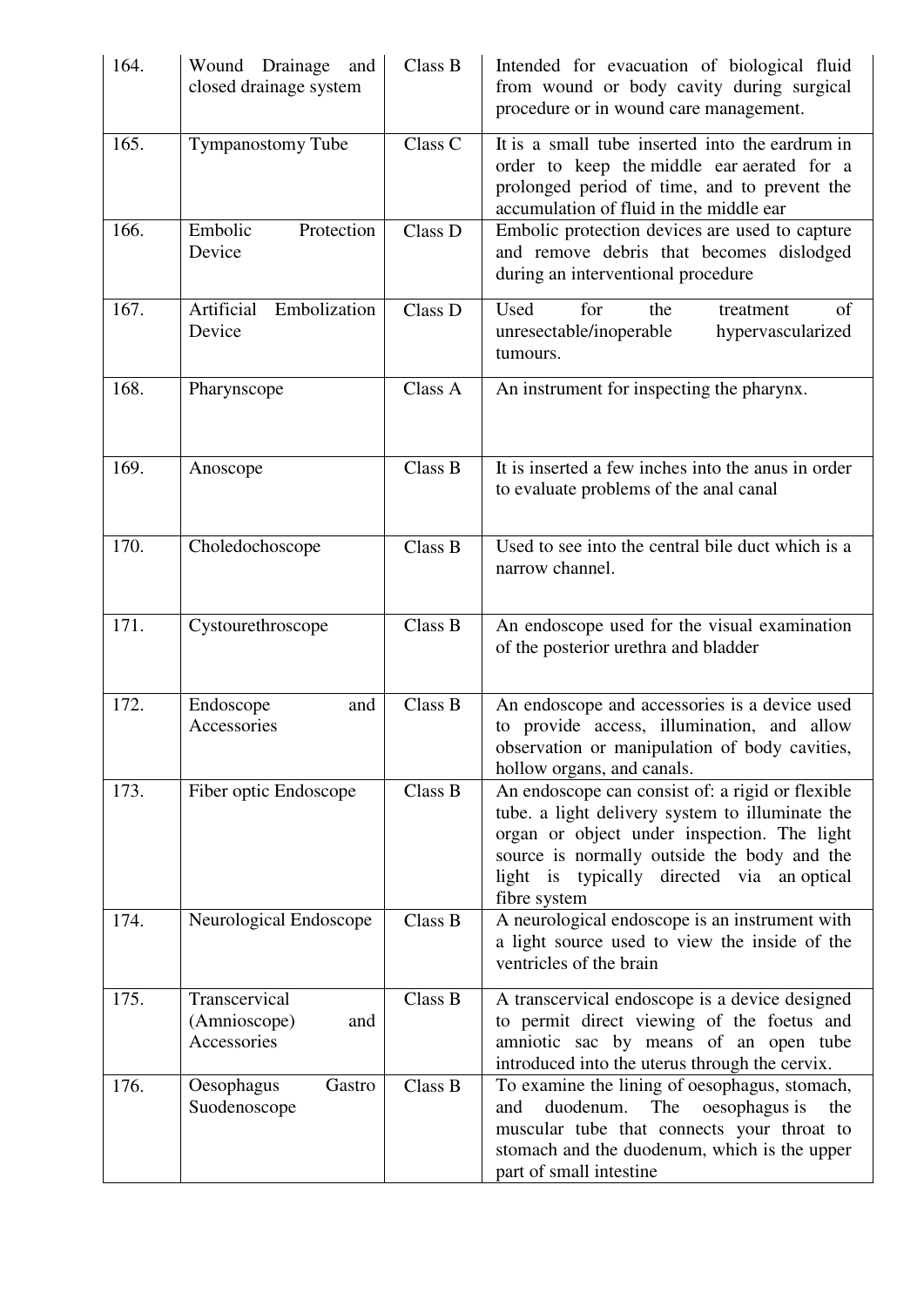| 164. | Wound Drainage and closed drainage system | Class B | Intended for evacuation of biological fluid from wound or body cavity during surgical procedure or in wound care management. |
|---|---|---|---|
| 165. | Tympanostomy Tube | Class C | It is a small tube inserted into the eardrum in order to keep the middle ear aerated for a prolonged period of time, and to prevent the accumulation of fluid in the middle ear |
| 166. | Embolic Protection Device | Class D | Embolic protection devices are used to capture and remove debris that becomes dislodged during an interventional procedure |
| 167. | Artificial Embolization Device | Class D | Used for the treatment of unresectable/inoperable hypervascularized tumours. |
| 168. | Pharynscope | Class A | An instrument for inspecting the pharynx. |
| 169. | Anoscope | Class B | It is inserted a few inches into the anus in order to evaluate problems of the anal canal |
| 170. | Choledochoscope | Class B | Used to see into the central bile duct which is a narrow channel. |
| 171. | Cystourethroscope | Class B | An endoscope used for the visual examination of the posterior urethra and bladder |
| 172. | Endoscope and Accessories | Class B | An endoscope and accessories is a device used to provide access, illumination, and allow observation or manipulation of body cavities, hollow organs, and canals. |
| 173. | Fiber optic Endoscope | Class B | An endoscope can consist of: a rigid or flexible tube. a light delivery system to illuminate the organ or object under inspection. The light source is normally outside the body and the light is typically directed via an optical fibre system |
| 174. | Neurological Endoscope | Class B | A neurological endoscope is an instrument with a light source used to view the inside of the ventricles of the brain |
| 175. | Transcervical (Amnioscope) and Accessories | Class B | A transcervical endoscope is a device designed to permit direct viewing of the foetus and amniotic sac by means of an open tube introduced into the uterus through the cervix. |
| 176. | Oesophagus Gastro Suodenoscope | Class B | To examine the lining of oesophagus, stomach, and duodenum. The oesophagus is the muscular tube that connects your throat to stomach and the duodenum, which is the upper part of small intestine |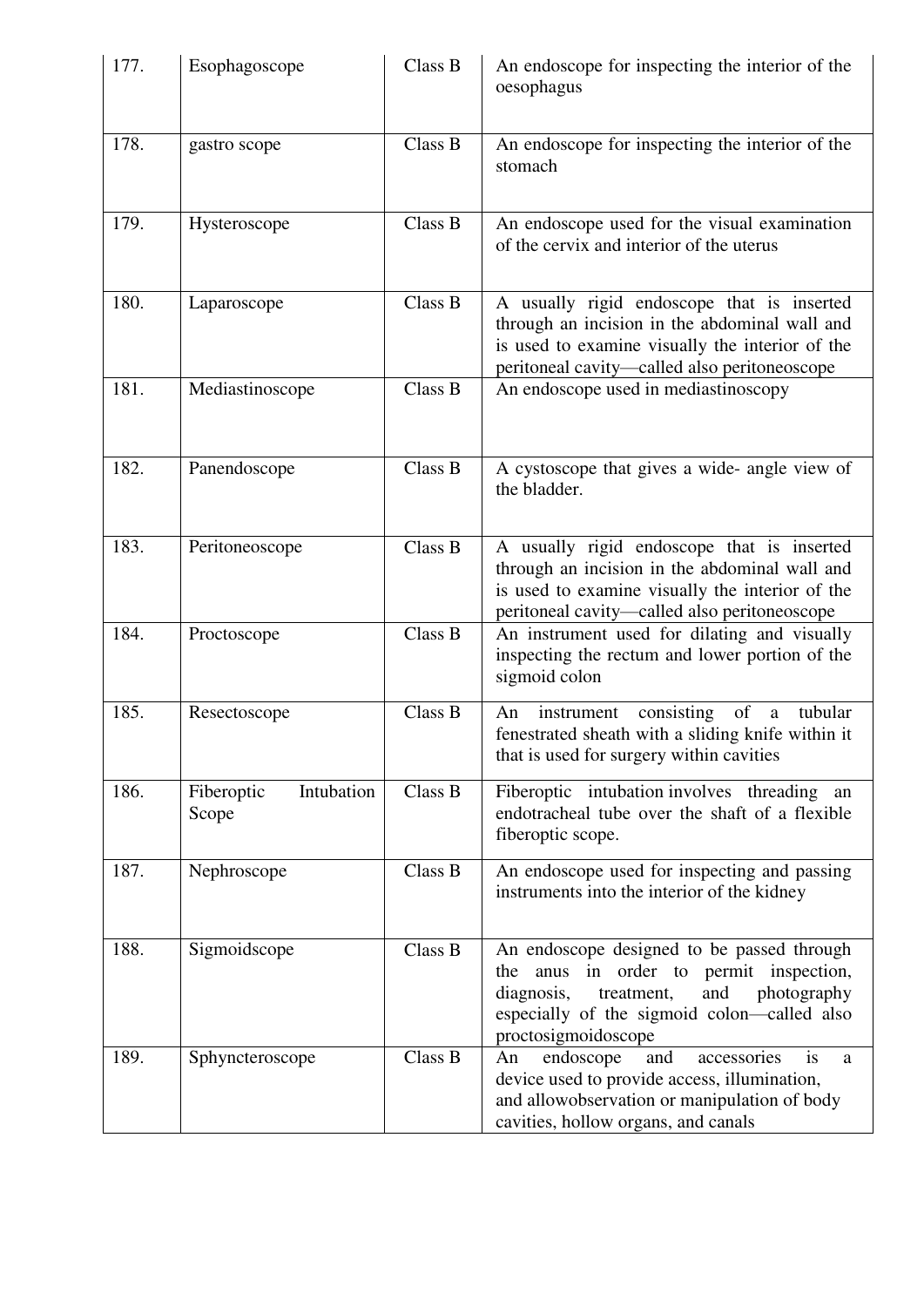| 177. | Esophagoscope | Class B | An endoscope for inspecting the interior of the oesophagus |
|---|---|---|---|
| 178. | gastro scope | Class B | An endoscope for inspecting the interior of the stomach |
| 179. | Hysteroscope | Class B | An endoscope used for the visual examination of the cervix and interior of the uterus |
| 180. | Laparoscope | Class B | A usually rigid endoscope that is inserted through an incision in the abdominal wall and is used to examine visually the interior of the peritoneal cavity—called also peritoneoscope |
| 181. | Mediastinoscope | Class B | An endoscope used in mediastinoscopy |
| 182. | Panendoscope | Class B | A cystoscope that gives a wide- angle view of the bladder. |
| 183. | Peritoneoscope | Class B | A usually rigid endoscope that is inserted through an incision in the abdominal wall and is used to examine visually the interior of the peritoneal cavity—called also peritoneoscope |
| 184. | Proctoscope | Class B | An instrument used for dilating and visually inspecting the rectum and lower portion of the sigmoid colon |
| 185. | Resectoscope | Class B | An instrument consisting of a tubular fenestrated sheath with a sliding knife within it that is used for surgery within cavities |
| 186. | Fiberoptic Intubation Scope | Class B | Fiberoptic intubation involves threading an endotracheal tube over the shaft of a flexible fiberoptic scope. |
| 187. | Nephroscope | Class B | An endoscope used for inspecting and passing instruments into the interior of the kidney |
| 188. | Sigmoidscope | Class B | An endoscope designed to be passed through the anus in order to permit inspection, diagnosis, treatment, and photography especially of the sigmoid colon—called also proctosigmoidoscope |
| 189. | Sphyncteroscope | Class B | An endoscope and accessories is a device used to provide access, illumination, and allowobservation or manipulation of body cavities, hollow organs, and canals |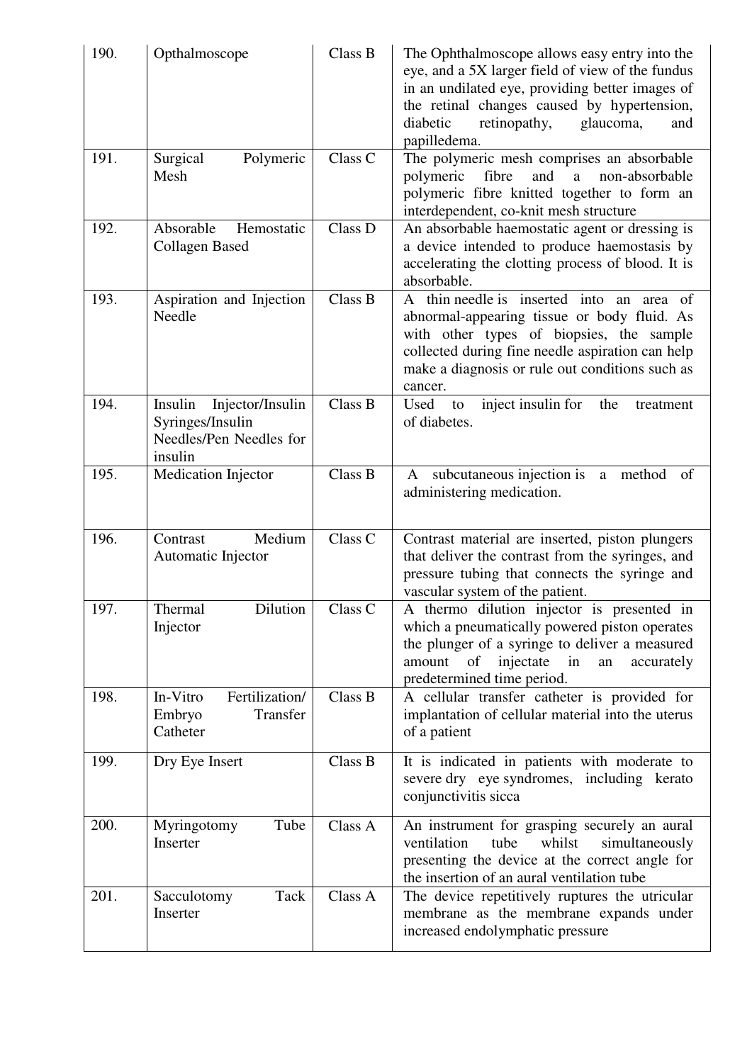| 190. | Opthalmoscope | Class B | The Ophthalmoscope allows easy entry into the eye, and a 5X larger field of view of the fundus in an undilated eye, providing better images of the retinal changes caused by hypertension, diabetic retinopathy, glaucoma, and papilledema. |
|---|---|---|---|
| 191. | Surgical Polymeric Mesh | Class C | The polymeric mesh comprises an absorbable polymeric fibre and a non-absorbable polymeric fibre knitted together to form an interdependent, co-knit mesh structure |
| 192. | Absorable Hemostatic Collagen Based | Class D | An absorbable haemostatic agent or dressing is a device intended to produce haemostasis by accelerating the clotting process of blood. It is absorbable. |
| 193. | Aspiration and Injection Needle | Class B | A thin needle is inserted into an area of abnormal-appearing tissue or body fluid. As with other types of biopsies, the sample collected during fine needle aspiration can help make a diagnosis or rule out conditions such as cancer. |
| 194. | Insulin Injector/Insulin Syringes/Insulin Needles/Pen Needles for insulin | Class B | Used to inject insulin for the treatment of diabetes. |
| 195. | Medication Injector | Class B | A subcutaneous injection is a method of administering medication. |
| 196. | Contrast Medium Automatic Injector | Class C | Contrast material are inserted, piston plungers that deliver the contrast from the syringes, and pressure tubing that connects the syringe and vascular system of the patient. |
| 197. | Thermal Dilution Injector | Class C | A thermo dilution injector is presented in which a pneumatically powered piston operates the plunger of a syringe to deliver a measured amount of injectate in an accurately predetermined time period. |
| 198. | In-Vitro Fertilization/ Embryo Transfer Catheter | Class B | A cellular transfer catheter is provided for implantation of cellular material into the uterus of a patient |
| 199. | Dry Eye Insert | Class B | It is indicated in patients with moderate to severe dry eye syndromes, including kerato conjunctivitis sicca |
| 200. | Myringotomy Tube Inserter | Class A | An instrument for grasping securely an aural ventilation tube whilst simultaneously presenting the device at the correct angle for the insertion of an aural ventilation tube |
| 201. | Sacculotomy Tack Inserter | Class A | The device repetitively ruptures the utricular membrane as the membrane expands under increased endolymphatic pressure |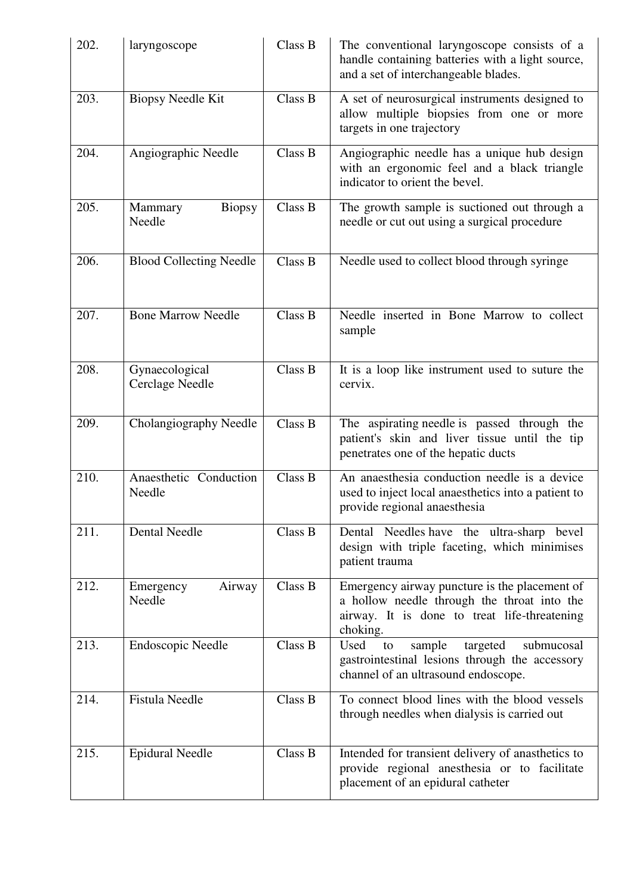| 202. | laryngoscope | Class B | The conventional laryngoscope consists of a handle containing batteries with a light source, and a set of interchangeable blades. |
|---|---|---|---|
| 203. | Biopsy Needle Kit | Class B | A set of neurosurgical instruments designed to allow multiple biopsies from one or more targets in one trajectory |
| 204. | Angiographic Needle | Class B | Angiographic needle has a unique hub design with an ergonomic feel and a black triangle indicator to orient the bevel. |
| 205. | Mammary Biopsy Needle | Class B | The growth sample is suctioned out through a needle or cut out using a surgical procedure |
| 206. | Blood Collecting Needle | Class B | Needle used to collect blood through syringe |
| 207. | Bone Marrow Needle | Class B | Needle inserted in Bone Marrow to collect sample |
| 208. | Gynaecological Cerclage Needle | Class B | It is a loop like instrument used to suture the cervix. |
| 209. | Cholangiography Needle | Class B | The aspirating needle is passed through the patient's skin and liver tissue until the tip penetrates one of the hepatic ducts |
| 210. | Anaesthetic Conduction Needle | Class B | An anaesthesia conduction needle is a device used to inject local anaesthetics into a patient to provide regional anaesthesia |
| 211. | Dental Needle | Class B | Dental Needles have the ultra-sharp bevel design with triple faceting, which minimises patient trauma |
| 212. | Emergency Airway Needle | Class B | Emergency airway puncture is the placement of a hollow needle through the throat into the airway. It is done to treat life-threatening choking. |
| 213. | Endoscopic Needle | Class B | Used to sample targeted submucosal gastrointestinal lesions through the accessory channel of an ultrasound endoscope. |
| 214. | Fistula Needle | Class B | To connect blood lines with the blood vessels through needles when dialysis is carried out |
| 215. | Epidural Needle | Class B | Intended for transient delivery of anasthetics to provide regional anesthesia or to facilitate placement of an epidural catheter |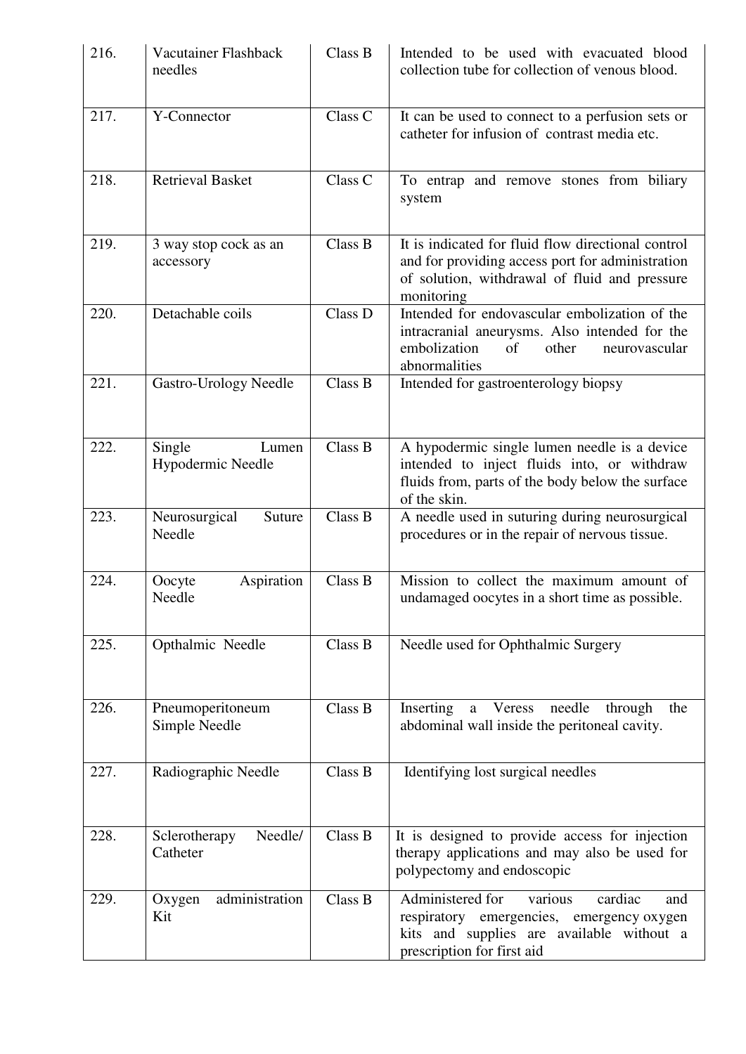| 216. | Vacutainer Flashback needles | Class B | Intended to be used with evacuated blood collection tube for collection of venous blood. |
|---|---|---|---|
| 217. | Y-Connector | Class C | It can be used to connect to a perfusion sets or catheter for infusion of contrast media etc. |
| 218. | Retrieval Basket | Class C | To entrap and remove stones from biliary system |
| 219. | 3 way stop cock as an accessory | Class B | It is indicated for fluid flow directional control and for providing access port for administration of solution, withdrawal of fluid and pressure monitoring |
| 220. | Detachable coils | Class D | Intended for endovascular embolization of the intracranial aneurysms. Also intended for the embolization of other neurovascular abnormalities |
| 221. | Gastro-Urology Needle | Class B | Intended for gastroenterology biopsy |
| 222. | Single Lumen Hypodermic Needle | Class B | A hypodermic single lumen needle is a device intended to inject fluids into, or withdraw fluids from, parts of the body below the surface of the skin. |
| 223. | Neurosurgical Suture Needle | Class B | A needle used in suturing during neurosurgical procedures or in the repair of nervous tissue. |
| 224. | Oocyte Aspiration Needle | Class B | Mission to collect the maximum amount of undamaged oocytes in a short time as possible. |
| 225. | Opthalmic Needle | Class B | Needle used for Ophthalmic Surgery |
| 226. | Pneumoperitoneum Simple Needle | Class B | Inserting a Veress needle through the abdominal wall inside the peritoneal cavity. |
| 227. | Radiographic Needle | Class B | Identifying lost surgical needles |
| 228. | Sclerotherapy Needle/ Catheter | Class B | It is designed to provide access for injection therapy applications and may also be used for polypectomy and endoscopic |
| 229. | Oxygen administration Kit | Class B | Administered for various cardiac and respiratory emergencies, emergency oxygen kits and supplies are available without a prescription for first aid |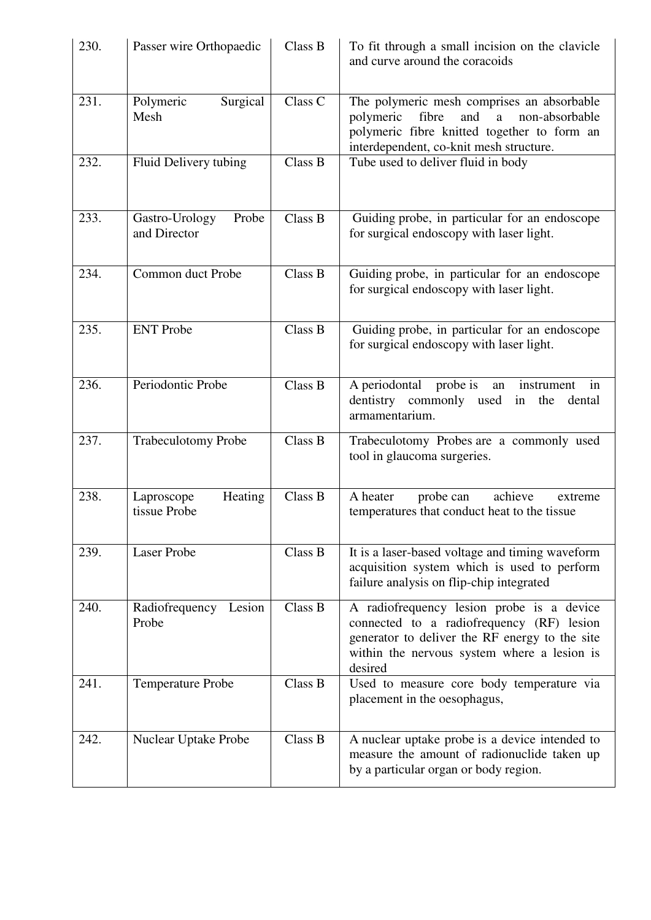| 230. | Passer wire Orthopaedic | Class B | To fit through a small incision on the clavicle and curve around the coracoids |
|---|---|---|---|
| 231. | Polymeric Surgical Mesh | Class C | The polymeric mesh comprises an absorbable polymeric fibre and a non-absorbable polymeric fibre knitted together to form an interdependent, co-knit mesh structure. |
| 232. | Fluid Delivery tubing | Class B | Tube used to deliver fluid in body |
| 233. | Gastro-Urology Probe and Director | Class B | Guiding probe, in particular for an endoscope for surgical endoscopy with laser light. |
| 234. | Common duct Probe | Class B | Guiding probe, in particular for an endoscope for surgical endoscopy with laser light. |
| 235. | ENT Probe | Class B | Guiding probe, in particular for an endoscope for surgical endoscopy with laser light. |
| 236. | Periodontic Probe | Class B | A periodontal probe is an instrument in dentistry commonly used in the dental armamentarium. |
| 237. | Trabeculotomy Probe | Class B | Trabeculotomy Probes are a commonly used tool in glaucoma surgeries. |
| 238. | Laproscope Heating tissue Probe | Class B | A heater probe can achieve extreme temperatures that conduct heat to the tissue |
| 239. | Laser Probe | Class B | It is a laser-based voltage and timing waveform acquisition system which is used to perform failure analysis on flip-chip integrated |
| 240. | Radiofrequency Lesion Probe | Class B | A radiofrequency lesion probe is a device connected to a radiofrequency (RF) lesion generator to deliver the RF energy to the site within the nervous system where a lesion is desired |
| 241. | Temperature Probe | Class B | Used to measure core body temperature via placement in the oesophagus, |
| 242. | Nuclear Uptake Probe | Class B | A nuclear uptake probe is a device intended to measure the amount of radionuclide taken up by a particular organ or body region. |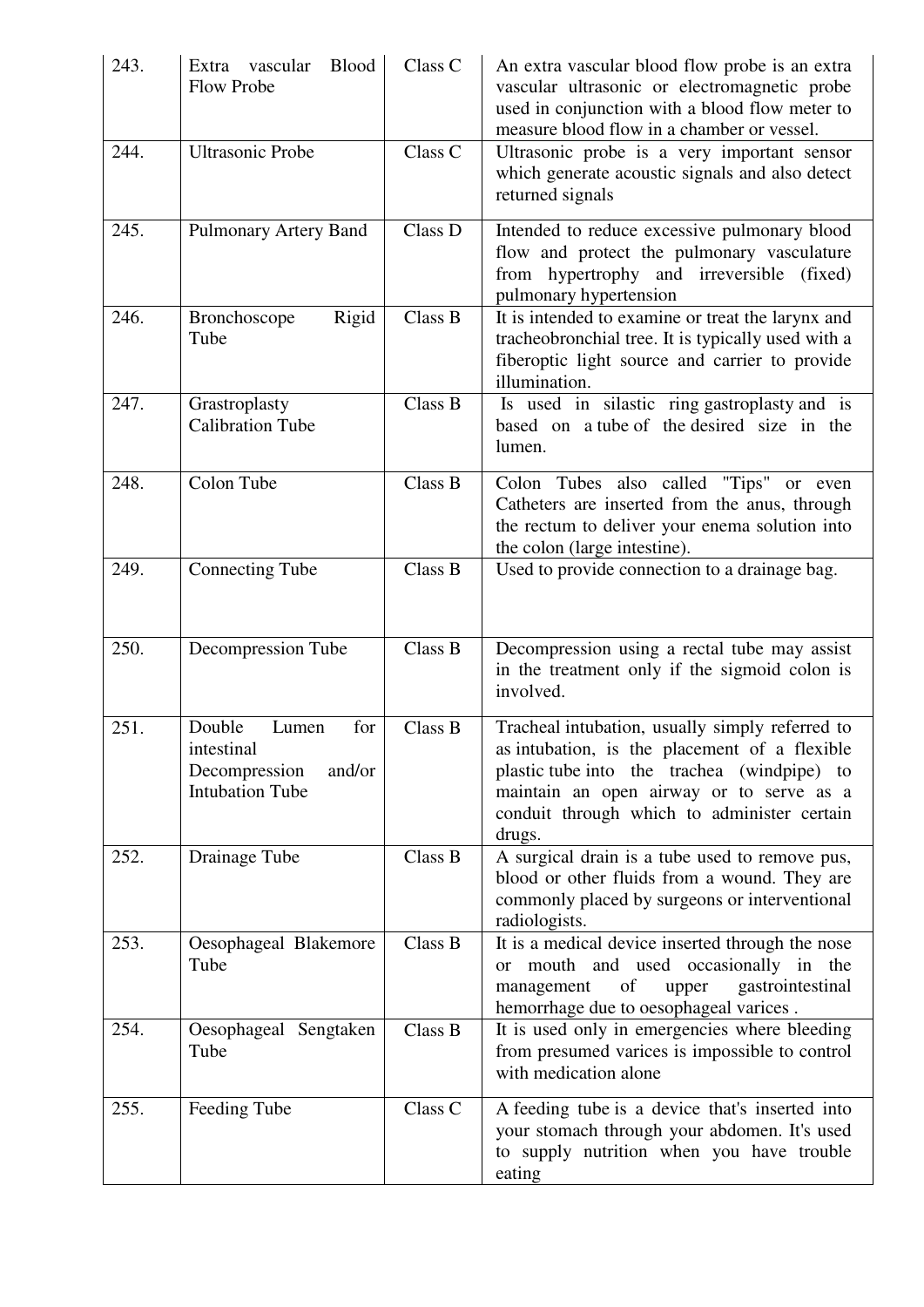| 243. | Extra vascular Blood Flow Probe | Class C | An extra vascular blood flow probe is an extra vascular ultrasonic or electromagnetic probe used in conjunction with a blood flow meter to measure blood flow in a chamber or vessel. |
|---|---|---|---|
| 244. | Ultrasonic Probe | Class C | Ultrasonic probe is a very important sensor which generate acoustic signals and also detect returned signals |
| 245. | Pulmonary Artery Band | Class D | Intended to reduce excessive pulmonary blood flow and protect the pulmonary vasculature from hypertrophy and irreversible (fixed) pulmonary hypertension |
| 246. | Bronchoscope Rigid Tube | Class B | It is intended to examine or treat the larynx and tracheobronchial tree. It is typically used with a fiberoptic light source and carrier to provide illumination. |
| 247. | Grastroplasty Calibration Tube | Class B | Is used in silastic ring gastroplasty and is based on a tube of the desired size in the lumen. |
| 248. | Colon Tube | Class B | Colon Tubes also called "Tips" or even Catheters are inserted from the anus, through the rectum to deliver your enema solution into the colon (large intestine). |
| 249. | Connecting Tube | Class B | Used to provide connection to a drainage bag. |
| 250. | Decompression Tube | Class B | Decompression using a rectal tube may assist in the treatment only if the sigmoid colon is involved. |
| 251. | Double Lumen for intestinal Decompression and/or Intubation Tube | Class B | Tracheal intubation, usually simply referred to as intubation, is the placement of a flexible plastic tube into the trachea (windpipe) to maintain an open airway or to serve as a conduit through which to administer certain drugs. |
| 252. | Drainage Tube | Class B | A surgical drain is a tube used to remove pus, blood or other fluids from a wound. They are commonly placed by surgeons or interventional radiologists. |
| 253. | Oesophageal Blakemore Tube | Class B | It is a medical device inserted through the nose or mouth and used occasionally in the management of upper gastrointestinal hemorrhage due to oesophageal varices . |
| 254. | Oesophageal Sengtaken Tube | Class B | It is used only in emergencies where bleeding from presumed varices is impossible to control with medication alone |
| 255. | Feeding Tube | Class C | A feeding tube is a device that's inserted into your stomach through your abdomen. It's used to supply nutrition when you have trouble eating |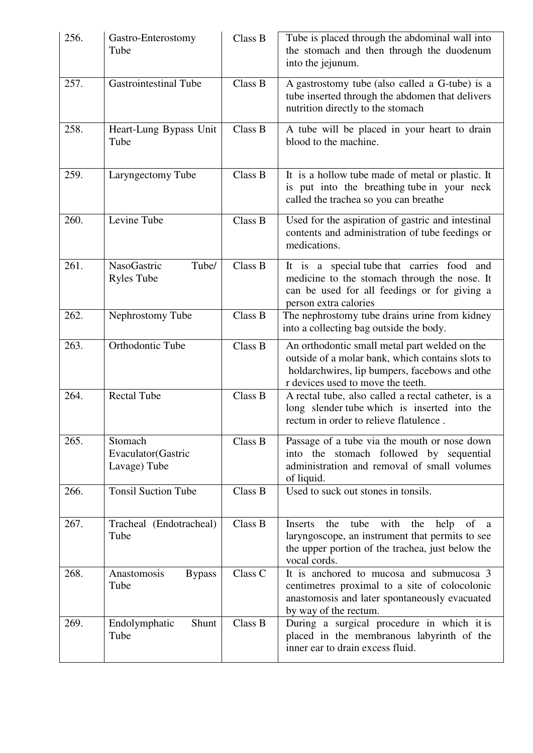| 256. | Gastro-Enterostomy Tube | Class B | Tube is placed through the abdominal wall into the stomach and then through the duodenum into the jejunum. |
|---|---|---|---|
| 257. | Gastrointestinal Tube | Class B | A gastrostomy tube (also called a G-tube) is a tube inserted through the abdomen that delivers nutrition directly to the stomach |
| 258. | Heart-Lung Bypass Unit Tube | Class B | A tube will be placed in your heart to drain blood to the machine. |
| 259. | Laryngectomy Tube | Class B | It is a hollow tube made of metal or plastic. It is put into the breathing tube in your neck called the trachea so you can breathe |
| 260. | Levine Tube | Class B | Used for the aspiration of gastric and intestinal contents and administration of tube feedings or medications. |
| 261. | NasoGastric Tube/ Ryles Tube | Class B | It is a special tube that carries food and medicine to the stomach through the nose. It can be used for all feedings or for giving a person extra calories |
| 262. | Nephrostomy Tube | Class B | The nephrostomy tube drains urine from kidney into a collecting bag outside the body. |
| 263. | Orthodontic Tube | Class B | An orthodontic small metal part welded on the outside of a molar bank, which contains slots to holdarchwires, lip bumpers, facebows and othe r devices used to move the teeth. |
| 264. | Rectal Tube | Class B | A rectal tube, also called a rectal catheter, is a long slender tube which is inserted into the rectum in order to relieve flatulence . |
| 265. | Stomach Evaculator(Gastric Lavage) Tube | Class B | Passage of a tube via the mouth or nose down into the stomach followed by sequential administration and removal of small volumes of liquid. |
| 266. | Tonsil Suction Tube | Class B | Used to suck out stones in tonsils. |
| 267. | Tracheal (Endotracheal) Tube | Class B | Inserts the tube with the help of a laryngoscope, an instrument that permits to see the upper portion of the trachea, just below the vocal cords. |
| 268. | Anastomosis Bypass Tube | Class C | It is anchored to mucosa and submucosa 3 centimetres proximal to a site of colocolonic anastomosis and later spontaneously evacuated by way of the rectum. |
| 269. | Endolymphatic Shunt Tube | Class B | During a surgical procedure in which it is placed in the membranous labyrinth of the inner ear to drain excess fluid. |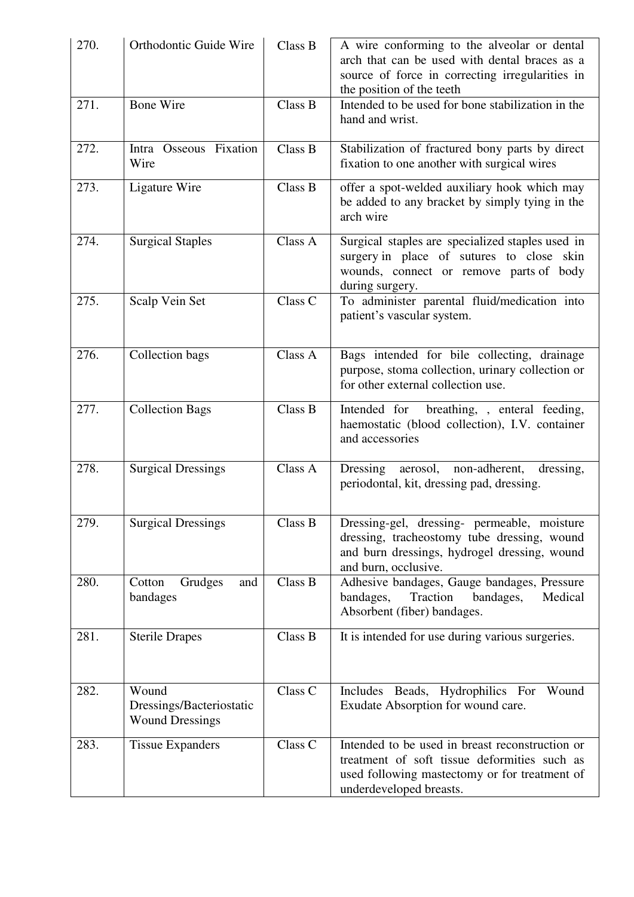| 270. | Orthodontic Guide Wire | Class B | A wire conforming to the alveolar or dental arch that can be used with dental braces as a source of force in correcting irregularities in the position of the teeth |
|---|---|---|---|
| 271. | Bone Wire | Class B | Intended to be used for bone stabilization in the hand and wrist. |
| 272. | Intra Osseous Fixation Wire | Class B | Stabilization of fractured bony parts by direct fixation to one another with surgical wires |
| 273. | Ligature Wire | Class B | offer a spot-welded auxiliary hook which may be added to any bracket by simply tying in the arch wire |
| 274. | Surgical Staples | Class A | Surgical staples are specialized staples used in surgery in place of sutures to close skin wounds, connect or remove parts of body during surgery. |
| 275. | Scalp Vein Set | Class C | To administer parental fluid/medication into patient's vascular system. |
| 276. | Collection bags | Class A | Bags intended for bile collecting, drainage purpose, stoma collection, urinary collection or for other external collection use. |
| 277. | Collection Bags | Class B | Intended for breathing, , enteral feeding, haemostatic (blood collection), I.V. container and accessories |
| 278. | Surgical Dressings | Class A | Dressing aerosol, non-adherent, dressing, periodontal, kit, dressing pad, dressing. |
| 279. | Surgical Dressings | Class B | Dressing-gel, dressing- permeable, moisture dressing, tracheostomy tube dressing, wound and burn dressings, hydrogel dressing, wound and burn, occlusive. |
| 280. | Cotton Grudges and bandages | Class B | Adhesive bandages, Gauge bandages, Pressure bandages, Traction bandages, Medical Absorbent (fiber) bandages. |
| 281. | Sterile Drapes | Class B | It is intended for use during various surgeries. |
| 282. | Wound Dressings/Bacteriostatic Wound Dressings | Class C | Includes Beads, Hydrophilics For Wound Exudate Absorption for wound care. |
| 283. | Tissue Expanders | Class C | Intended to be used in breast reconstruction or treatment of soft tissue deformities such as used following mastectomy or for treatment of underdeveloped breasts. |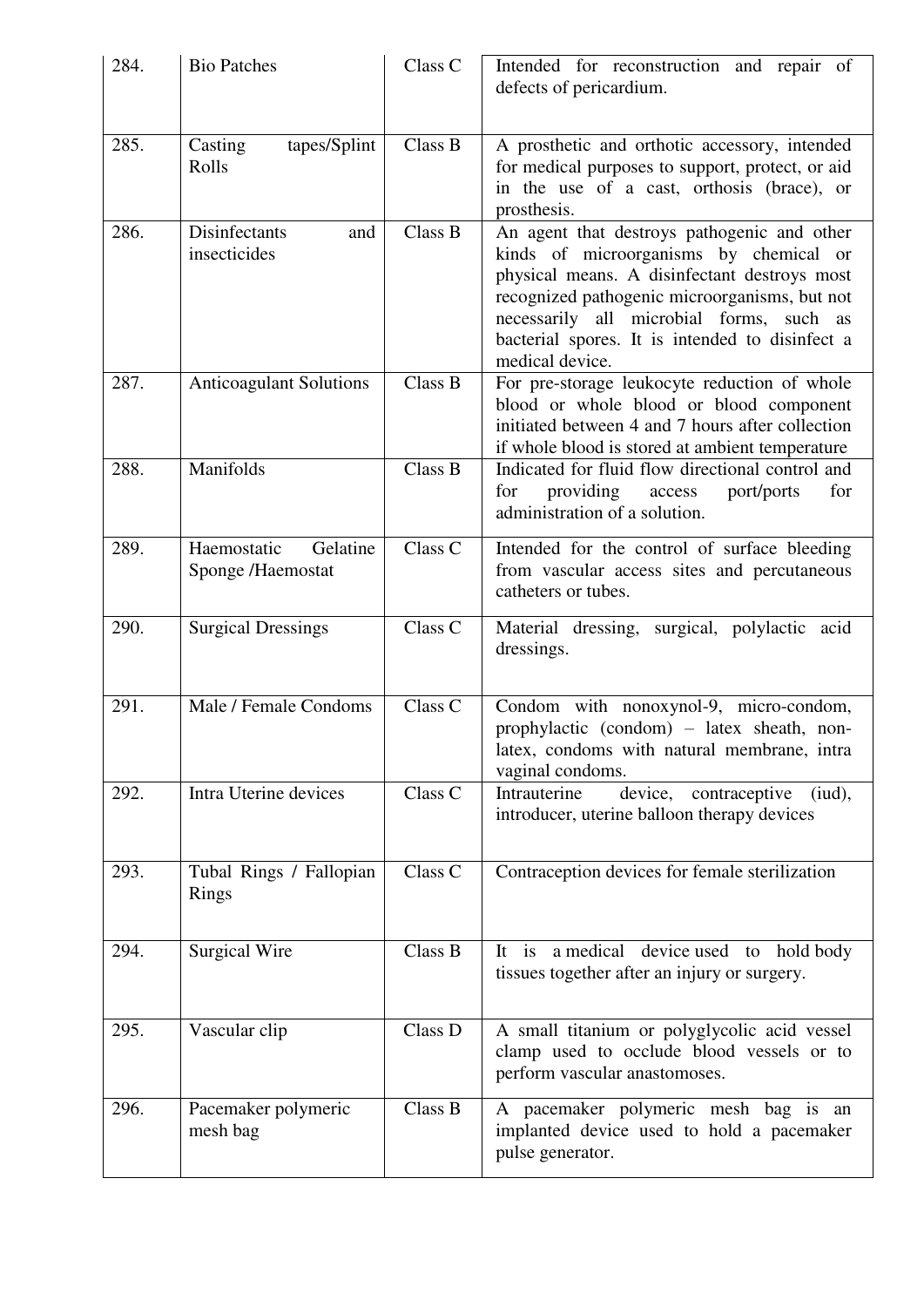| 284. | Bio Patches | Class C | Intended for reconstruction and repair of defects of pericardium. |
|---|---|---|---|
| 285. | Casting tapes/Splint Rolls | Class B | A prosthetic and orthotic accessory, intended for medical purposes to support, protect, or aid in the use of a cast, orthosis (brace), or prosthesis. |
| 286. | Disinfectants and insecticides | Class B | An agent that destroys pathogenic and other kinds of microorganisms by chemical or physical means. A disinfectant destroys most recognized pathogenic microorganisms, but not necessarily all microbial forms, such as bacterial spores. It is intended to disinfect a medical device. |
| 287. | Anticoagulant Solutions | Class B | For pre-storage leukocyte reduction of whole blood or whole blood or blood component initiated between 4 and 7 hours after collection if whole blood is stored at ambient temperature |
| 288. | Manifolds | Class B | Indicated for fluid flow directional control and for providing access port/ports for administration of a solution. |
| 289. | Haemostatic Gelatine Sponge /Haemostat | Class C | Intended for the control of surface bleeding from vascular access sites and percutaneous catheters or tubes. |
| 290. | Surgical Dressings | Class C | Material dressing, surgical, polylactic acid dressings. |
| 291. | Male / Female Condoms | Class C | Condom with nonoxynol-9, micro-condom, prophylactic (condom) – latex sheath, non-latex, condoms with natural membrane, intra vaginal condoms. |
| 292. | Intra Uterine devices | Class C | Intrauterine device, contraceptive (iud), introducer, uterine balloon therapy devices |
| 293. | Tubal Rings / Fallopian Rings | Class C | Contraception devices for female sterilization |
| 294. | Surgical Wire | Class B | It is a medical device used to hold body tissues together after an injury or surgery. |
| 295. | Vascular clip | Class D | A small titanium or polyglycolic acid vessel clamp used to occlude blood vessels or to perform vascular anastomoses. |
| 296. | Pacemaker polymeric mesh bag | Class B | A pacemaker polymeric mesh bag is an implanted device used to hold a pacemaker pulse generator. |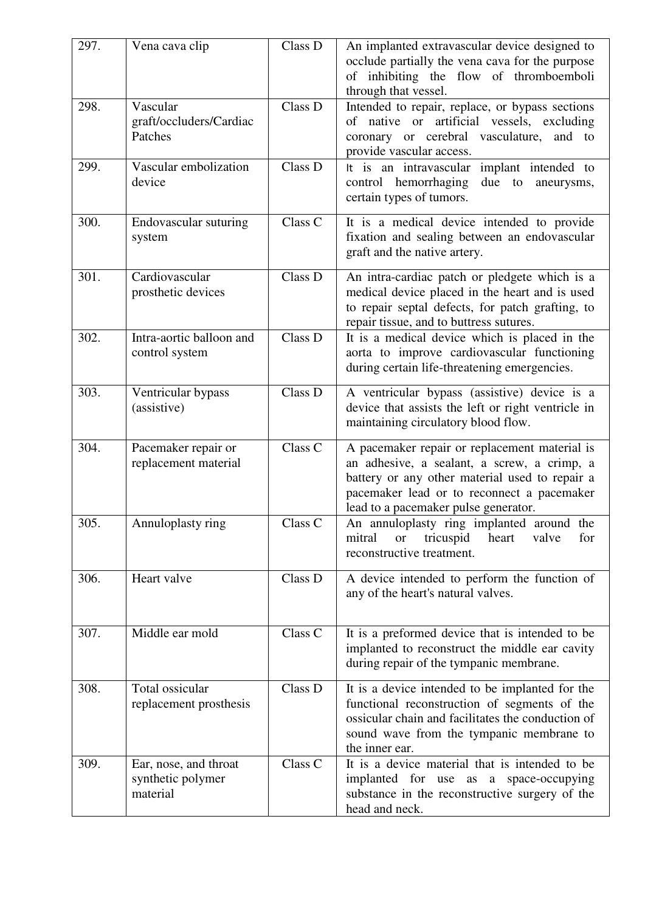| 297. | Vena cava clip | Class D | An implanted extravascular device designed to occlude partially the vena cava for the purpose of inhibiting the flow of thromboemboli through that vessel. |
|---|---|---|---|
| 298. | Vascular graft/occluders/Cardiac Patches | Class D | Intended to repair, replace, or bypass sections of native or artificial vessels, excluding coronary or cerebral vasculature, and to provide vascular access. |
| 299. | Vascular embolization device | Class D | It is an intravascular implant intended to control hemorrhaging due to aneurysms, certain types of tumors. |
| 300. | Endovascular suturing system | Class C | It is a medical device intended to provide fixation and sealing between an endovascular graft and the native artery. |
| 301. | Cardiovascular prosthetic devices | Class D | An intra-cardiac patch or pledgete which is a medical device placed in the heart and is used to repair septal defects, for patch grafting, to repair tissue, and to buttress sutures. |
| 302. | Intra-aortic balloon and control system | Class D | It is a medical device which is placed in the aorta to improve cardiovascular functioning during certain life-threatening emergencies. |
| 303. | Ventricular bypass (assistive) | Class D | A ventricular bypass (assistive) device is a device that assists the left or right ventricle in maintaining circulatory blood flow. |
| 304. | Pacemaker repair or replacement material | Class C | A pacemaker repair or replacement material is an adhesive, a sealant, a screw, a crimp, a battery or any other material used to repair a pacemaker lead or to reconnect a pacemaker lead to a pacemaker pulse generator. |
| 305. | Annuloplasty ring | Class C | An annuloplasty ring implanted around the mitral or tricuspid heart valve for reconstructive treatment. |
| 306. | Heart valve | Class D | A device intended to perform the function of any of the heart's natural valves. |
| 307. | Middle ear mold | Class C | It is a preformed device that is intended to be implanted to reconstruct the middle ear cavity during repair of the tympanic membrane. |
| 308. | Total ossicular replacement prosthesis | Class D | It is a device intended to be implanted for the functional reconstruction of segments of the ossicular chain and facilitates the conduction of sound wave from the tympanic membrane to the inner ear. |
| 309. | Ear, nose, and throat synthetic polymer material | Class C | It is a device material that is intended to be implanted for use as a space-occupying substance in the reconstructive surgery of the head and neck. |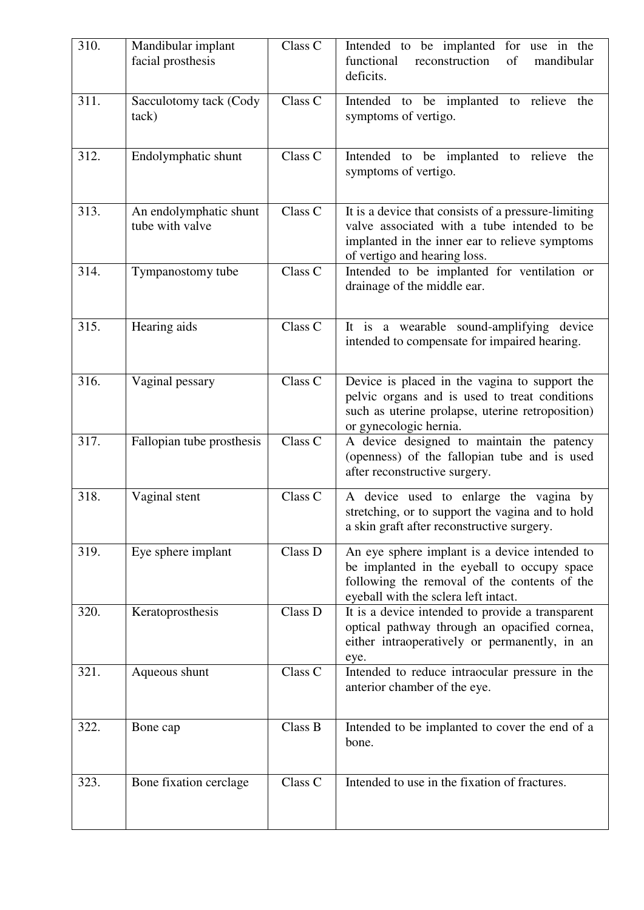| | | | |
|---|---|---|---|
| 310. | Mandibular implant facial prosthesis | Class C | Intended to be implanted for use in the functional reconstruction of mandibular deficits. |
| 311. | Sacculotomy tack (Cody tack) | Class C | Intended to be implanted to relieve the symptoms of vertigo. |
| 312. | Endolymphatic shunt | Class C | Intended to be implanted to relieve the symptoms of vertigo. |
| 313. | An endolymphatic shunt tube with valve | Class C | It is a device that consists of a pressure-limiting valve associated with a tube intended to be implanted in the inner ear to relieve symptoms of vertigo and hearing loss. |
| 314. | Tympanostomy tube | Class C | Intended to be implanted for ventilation or drainage of the middle ear. |
| 315. | Hearing aids | Class C | It is a wearable sound-amplifying device intended to compensate for impaired hearing. |
| 316. | Vaginal pessary | Class C | Device is placed in the vagina to support the pelvic organs and is used to treat conditions such as uterine prolapse, uterine retroposition) or gynecologic hernia. |
| 317. | Fallopian tube prosthesis | Class C | A device designed to maintain the patency (openness) of the fallopian tube and is used after reconstructive surgery. |
| 318. | Vaginal stent | Class C | A device used to enlarge the vagina by stretching, or to support the vagina and to hold a skin graft after reconstructive surgery. |
| 319. | Eye sphere implant | Class D | An eye sphere implant is a device intended to be implanted in the eyeball to occupy space following the removal of the contents of the eyeball with the sclera left intact. |
| 320. | Keratoprosthesis | Class D | It is a device intended to provide a transparent optical pathway through an opacified cornea, either intraoperatively or permanently, in an eye. |
| 321. | Aqueous shunt | Class C | Intended to reduce intraocular pressure in the anterior chamber of the eye. |
| 322. | Bone cap | Class B | Intended to be implanted to cover the end of a bone. |
| 323. | Bone fixation cerclage | Class C | Intended to use in the fixation of fractures. |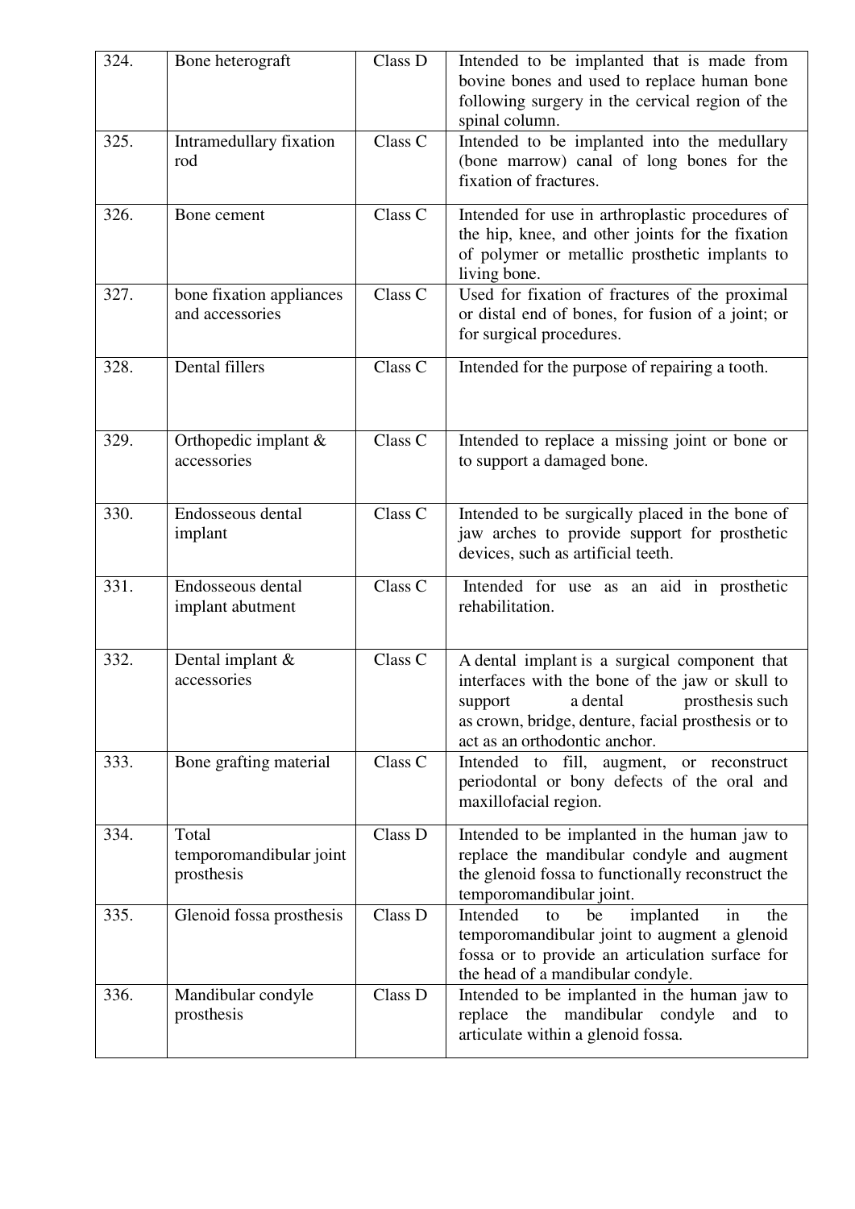| 324. | Bone heterograft | Class D | Intended to be implanted that is made from bovine bones and used to replace human bone following surgery in the cervical region of the spinal column. |
|---|---|---|---|
| 325. | Intramedullary fixation rod | Class C | Intended to be implanted into the medullary (bone marrow) canal of long bones for the fixation of fractures. |
| 326. | Bone cement | Class C | Intended for use in arthroplastic procedures of the hip, knee, and other joints for the fixation of polymer or metallic prosthetic implants to living bone. |
| 327. | bone fixation appliances and accessories | Class C | Used for fixation of fractures of the proximal or distal end of bones, for fusion of a joint; or for surgical procedures. |
| 328. | Dental fillers | Class C | Intended for the purpose of repairing a tooth. |
| 329. | Orthopedic implant & accessories | Class C | Intended to replace a missing joint or bone or to support a damaged bone. |
| 330. | Endosseous dental implant | Class C | Intended to be surgically placed in the bone of jaw arches to provide support for prosthetic devices, such as artificial teeth. |
| 331. | Endosseous dental implant abutment | Class C | Intended for use as an aid in prosthetic rehabilitation. |
| 332. | Dental implant & accessories | Class C | A dental implant is a surgical component that interfaces with the bone of the jaw or skull to support a dental prosthesis such as crown, bridge, denture, facial prosthesis or to act as an orthodontic anchor. |
| 333. | Bone grafting material | Class C | Intended to fill, augment, or reconstruct periodontal or bony defects of the oral and maxillofacial region. |
| 334. | Total temporomandibular joint prosthesis | Class D | Intended to be implanted in the human jaw to replace the mandibular condyle and augment the glenoid fossa to functionally reconstruct the temporomandibular joint. |
| 335. | Glenoid fossa prosthesis | Class D | Intended to be implanted in the temporomandibular joint to augment a glenoid fossa or to provide an articulation surface for the head of a mandibular condyle. |
| 336. | Mandibular condyle prosthesis | Class D | Intended to be implanted in the human jaw to replace the mandibular condyle and to articulate within a glenoid fossa. |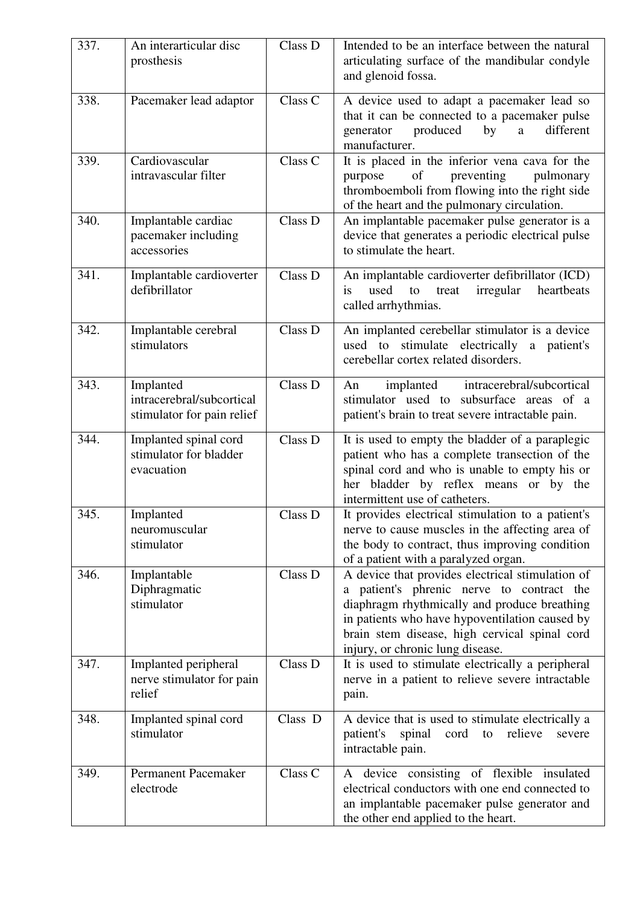| 337. | An interarticular disc prosthesis | Class D | Intended to be an interface between the natural articulating surface of the mandibular condyle and glenoid fossa. |
|---|---|---|---|
| 338. | Pacemaker lead adaptor | Class C | A device used to adapt a pacemaker lead so that it can be connected to a pacemaker pulse generator produced by a different manufacturer. |
| 339. | Cardiovascular intravascular filter | Class C | It is placed in the inferior vena cava for the purpose of preventing pulmonary thromboemboli from flowing into the right side of the heart and the pulmonary circulation. |
| 340. | Implantable cardiac pacemaker including accessories | Class D | An implantable pacemaker pulse generator is a device that generates a periodic electrical pulse to stimulate the heart. |
| 341. | Implantable cardioverter defibrillator | Class D | An implantable cardioverter defibrillator (ICD) is used to treat irregular heartbeats called arrhythmias. |
| 342. | Implantable cerebral stimulators | Class D | An implanted cerebellar stimulator is a device used to stimulate electrically a patient's cerebellar cortex related disorders. |
| 343. | Implanted intracerebral/subcortical stimulator for pain relief | Class D | An implanted intracerebral/subcortical stimulator used to subsurface areas of a patient's brain to treat severe intractable pain. |
| 344. | Implanted spinal cord stimulator for bladder evacuation | Class D | It is used to empty the bladder of a paraplegic patient who has a complete transection of the spinal cord and who is unable to empty his or her bladder by reflex means or by the intermittent use of catheters. |
| 345. | Implanted neuromuscular stimulator | Class D | It provides electrical stimulation to a patient's nerve to cause muscles in the affecting area of the body to contract, thus improving condition of a patient with a paralyzed organ. |
| 346. | Implantable Diphragmatic stimulator | Class D | A device that provides electrical stimulation of a patient's phrenic nerve to contract the diaphragm rhythmically and produce breathing in patients who have hypoventilation caused by brain stem disease, high cervical spinal cord injury, or chronic lung disease. |
| 347. | Implanted peripheral nerve stimulator for pain relief | Class D | It is used to stimulate electrically a peripheral nerve in a patient to relieve severe intractable pain. |
| 348. | Implanted spinal cord stimulator | Class D | A device that is used to stimulate electrically a patient's spinal cord to relieve severe intractable pain. |
| 349. | Permanent Pacemaker electrode | Class C | A device consisting of flexible insulated electrical conductors with one end connected to an implantable pacemaker pulse generator and the other end applied to the heart. |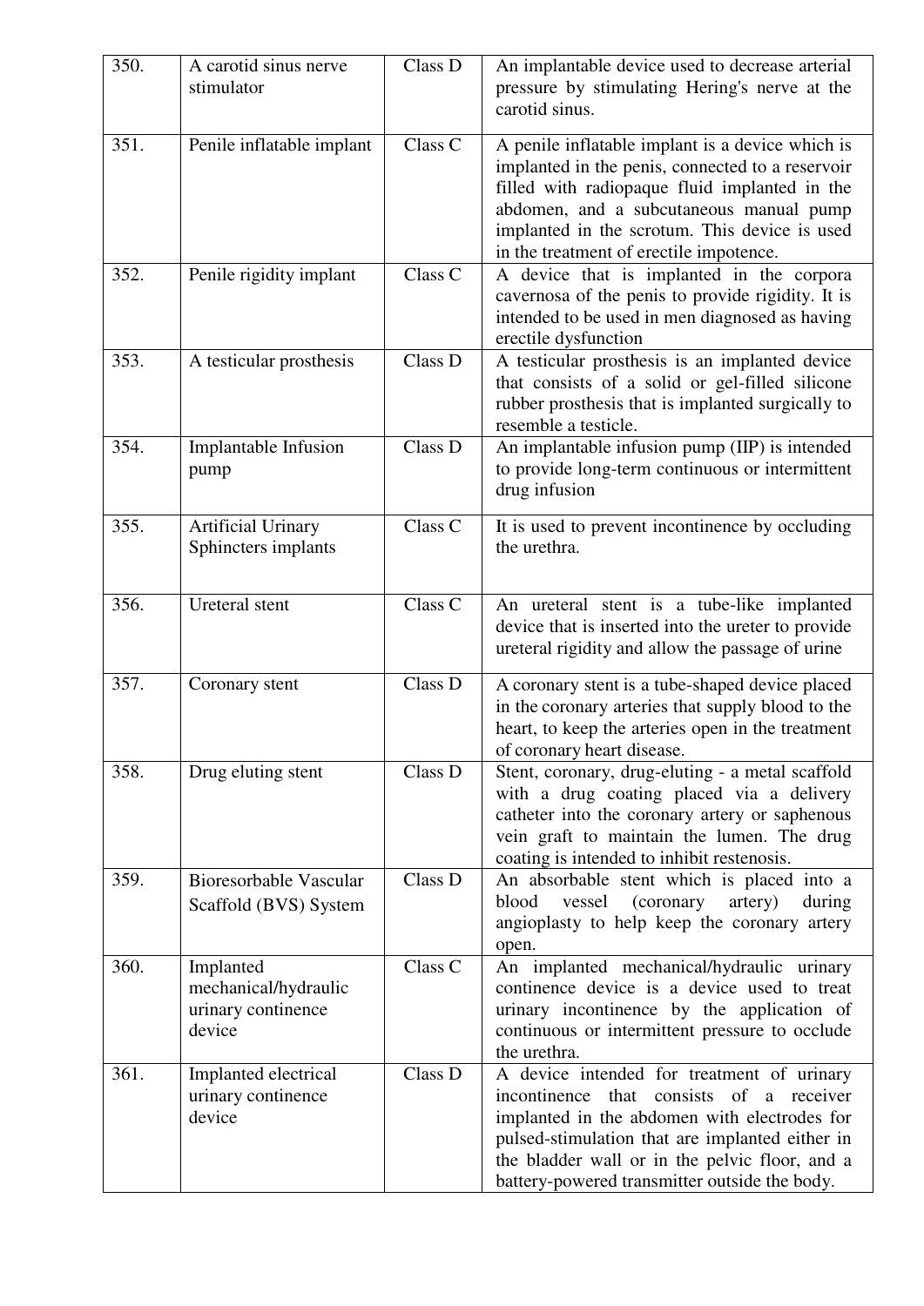| 350. | A carotid sinus nerve stimulator | Class D | An implantable device used to decrease arterial pressure by stimulating Hering's nerve at the carotid sinus. |
|---|---|---|---|
| 351. | Penile inflatable implant | Class C | A penile inflatable implant is a device which is implanted in the penis, connected to a reservoir filled with radiopaque fluid implanted in the abdomen, and a subcutaneous manual pump implanted in the scrotum. This device is used in the treatment of erectile impotence. |
| 352. | Penile rigidity implant | Class C | A device that is implanted in the corpora cavernosa of the penis to provide rigidity. It is intended to be used in men diagnosed as having erectile dysfunction |
| 353. | A testicular prosthesis | Class D | A testicular prosthesis is an implanted device that consists of a solid or gel-filled silicone rubber prosthesis that is implanted surgically to resemble a testicle. |
| 354. | Implantable Infusion pump | Class D | An implantable infusion pump (IIP) is intended to provide long-term continuous or intermittent drug infusion |
| 355. | Artificial Urinary Sphincters implants | Class C | It is used to prevent incontinence by occluding the urethra. |
| 356. | Ureteral stent | Class C | An ureteral stent is a tube-like implanted device that is inserted into the ureter to provide ureteral rigidity and allow the passage of urine |
| 357. | Coronary stent | Class D | A coronary stent is a tube-shaped device placed in the coronary arteries that supply blood to the heart, to keep the arteries open in the treatment of coronary heart disease. |
| 358. | Drug eluting stent | Class D | Stent, coronary, drug-eluting - a metal scaffold with a drug coating placed via a delivery catheter into the coronary artery or saphenous vein graft to maintain the lumen. The drug coating is intended to inhibit restenosis. |
| 359. | Bioresorbable Vascular Scaffold (BVS) System | Class D | An absorbable stent which is placed into a blood vessel (coronary artery) during angioplasty to help keep the coronary artery open. |
| 360. | Implanted mechanical/hydraulic urinary continence device | Class C | An implanted mechanical/hydraulic urinary continence device is a device used to treat urinary incontinence by the application of continuous or intermittent pressure to occlude the urethra. |
| 361. | Implanted electrical urinary continence device | Class D | A device intended for treatment of urinary incontinence that consists of a receiver implanted in the abdomen with electrodes for pulsed-stimulation that are implanted either in the bladder wall or in the pelvic floor, and a battery-powered transmitter outside the body. |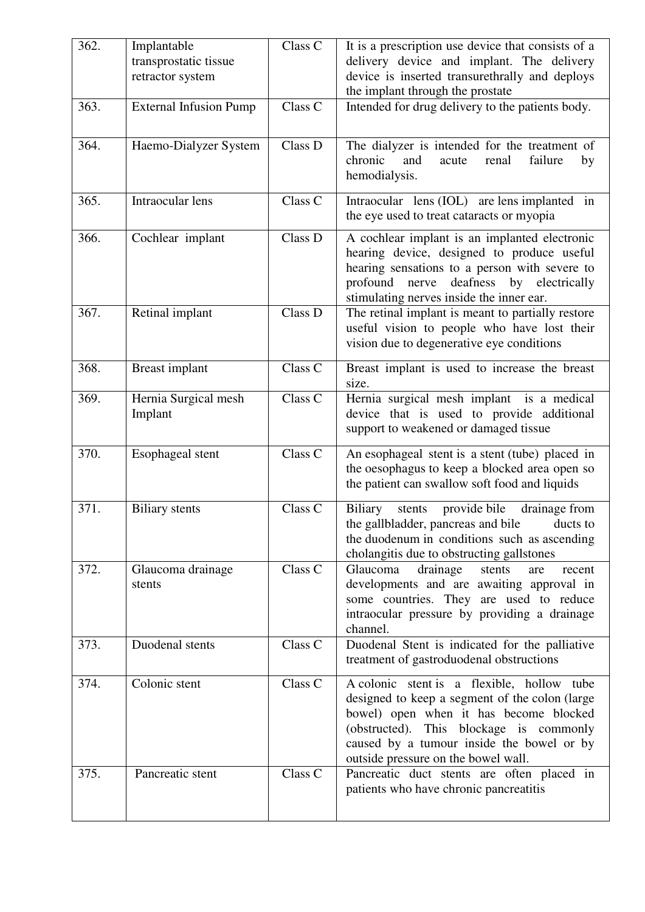| | | | |
|---|---|---|---|
| 362. | Implantable transprostatic tissue retractor system | Class C | It is a prescription use device that consists of a delivery device and implant. The delivery device is inserted transurethrally and deploys the implant through the prostate |
| 363. | External Infusion Pump | Class C | Intended for drug delivery to the patients body. |
| 364. | Haemo-Dialyzer System | Class D | The dialyzer is intended for the treatment of chronic and acute renal failure by hemodialysis. |
| 365. | Intraocular lens | Class C | Intraocular lens (IOL) are lens implanted in the eye used to treat cataracts or myopia |
| 366. | Cochlear implant | Class D | A cochlear implant is an implanted electronic hearing device, designed to produce useful hearing sensations to a person with severe to profound nerve deafness by electrically stimulating nerves inside the inner ear. |
| 367. | Retinal implant | Class D | The retinal implant is meant to partially restore useful vision to people who have lost their vision due to degenerative eye conditions |
| 368. | Breast implant | Class C | Breast implant is used to increase the breast size. |
| 369. | Hernia Surgical mesh Implant | Class C | Hernia surgical mesh implant is a medical device that is used to provide additional support to weakened or damaged tissue |
| 370. | Esophageal stent | Class C | An esophageal stent is a stent (tube) placed in the oesophagus to keep a blocked area open so the patient can swallow soft food and liquids |
| 371. | Biliary stents | Class C | Biliary stents provide bile drainage from the gallbladder, pancreas and bile ducts to the duodenum in conditions such as ascending cholangitis due to obstructing gallstones |
| 372. | Glaucoma drainage stents | Class C | Glaucoma drainage stents are recent developments and are awaiting approval in some countries. They are used to reduce intraocular pressure by providing a drainage channel. |
| 373. | Duodenal stents | Class C | Duodenal Stent is indicated for the palliative treatment of gastroduodenal obstructions |
| 374. | Colonic stent | Class C | A colonic stent is a flexible, hollow tube designed to keep a segment of the colon (large bowel) open when it has become blocked (obstructed). This blockage is commonly caused by a tumour inside the bowel or by outside pressure on the bowel wall. |
| 375. | Pancreatic stent | Class C | Pancreatic duct stents are often placed in patients who have chronic pancreatitis |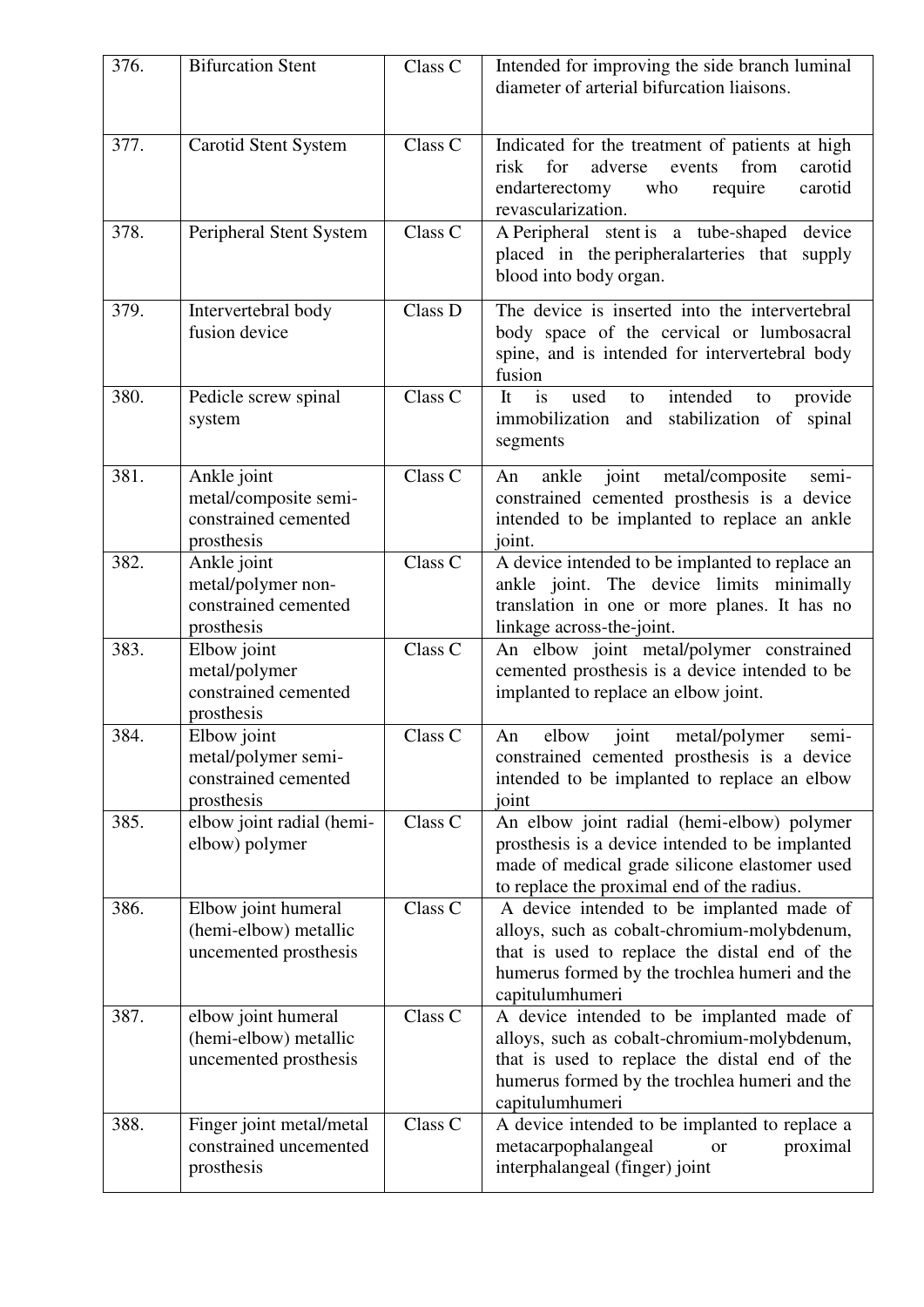| 376. | Bifurcation Stent | Class C | Intended for improving the side branch luminal diameter of arterial bifurcation liaisons. |
|---|---|---|---|
| 377. | Carotid Stent System | Class C | Indicated for the treatment of patients at high risk for adverse events from carotid endarterectomy who require carotid revascularization. |
| 378. | Peripheral Stent System | Class C | A Peripheral stent is a tube-shaped device placed in the peripheralarteries that supply blood into body organ. |
| 379. | Intervertebral body fusion device | Class D | The device is inserted into the intervertebral body space of the cervical or lumbosacral spine, and is intended for intervertebral body fusion |
| 380. | Pedicle screw spinal system | Class C | It is used to intended to provide immobilization and stabilization of spinal segments |
| 381. | Ankle joint metal/composite semi-constrained cemented prosthesis | Class C | An ankle joint metal/composite semi-constrained cemented prosthesis is a device intended to be implanted to replace an ankle joint. |
| 382. | Ankle joint metal/polymer non-constrained cemented prosthesis | Class C | A device intended to be implanted to replace an ankle joint. The device limits minimally translation in one or more planes. It has no linkage across-the-joint. |
| 383. | Elbow joint metal/polymer constrained cemented prosthesis | Class C | An elbow joint metal/polymer constrained cemented prosthesis is a device intended to be implanted to replace an elbow joint. |
| 384. | Elbow joint metal/polymer semi-constrained cemented prosthesis | Class C | An elbow joint metal/polymer semi-constrained cemented prosthesis is a device intended to be implanted to replace an elbow joint |
| 385. | elbow joint radial (hemi-elbow) polymer | Class C | An elbow joint radial (hemi-elbow) polymer prosthesis is a device intended to be implanted made of medical grade silicone elastomer used to replace the proximal end of the radius. |
| 386. | Elbow joint humeral (hemi-elbow) metallic uncemented prosthesis | Class C | A device intended to be implanted made of alloys, such as cobalt-chromium-molybdenum, that is used to replace the distal end of the humerus formed by the trochlea humeri and the capitulumhumeri |
| 387. | elbow joint humeral (hemi-elbow) metallic uncemented prosthesis | Class C | A device intended to be implanted made of alloys, such as cobalt-chromium-molybdenum, that is used to replace the distal end of the humerus formed by the trochlea humeri and the capitulumhumeri |
| 388. | Finger joint metal/metal constrained uncemented prosthesis | Class C | A device intended to be implanted to replace a metacarpophalangeal or proximal interphalangeal (finger) joint |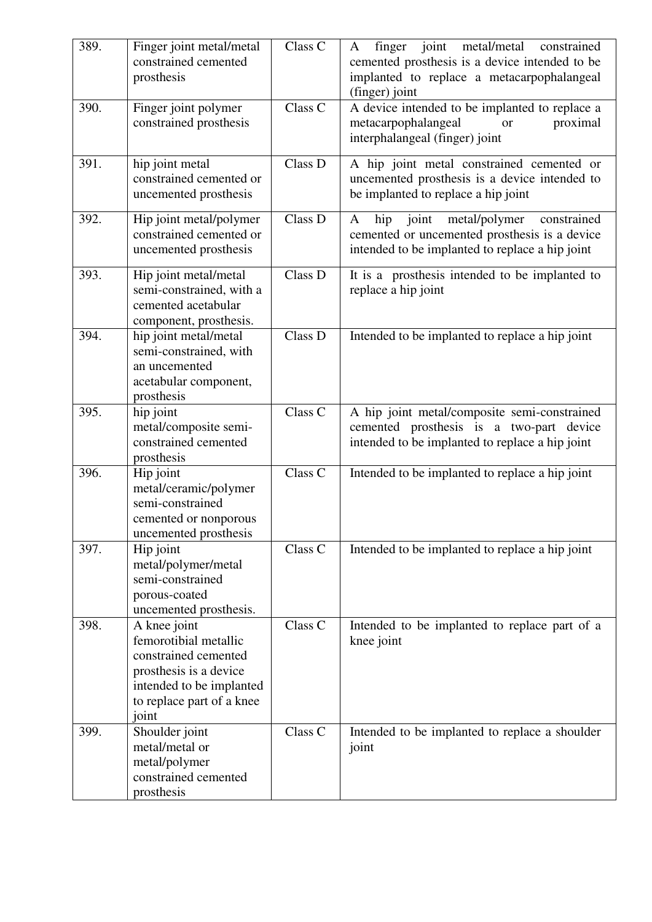| 389. | Finger joint metal/metal constrained cemented prosthesis | Class C | A finger joint metal/metal constrained cemented prosthesis is a device intended to be implanted to replace a metacarpophalangeal (finger) joint |
|---|---|---|---|
| 390. | Finger joint polymer constrained prosthesis | Class C | A device intended to be implanted to replace a metacarpophalangeal or proximal interphalangeal (finger) joint |
| 391. | hip joint metal constrained cemented or uncemented prosthesis | Class D | A hip joint metal constrained cemented or uncemented prosthesis is a device intended to be implanted to replace a hip joint |
| 392. | Hip joint metal/polymer constrained cemented or uncemented prosthesis | Class D | A hip joint metal/polymer constrained cemented or uncemented prosthesis is a device intended to be implanted to replace a hip joint |
| 393. | Hip joint metal/metal semi-constrained, with a cemented acetabular component, prosthesis. | Class D | It is a prosthesis intended to be implanted to replace a hip joint |
| 394. | hip joint metal/metal semi-constrained, with an uncemented acetabular component, prosthesis | Class D | Intended to be implanted to replace a hip joint |
| 395. | hip joint metal/composite semi-constrained cemented prosthesis | Class C | A hip joint metal/composite semi-constrained cemented prosthesis is a two-part device intended to be implanted to replace a hip joint |
| 396. | Hip joint metal/ceramic/polymer semi-constrained cemented or nonporous uncemented prosthesis | Class C | Intended to be implanted to replace a hip joint |
| 397. | Hip joint metal/polymer/metal semi-constrained porous-coated uncemented prosthesis. | Class C | Intended to be implanted to replace a hip joint |
| 398. | A knee joint femorotibial metallic constrained cemented prosthesis is a device intended to be implanted to replace part of a knee joint | Class C | Intended to be implanted to replace part of a knee joint |
| 399. | Shoulder joint metal/metal or metal/polymer constrained cemented prosthesis | Class C | Intended to be implanted to replace a shoulder joint |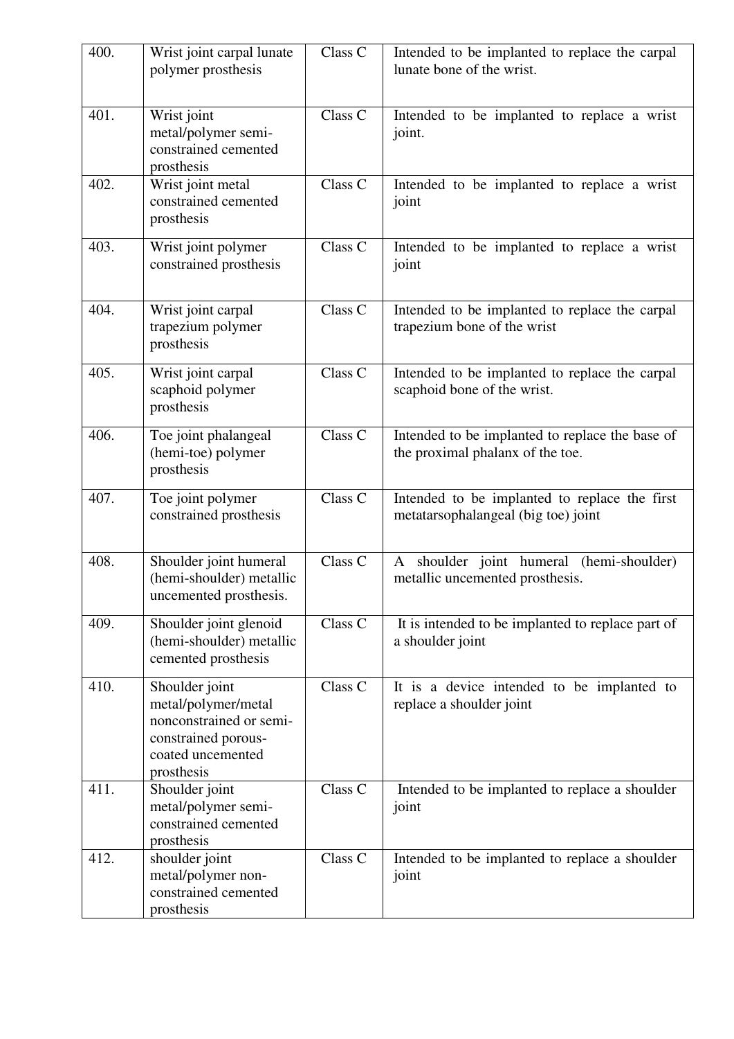| 400. | Wrist joint carpal lunate polymer prosthesis | Class C | Intended to be implanted to replace the carpal lunate bone of the wrist. |
|---|---|---|---|
| 401. | Wrist joint metal/polymer semi-constrained cemented prosthesis | Class C | Intended to be implanted to replace a wrist joint. |
| 402. | Wrist joint metal constrained cemented prosthesis | Class C | Intended to be implanted to replace a wrist joint |
| 403. | Wrist joint polymer constrained prosthesis | Class C | Intended to be implanted to replace a wrist joint |
| 404. | Wrist joint carpal trapezium polymer prosthesis | Class C | Intended to be implanted to replace the carpal trapezium bone of the wrist |
| 405. | Wrist joint carpal scaphoid polymer prosthesis | Class C | Intended to be implanted to replace the carpal scaphoid bone of the wrist. |
| 406. | Toe joint phalangeal (hemi-toe) polymer prosthesis | Class C | Intended to be implanted to replace the base of the proximal phalanx of the toe. |
| 407. | Toe joint polymer constrained prosthesis | Class C | Intended to be implanted to replace the first metatarsophalangeal (big toe) joint |
| 408. | Shoulder joint humeral (hemi-shoulder) metallic uncemented prosthesis. | Class C | A shoulder joint humeral (hemi-shoulder) metallic uncemented prosthesis. |
| 409. | Shoulder joint glenoid (hemi-shoulder) metallic cemented prosthesis | Class C | It is intended to be implanted to replace part of a shoulder joint |
| 410. | Shoulder joint metal/polymer/metal nonconstrained or semi-constrained porous-coated uncemented prosthesis | Class C | It is a device intended to be implanted to replace a shoulder joint |
| 411. | Shoulder joint metal/polymer semi-constrained cemented prosthesis | Class C | Intended to be implanted to replace a shoulder joint |
| 412. | shoulder joint metal/polymer non-constrained cemented prosthesis | Class C | Intended to be implanted to replace a shoulder joint |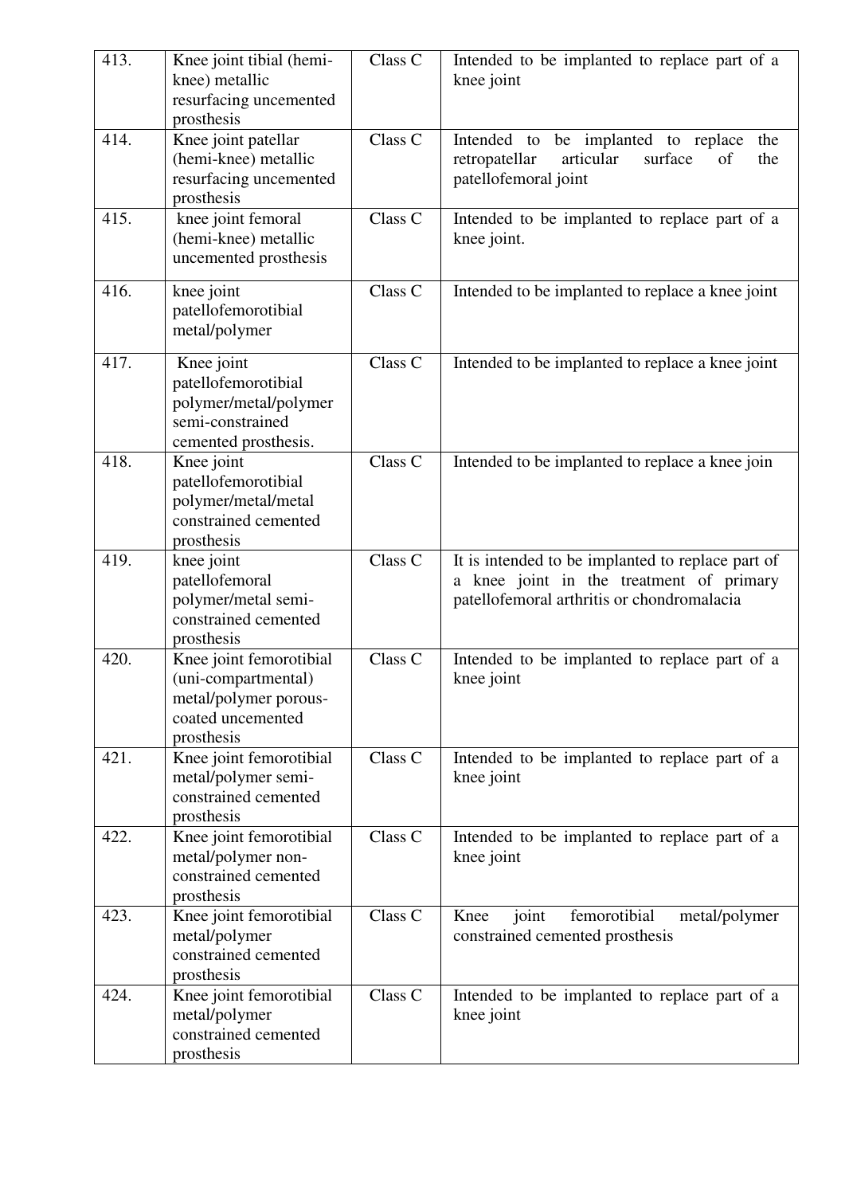| 413. | Knee joint tibial (hemi-knee) metallic resurfacing uncemented prosthesis | Class C | Intended to be implanted to replace part of a knee joint |
|---|---|---|---|
| 414. | Knee joint patellar (hemi-knee) metallic resurfacing uncemented prosthesis | Class C | Intended to be implanted to replace the retropatellar articular surface of the patellofemoral joint |
| 415. | knee joint femoral (hemi-knee) metallic uncemented prosthesis | Class C | Intended to be implanted to replace part of a knee joint. |
| 416. | knee joint patellofemorotibial metal/polymer | Class C | Intended to be implanted to replace a knee joint |
| 417. | Knee joint patellofemorotibial polymer/metal/polymer semi-constrained cemented prosthesis. | Class C | Intended to be implanted to replace a knee joint |
| 418. | Knee joint patellofemorotibial polymer/metal/metal constrained cemented prosthesis | Class C | Intended to be implanted to replace a knee join |
| 419. | knee joint patellofemoral polymer/metal semi-constrained cemented prosthesis | Class C | It is intended to be implanted to replace part of a knee joint in the treatment of primary patellofemoral arthritis or chondromalacia |
| 420. | Knee joint femorotibial (uni-compartmental) metal/polymer porous-coated uncemented prosthesis | Class C | Intended to be implanted to replace part of a knee joint |
| 421. | Knee joint femorotibial metal/polymer semi-constrained cemented prosthesis | Class C | Intended to be implanted to replace part of a knee joint |
| 422. | Knee joint femorotibial metal/polymer non-constrained cemented prosthesis | Class C | Intended to be implanted to replace part of a knee joint |
| 423. | Knee joint femorotibial metal/polymer constrained cemented prosthesis | Class C | Knee joint femorotibial metal/polymer constrained cemented prosthesis |
| 424. | Knee joint femorotibial metal/polymer constrained cemented prosthesis | Class C | Intended to be implanted to replace part of a knee joint |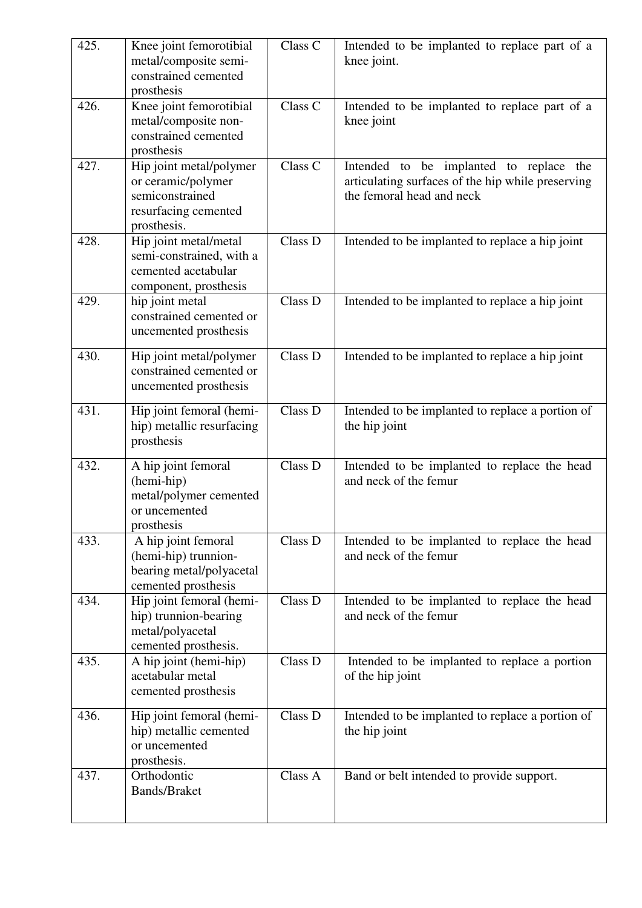| 425. | Knee joint femorotibial metal/composite semi-constrained cemented prosthesis | Class C | Intended to be implanted to replace part of a knee joint. |
|---|---|---|---|
| 426. | Knee joint femorotibial metal/composite non-constrained cemented prosthesis | Class C | Intended to be implanted to replace part of a knee joint |
| 427. | Hip joint metal/polymer or ceramic/polymer semiconstrained resurfacing cemented prosthesis. | Class C | Intended to be implanted to replace the articulating surfaces of the hip while preserving the femoral head and neck |
| 428. | Hip joint metal/metal semi-constrained, with a cemented acetabular component, prosthesis | Class D | Intended to be implanted to replace a hip joint |
| 429. | hip joint metal constrained cemented or uncemented prosthesis | Class D | Intended to be implanted to replace a hip joint |
| 430. | Hip joint metal/polymer constrained cemented or uncemented prosthesis | Class D | Intended to be implanted to replace a hip joint |
| 431. | Hip joint femoral (hemi-hip) metallic resurfacing prosthesis | Class D | Intended to be implanted to replace a portion of the hip joint |
| 432. | A hip joint femoral (hemi-hip) metal/polymer cemented or uncemented prosthesis | Class D | Intended to be implanted to replace the head and neck of the femur |
| 433. | A hip joint femoral (hemi-hip) trunnion-bearing metal/polyacetal cemented prosthesis | Class D | Intended to be implanted to replace the head and neck of the femur |
| 434. | Hip joint femoral (hemi-hip) trunnion-bearing metal/polyacetal cemented prosthesis. | Class D | Intended to be implanted to replace the head and neck of the femur |
| 435. | A hip joint (hemi-hip) acetabular metal cemented prosthesis | Class D | Intended to be implanted to replace a portion of the hip joint |
| 436. | Hip joint femoral (hemi-hip) metallic cemented or uncemented prosthesis. | Class D | Intended to be implanted to replace a portion of the hip joint |
| 437. | Orthodontic Bands/Braket | Class A | Band or belt intended to provide support. |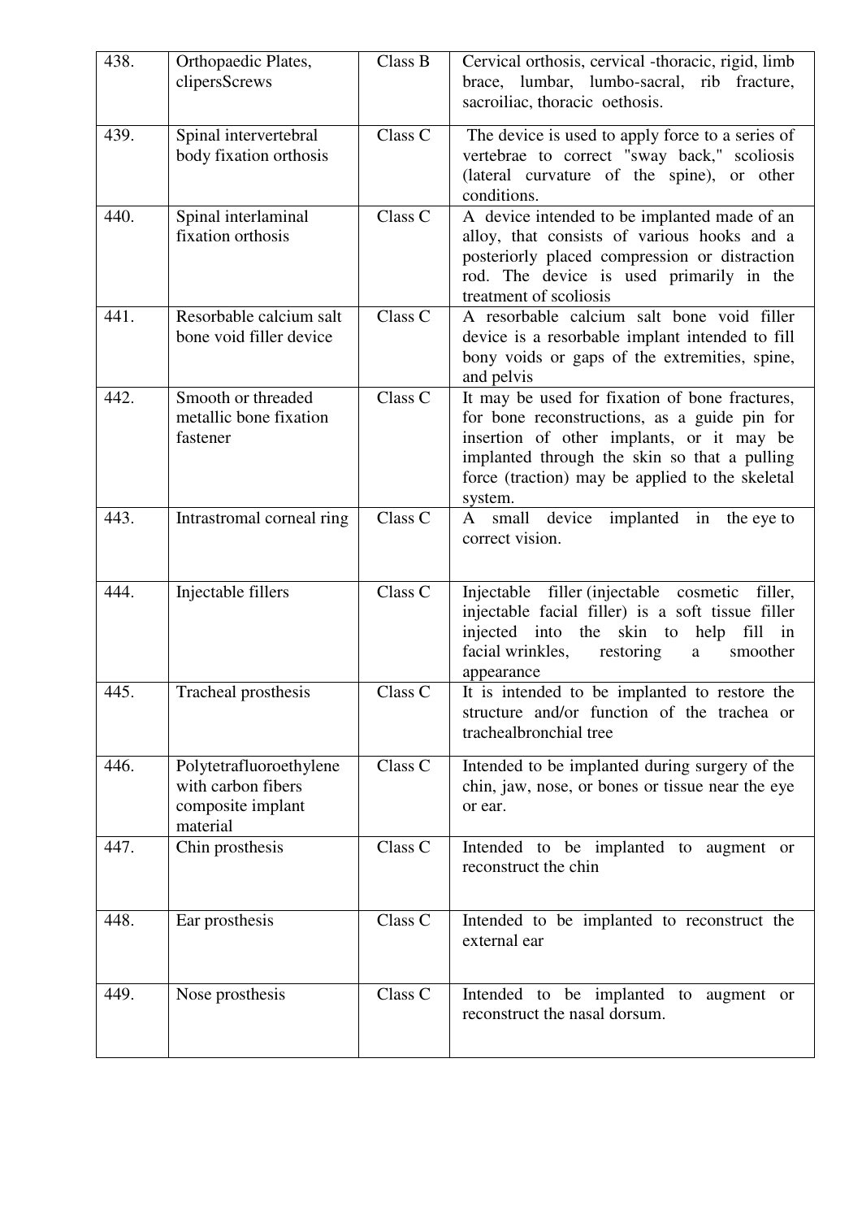| 438. | Orthopaedic Plates, clipersScrews | Class B | Cervical orthosis, cervical -thoracic, rigid, limb brace, lumbar, lumbo-sacral, rib fracture, sacroiliac, thoracic oethosis. |
|---|---|---|---|
| 439. | Spinal intervertebral body fixation orthosis | Class C | The device is used to apply force to a series of vertebrae to correct "sway back," scoliosis (lateral curvature of the spine), or other conditions. |
| 440. | Spinal interlaminal fixation orthosis | Class C | A device intended to be implanted made of an alloy, that consists of various hooks and a posteriorly placed compression or distraction rod. The device is used primarily in the treatment of scoliosis |
| 441. | Resorbable calcium salt bone void filler device | Class C | A resorbable calcium salt bone void filler device is a resorbable implant intended to fill bony voids or gaps of the extremities, spine, and pelvis |
| 442. | Smooth or threaded metallic bone fixation fastener | Class C | It may be used for fixation of bone fractures, for bone reconstructions, as a guide pin for insertion of other implants, or it may be implanted through the skin so that a pulling force (traction) may be applied to the skeletal system. |
| 443. | Intrastromal corneal ring | Class C | A small device implanted in the eye to correct vision. |
| 444. | Injectable fillers | Class C | Injectable filler (injectable cosmetic filler, injectable facial filler) is a soft tissue filler injected into the skin to help fill in facial wrinkles, restoring a smoother appearance |
| 445. | Tracheal prosthesis | Class C | It is intended to be implanted to restore the structure and/or function of the trachea or trachealbronchial tree |
| 446. | Polytetrafluoroethylene with carbon fibers composite implant material | Class C | Intended to be implanted during surgery of the chin, jaw, nose, or bones or tissue near the eye or ear. |
| 447. | Chin prosthesis | Class C | Intended to be implanted to augment or reconstruct the chin |
| 448. | Ear prosthesis | Class C | Intended to be implanted to reconstruct the external ear |
| 449. | Nose prosthesis | Class C | Intended to be implanted to augment or reconstruct the nasal dorsum. |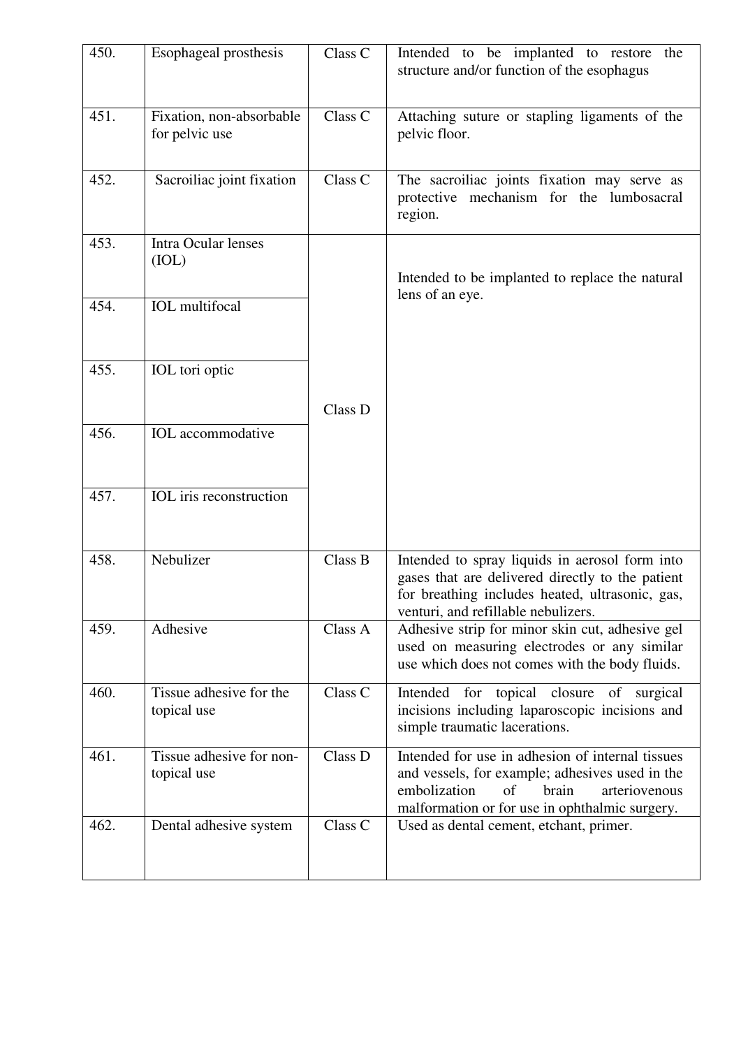| | | | |
|---|---|---|---|
| 450. | Esophageal prosthesis | Class C | Intended to be implanted to restore the structure and/or function of the esophagus |
| 451. | Fixation, non-absorbable for pelvic use | Class C | Attaching suture or stapling ligaments of the pelvic floor. |
| 452. | Sacroiliac joint fixation | Class C | The sacroiliac joints fixation may serve as protective mechanism for the lumbosacral region. |
| 453. | Intra Ocular lenses (IOL) | Class D | Intended to be implanted to replace the natural lens of an eye. |
| 454. | IOL multifocal | | |
| 455. | IOL tori optic | | |
| 456. | IOL accommodative | | |
| 457. | IOL iris reconstruction | | |
| 458. | Nebulizer | Class B | Intended to spray liquids in aerosol form into gases that are delivered directly to the patient for breathing includes heated, ultrasonic, gas, venturi, and refillable nebulizers. |
| 459. | Adhesive | Class A | Adhesive strip for minor skin cut, adhesive gel used on measuring electrodes or any similar use which does not comes with the body fluids. |
| 460. | Tissue adhesive for the topical use | Class C | Intended for topical closure of surgical incisions including laparoscopic incisions and simple traumatic lacerations. |
| 461. | Tissue adhesive for non-topical use | Class D | Intended for use in adhesion of internal tissues and vessels, for example; adhesives used in the embolization of brain arteriovenous malformation or for use in ophthalmic surgery. |
| 462. | Dental adhesive system | Class C | Used as dental cement, etchant, primer. |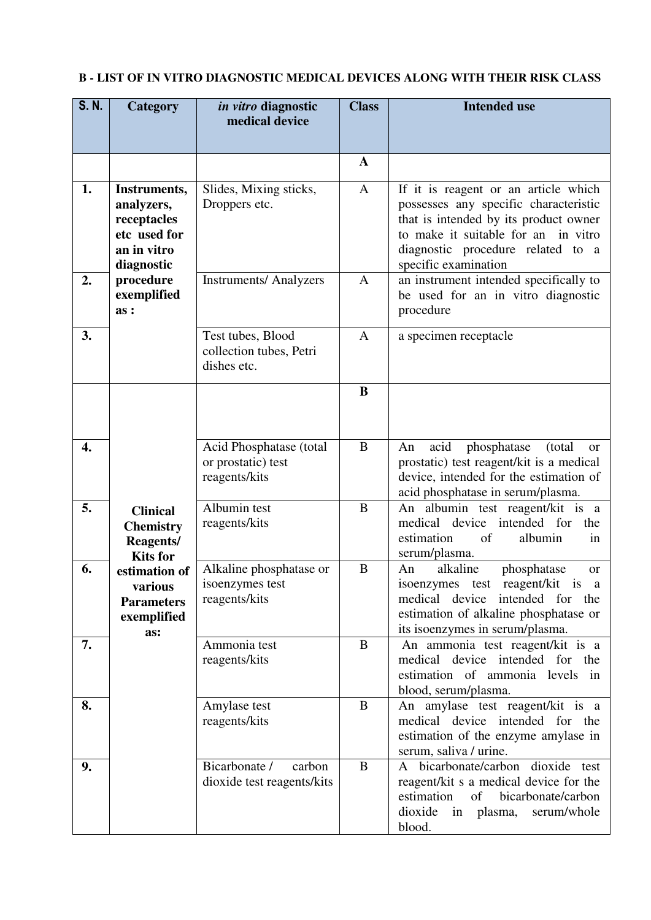**B - LIST OF IN VITRO DIAGNOSTIC MEDICAL DEVICES ALONG WITH THEIR RISK CLASS**

| S. N. | Category | *in vitro* diagnostic medical device | Class | Intended use |
|---|---|---|---|---|
| | | | **A** | |
| **1.** | **Instruments, analyzers, receptacles etc used for an in vitro diagnostic procedure exemplified as :** | Slides, Mixing sticks, Droppers etc. | A | If it is reagent or an article which possesses any specific characteristic that is intended by its product owner to make it suitable for an in vitro diagnostic procedure related to a specific examination |
| **2.** | | Instruments/ Analyzers | A | an instrument intended specifically to be used for an in vitro diagnostic procedure |
| **3.** | | Test tubes, Blood collection tubes, Petri dishes etc. | A | a specimen receptacle |
| | **Clinical Chemistry Reagents/ Kits for estimation of various Parameters exemplified as:** | | **B** | |
| **4.** | | Acid Phosphatase (total or prostatic) test reagents/kits | B | An acid phosphatase (total or prostatic) test reagent/kit is a medical device, intended for the estimation of acid phosphatase in serum/plasma. |
| **5.** | | Albumin test reagents/kits | B | An albumin test reagent/kit is a medical device intended for the estimation of albumin in serum/plasma. |
| **6.** | | Alkaline phosphatase or isoenzymes test reagents/kits | B | An alkaline phosphatase or isoenzymes test reagent/kit is a medical device intended for the estimation of alkaline phosphatase or its isoenzymes in serum/plasma. |
| **7.** | | Ammonia test reagents/kits | B | An ammonia test reagent/kit is a medical device intended for the estimation of ammonia levels in blood, serum/plasma. |
| **8.** | | Amylase test reagents/kits | B | An amylase test reagent/kit is a medical device intended for the estimation of the enzyme amylase in serum, saliva / urine. |
| **9.** | | Bicarbonate / carbon dioxide test reagents/kits | B | A bicarbonate/carbon dioxide test reagent/kit s a medical device for the estimation of bicarbonate/carbon dioxide in plasma, serum/whole blood. |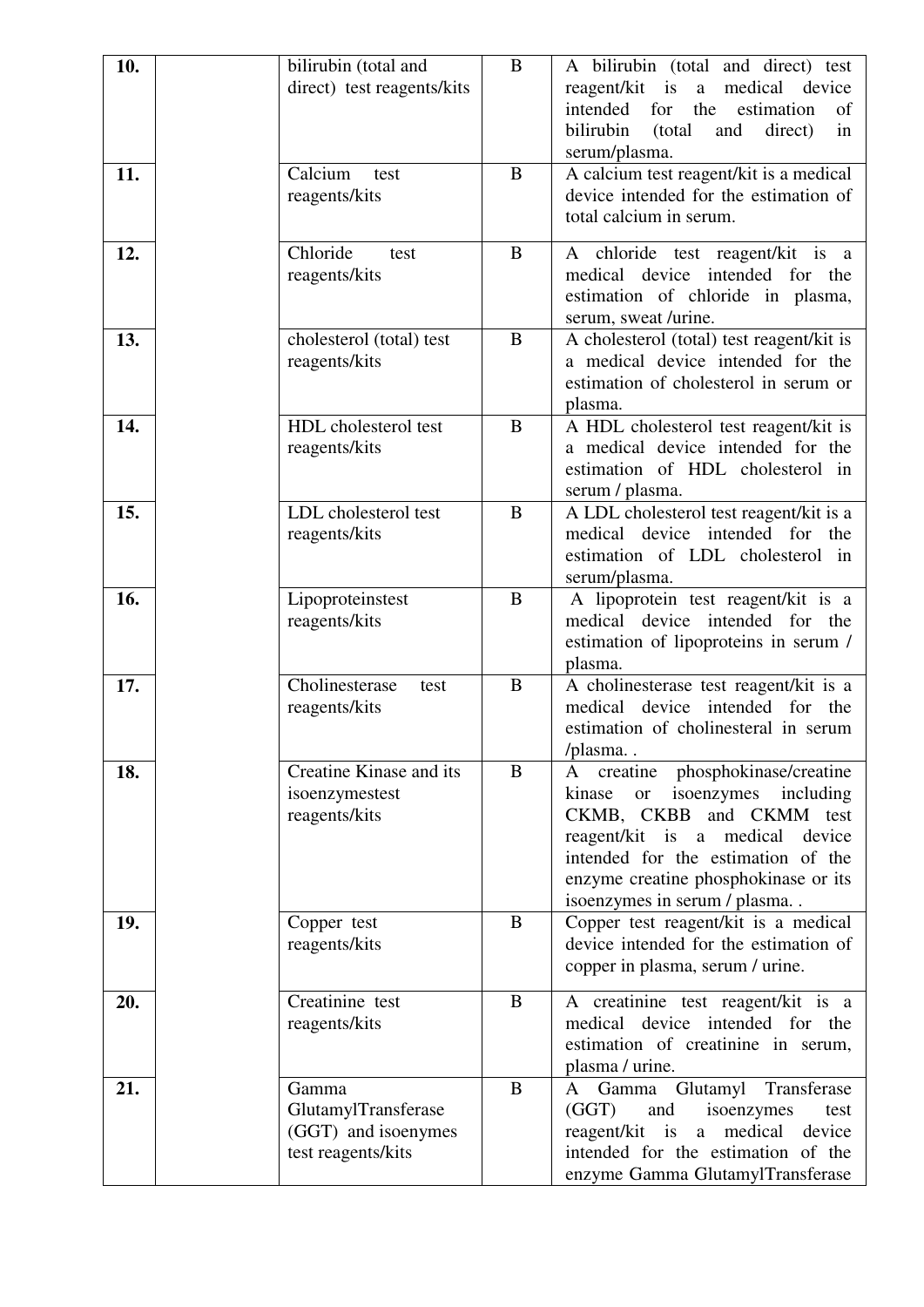| | | | | |
|---|---|---|---|---|
| **10.** | | bilirubin (total and direct) test reagents/kits | B | A bilirubin (total and direct) test reagent/kit is a medical device intended for the estimation of bilirubin (total and direct) in serum/plasma. |
| **11.** | | Calcium test reagents/kits | B | A calcium test reagent/kit is a medical device intended for the estimation of total calcium in serum. |
| **12.** | | Chloride test reagents/kits | B | A chloride test reagent/kit is a medical device intended for the estimation of chloride in plasma, serum, sweat /urine. |
| **13.** | | cholesterol (total) test reagents/kits | B | A cholesterol (total) test reagent/kit is a medical device intended for the estimation of cholesterol in serum or plasma. |
| **14.** | | HDL cholesterol test reagents/kits | B | A HDL cholesterol test reagent/kit is a medical device intended for the estimation of HDL cholesterol in serum / plasma. |
| **15.** | | LDL cholesterol test reagents/kits | B | A LDL cholesterol test reagent/kit is a medical device intended for the estimation of LDL cholesterol in serum/plasma. |
| **16.** | | Lipoproteinstest reagents/kits | B | A lipoprotein test reagent/kit is a medical device intended for the estimation of lipoproteins in serum / plasma. |
| **17.** | | Cholinesterase test reagents/kits | B | A cholinesterase test reagent/kit is a medical device intended for the estimation of cholinesteral in serum /plasma. . |
| **18.** | | Creatine Kinase and its isoenzymestest reagents/kits | B | A creatine phosphokinase/creatine kinase or isoenzymes including CKMB, CKBB and CKMM test reagent/kit is a medical device intended for the estimation of the enzyme creatine phosphokinase or its isoenzymes in serum / plasma. . |
| **19.** | | Copper test reagents/kits | B | Copper test reagent/kit is a medical device intended for the estimation of copper in plasma, serum / urine. |
| **20.** | | Creatinine test reagents/kits | B | A creatinine test reagent/kit is a medical device intended for the estimation of creatinine in serum, plasma / urine. |
| **21.** | | Gamma GlutamylTransferase (GGT) and isoenymes test reagents/kits | B | A Gamma Glutamyl Transferase (GGT) and isoenzymes test reagent/kit is a medical device intended for the estimation of the enzyme Gamma GlutamylTransferase |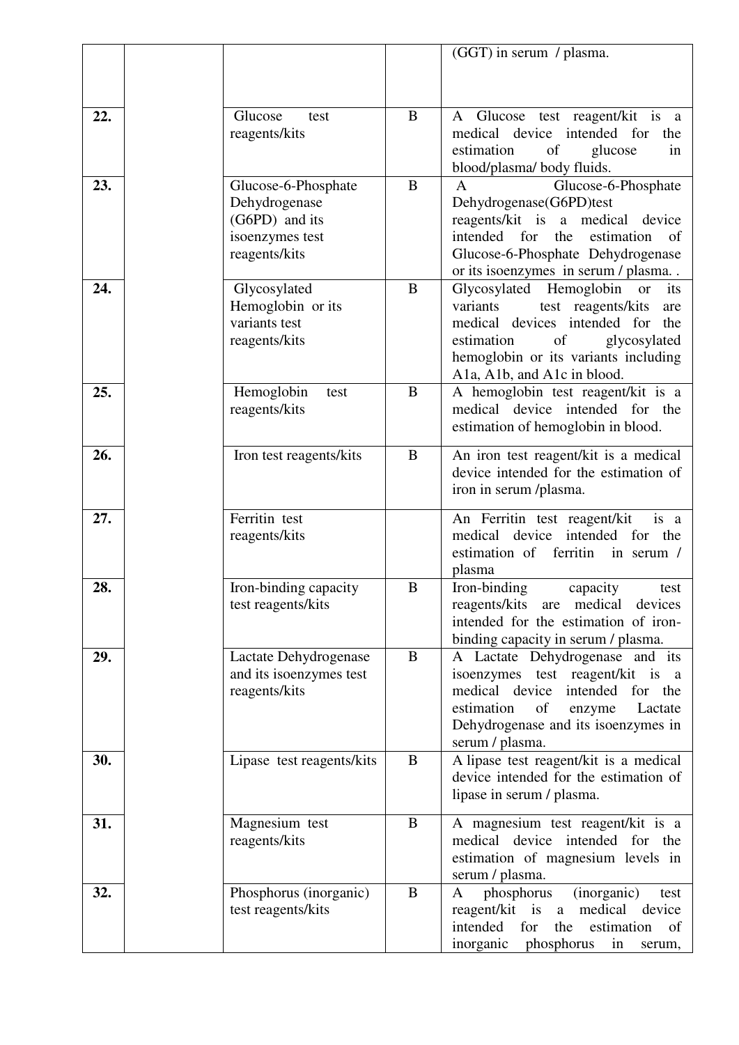| | | | | |
|---|---|---|---|---|
| | | | | (GGT) in serum / plasma. |
| **22.** | | Glucose test reagents/kits | B | A Glucose test reagent/kit is a medical device intended for the estimation of glucose in blood/plasma/ body fluids. |
| **23.** | | Glucose-6-Phosphate Dehydrogenase (G6PD) and its isoenzymes test reagents/kits | B | A Glucose-6-Phosphate Dehydrogenase(G6PD)test reagents/kit is a medical device intended for the estimation of Glucose-6-Phosphate Dehydrogenase or its isoenzymes in serum / plasma. . |
| **24.** | | Glycosylated Hemoglobin or its variants test reagents/kits | B | Glycosylated Hemoglobin or its variants test reagents/kits are medical devices intended for the estimation of glycosylated hemoglobin or its variants including A1a, A1b, and A1c in blood. |
| **25.** | | Hemoglobin test reagents/kits | B | A hemoglobin test reagent/kit is a medical device intended for the estimation of hemoglobin in blood. |
| **26.** | | Iron test reagents/kits | B | An iron test reagent/kit is a medical device intended for the estimation of iron in serum /plasma. |
| **27.** | | Ferritin test reagents/kits | | An Ferritin test reagent/kit is a medical device intended for the estimation of ferritin in serum / plasma |
| **28.** | | Iron-binding capacity test reagents/kits | B | Iron-binding capacity test reagents/kits are medical devices intended for the estimation of iron-binding capacity in serum / plasma. |
| **29.** | | Lactate Dehydrogenase and its isoenzymes test reagents/kits | B | A Lactate Dehydrogenase and its isoenzymes test reagent/kit is a medical device intended for the estimation of enzyme Lactate Dehydrogenase and its isoenzymes in serum / plasma. |
| **30.** | | Lipase test reagents/kits | B | A lipase test reagent/kit is a medical device intended for the estimation of lipase in serum / plasma. |
| **31.** | | Magnesium test reagents/kits | B | A magnesium test reagent/kit is a medical device intended for the estimation of magnesium levels in serum / plasma. |
| **32.** | | Phosphorus (inorganic) test reagents/kits | B | A phosphorus (inorganic) test reagent/kit is a medical device intended for the estimation of inorganic phosphorus in serum, |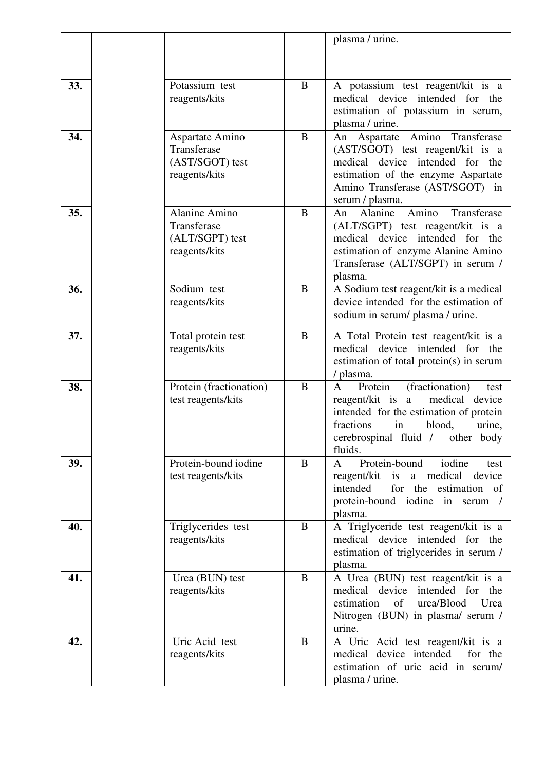| | | | | |
|---|---|---|---|---|
| | | | | plasma / urine. |
| **33.** | | Potassium test reagents/kits | B | A potassium test reagent/kit is a medical device intended for the estimation of potassium in serum, plasma / urine. |
| **34.** | | Aspartate Amino Transferase (AST/SGOT) test reagents/kits | B | An Aspartate Amino Transferase (AST/SGOT) test reagent/kit is a medical device intended for the estimation of the enzyme Aspartate Amino Transferase (AST/SGOT) in serum / plasma. |
| **35.** | | Alanine Amino Transferase (ALT/SGPT) test reagents/kits | B | An Alanine Amino Transferase (ALT/SGPT) test reagent/kit is a medical device intended for the estimation of enzyme Alanine Amino Transferase (ALT/SGPT) in serum / plasma. |
| **36.** | | Sodium test reagents/kits | B | A Sodium test reagent/kit is a medical device intended for the estimation of sodium in serum/ plasma / urine. |
| **37.** | | Total protein test reagents/kits | B | A Total Protein test reagent/kit is a medical device intended for the estimation of total protein(s) in serum / plasma. |
| **38.** | | Protein (fractionation) test reagents/kits | B | A Protein (fractionation) test reagent/kit is a medical device intended for the estimation of protein fractions in blood, urine, cerebrospinal fluid / other body fluids. |
| **39.** | | Protein-bound iodine test reagents/kits | B | A Protein-bound iodine test reagent/kit is a medical device intended for the estimation of protein-bound iodine in serum / plasma. |
| **40.** | | Triglycerides test reagents/kits | B | A Triglyceride test reagent/kit is a medical device intended for the estimation of triglycerides in serum / plasma. |
| **41.** | | Urea (BUN) test reagents/kits | B | A Urea (BUN) test reagent/kit is a medical device intended for the estimation of urea/Blood Urea Nitrogen (BUN) in plasma/ serum / urine. |
| **42.** | | Uric Acid test reagents/kits | B | A Uric Acid test reagent/kit is a medical device intended for the estimation of uric acid in serum/ plasma / urine. |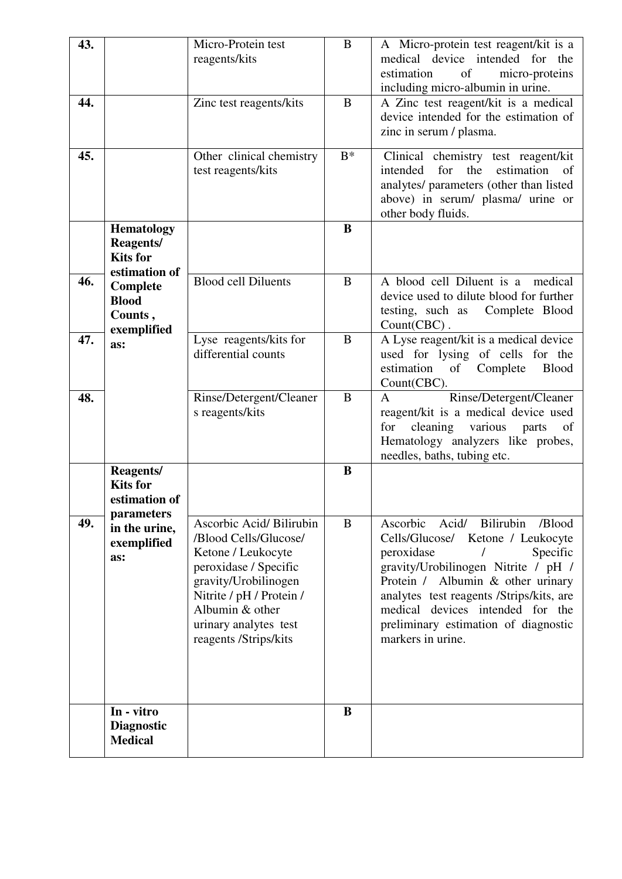| | | | | |
|---|---|---|---|---|
| **43.** | | Micro-Protein test reagents/kits | B | A Micro-protein test reagent/kit is a medical device intended for the estimation of micro-proteins including micro-albumin in urine. |
| **44.** | | Zinc test reagents/kits | B | A Zinc test reagent/kit is a medical device intended for the estimation of zinc in serum / plasma. |
| **45.** | | Other clinical chemistry test reagents/kits | B* | Clinical chemistry test reagent/kit intended for the estimation of analytes/ parameters (other than listed above) in serum/ plasma/ urine or other body fluids. |
| | **Hematology Reagents/ Kits for estimation of Complete Blood Counts , exemplified as:** | | **B** | |
| **46.** | | Blood cell Diluents | B | A blood cell Diluent is a medical device used to dilute blood for further testing, such as Complete Blood Count(CBC) . |
| **47.** | | Lyse reagents/kits for differential counts | B | A Lyse reagent/kit is a medical device used for lysing of cells for the estimation of Complete Blood Count(CBC). |
| **48.** | | Rinse/Detergent/Cleaners reagents/kits | B | A Rinse/Detergent/Cleaner reagent/kit is a medical device used for cleaning various parts of Hematology analyzers like probes, needles, baths, tubing etc. |
| | **Reagents/ Kits for estimation of parameters in the urine, exemplified as:** | | **B** | |
| **49.** | | Ascorbic Acid/ Bilirubin /Blood Cells/Glucose/ Ketone / Leukocyte peroxidase / Specific gravity/Urobilinogen Nitrite / pH / Protein / Albumin & other urinary analytes test reagents /Strips/kits | B | Ascorbic Acid/ Bilirubin /Blood Cells/Glucose/ Ketone / Leukocyte peroxidase / Specific gravity/Urobilinogen Nitrite / pH / Protein / Albumin & other urinary analytes test reagents /Strips/kits, are medical devices intended for the preliminary estimation of diagnostic markers in urine. |
| | **In - vitro Diagnostic Medical** | | **B** | |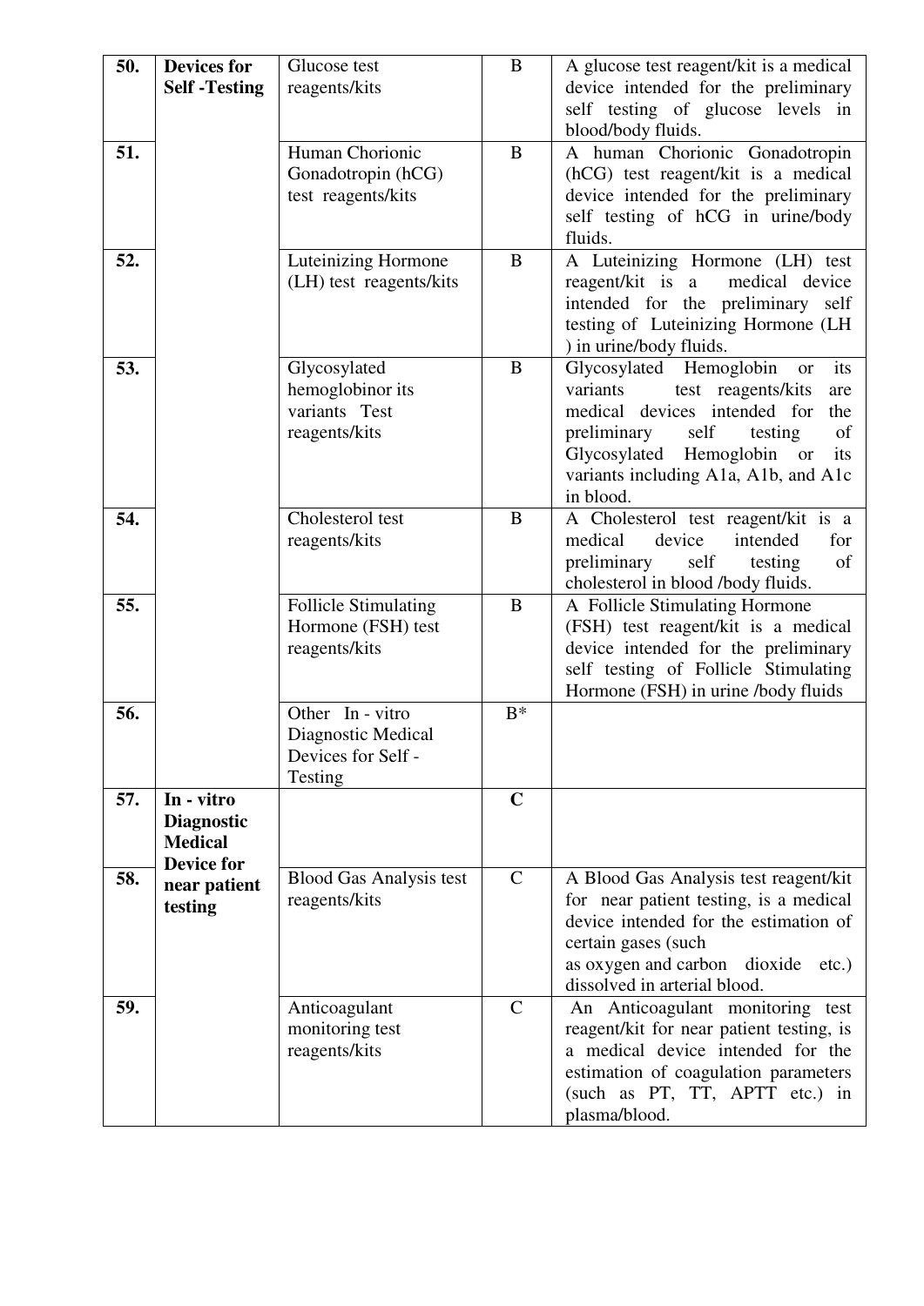| | | | | |
|---|---|---|---|---|
| **50.** | **Devices for Self -Testing** | Glucose test reagents/kits | B | A glucose test reagent/kit is a medical device intended for the preliminary self testing of glucose levels in blood/body fluids. |
| **51.** | | Human Chorionic Gonadotropin (hCG) test reagents/kits | B | A human Chorionic Gonadotropin (hCG) test reagent/kit is a medical device intended for the preliminary self testing of hCG in urine/body fluids. |
| **52.** | | Luteinizing Hormone (LH) test reagents/kits | B | A Luteinizing Hormone (LH) test reagent/kit is a medical device intended for the preliminary self testing of Luteinizing Hormone (LH ) in urine/body fluids. |
| **53.** | | Glycosylated hemoglobinor its variants Test reagents/kits | B | Glycosylated Hemoglobin or its variants test reagents/kits are medical devices intended for the preliminary self testing of Glycosylated Hemoglobin or its variants including A1a, A1b, and A1c in blood. |
| **54.** | | Cholesterol test reagents/kits | B | A Cholesterol test reagent/kit is a medical device intended for preliminary self testing of cholesterol in blood /body fluids. |
| **55.** | | Follicle Stimulating Hormone (FSH) test reagents/kits | B | A Follicle Stimulating Hormone (FSH) test reagent/kit is a medical device intended for the preliminary self testing of Follicle Stimulating Hormone (FSH) in urine /body fluids |
| **56.** | | Other In - vitro Diagnostic Medical Devices for Self - Testing | B* | |
| **57.** | **In - vitro Diagnostic Medical Device for near patient testing** | | **C** | |
| **58.** | | Blood Gas Analysis test reagents/kits | C | A Blood Gas Analysis test reagent/kit for near patient testing, is a medical device intended for the estimation of certain gases (such as oxygen and carbon dioxide etc.) dissolved in arterial blood. |
| **59.** | | Anticoagulant monitoring test reagents/kits | C | An Anticoagulant monitoring test reagent/kit for near patient testing, is a medical device intended for the estimation of coagulation parameters (such as PT, TT, APTT etc.) in plasma/blood. |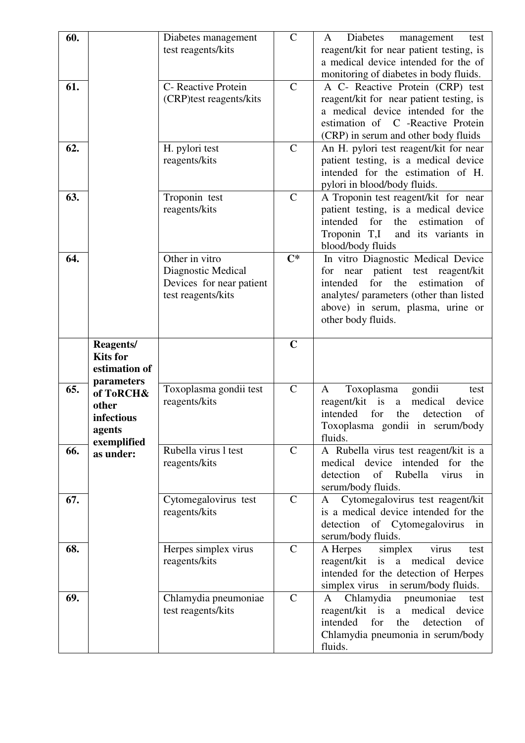| | | | | |
|---|---|---|---|---|
| **60.** | | Diabetes management test reagents/kits | C | A Diabetes management test reagent/kit for near patient testing, is a medical device intended for the of monitoring of diabetes in body fluids. |
| **61.** | | C- Reactive Protein (CRP)test reagents/kits | C | A C- Reactive Protein (CRP) test reagent/kit for near patient testing, is a medical device intended for the estimation of C -Reactive Protein (CRP) in serum and other body fluids |
| **62.** | | H. pylori test reagents/kits | C | An H. pylori test reagent/kit for near patient testing, is a medical device intended for the estimation of H. pylori in blood/body fluids. |
| **63.** | | Troponin test reagents/kits | C | A Troponin test reagent/kit for near patient testing, is a medical device intended for the estimation of Troponin T,I and its variants in blood/body fluids |
| **64.** | | Other in vitro Diagnostic Medical Devices for near patient test reagents/kits | **C*** | In vitro Diagnostic Medical Device for near patient test reagent/kit intended for the estimation of analytes/ parameters (other than listed above) in serum, plasma, urine or other body fluids. |
| | **Reagents/ Kits for estimation of parameters of ToRCH& other infectious agents exemplified as under:** | | **C** | |
| **65.** | | Toxoplasma gondii test reagents/kits | C | A Toxoplasma gondii test reagent/kit is a medical device intended for the detection of Toxoplasma gondii in serum/body fluids. |
| **66.** | | Rubella virus l test reagents/kits | C | A Rubella virus test reagent/kit is a medical device intended for the detection of Rubella virus in serum/body fluids. |
| **67.** | | Cytomegalovirus test reagents/kits | C | A Cytomegalovirus test reagent/kit is a medical device intended for the detection of Cytomegalovirus in serum/body fluids. |
| **68.** | | Herpes simplex virus reagents/kits | C | A Herpes simplex virus test reagent/kit is a medical device intended for the detection of Herpes simplex virus in serum/body fluids. |
| **69.** | | Chlamydia pneumoniae test reagents/kits | C | A Chlamydia pneumoniae test reagent/kit is a medical device intended for the detection of Chlamydia pneumonia in serum/body fluids. |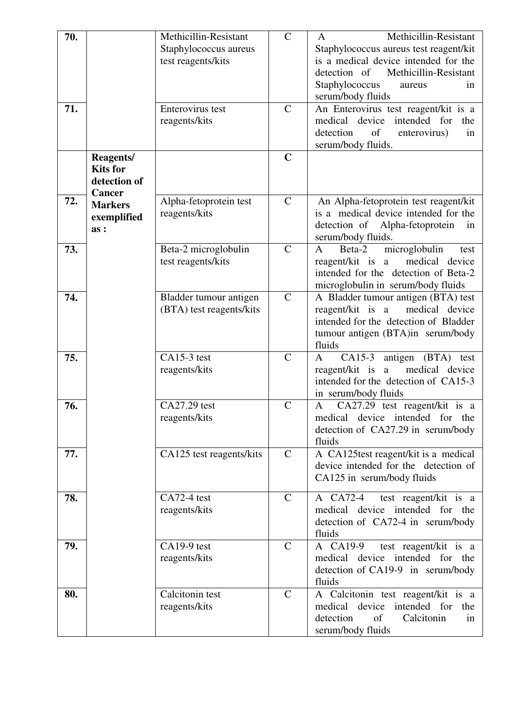| | | | | |
|---|---|---|---|---|
| **70.** | | Methicillin-Resistant Staphylococcus aureus test reagents/kits | C | A Methicillin-Resistant Staphylococcus aureus test reagent/kit is a medical device intended for the detection of Methicillin-Resistant Staphylococcus aureus in serum/body fluids |
| **71.** | | Enterovirus test reagents/kits | C | An Enterovirus test reagent/kit is a medical device intended for the detection of enterovirus) in serum/body fluids. |
| | **Reagents/ Kits for detection of Cancer Markers exemplified as :** | | **C** | |
| **72.** | | Alpha-fetoprotein test reagents/kits | C | An Alpha-fetoprotein test reagent/kit is a medical device intended for the detection of Alpha-fetoprotein in serum/body fluids. |
| **73.** | | Beta-2 microglobulin test reagents/kits | C | A Beta-2 microglobulin test reagent/kit is a medical device intended for the detection of Beta-2 microglobulin in serum/body fluids |
| **74.** | | Bladder tumour antigen (BTA) test reagents/kits | C | A Bladder tumour antigen (BTA) test reagent/kit is a medical device intended for the detection of Bladder tumour antigen (BTA)in serum/body fluids |
| **75.** | | CA15-3 test reagents/kits | C | A CA15-3 antigen (BTA) test reagent/kit is a medical device intended for the detection of CA15-3 in serum/body fluids |
| **76.** | | CA27.29 test reagents/kits | C | A CA27.29 test reagent/kit is a medical device intended for the detection of CA27.29 in serum/body fluids |
| **77.** | | CA125 test reagents/kits | C | A CA125test reagent/kit is a medical device intended for the detection of CA125 in serum/body fluids |
| **78.** | | CA72-4 test reagents/kits | C | A CA72-4 test reagent/kit is a medical device intended for the detection of CA72-4 in serum/body fluids |
| **79.** | | CA19-9 test reagents/kits | C | A CA19-9 test reagent/kit is a medical device intended for the detection of CA19-9 in serum/body fluids |
| **80.** | | Calcitonin test reagents/kits | C | A Calcitonin test reagent/kit is a medical device intended for the detection of Calcitonin in serum/body fluids |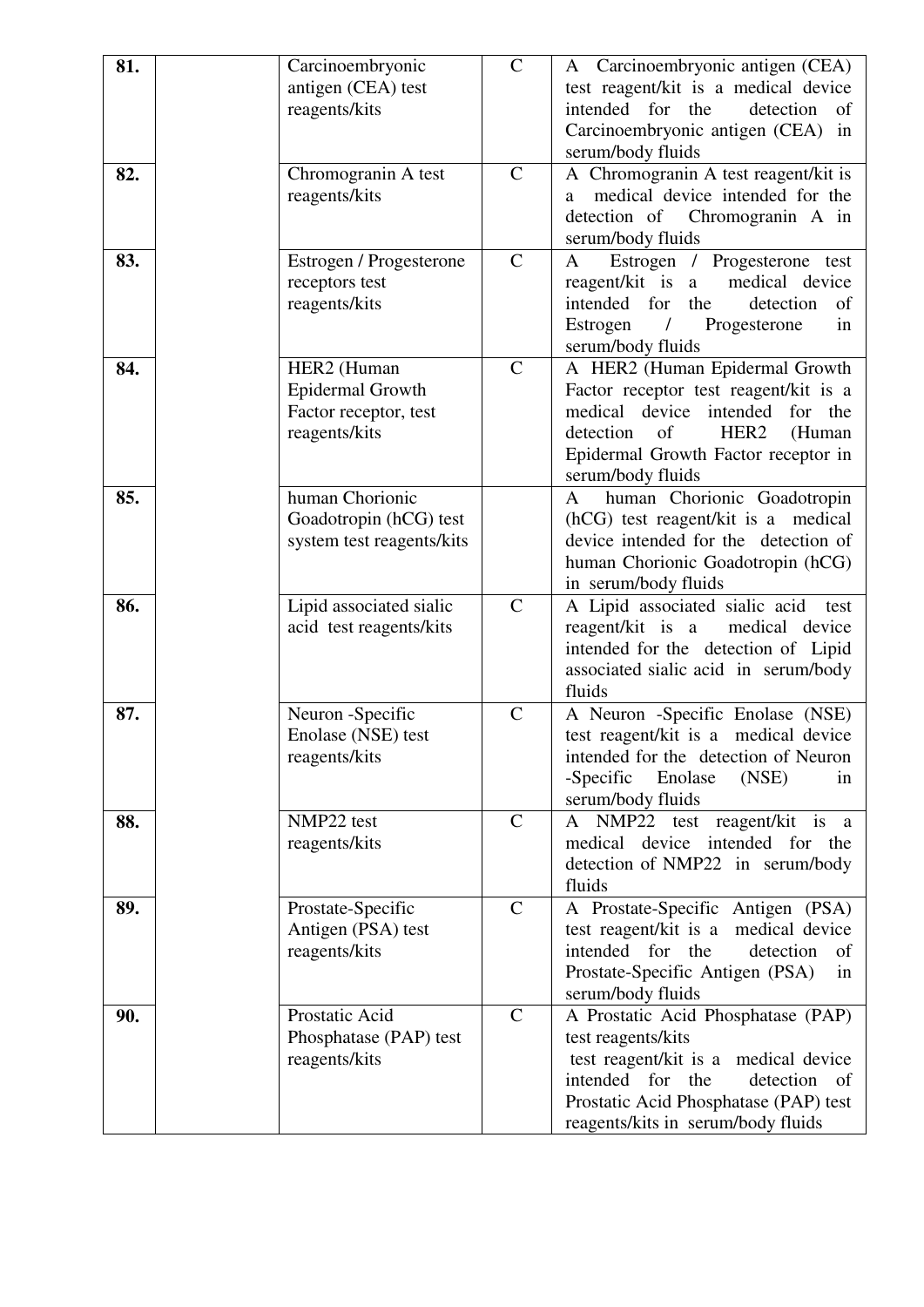| 81. | | Carcinoembryonic antigen (CEA) test reagents/kits | C | A Carcinoembryonic antigen (CEA) test reagent/kit is a medical device intended for the detection of Carcinoembryonic antigen (CEA) in serum/body fluids |
|---|---|---|---|---|
| 82. | | Chromogranin A test reagents/kits | C | A Chromogranin A test reagent/kit is a medical device intended for the detection of Chromogranin A in serum/body fluids |
| 83. | | Estrogen / Progesterone receptors test reagents/kits | C | A Estrogen / Progesterone test reagent/kit is a medical device intended for the detection of Estrogen / Progesterone in serum/body fluids |
| 84. | | HER2 (Human Epidermal Growth Factor receptor, test reagents/kits | C | A HER2 (Human Epidermal Growth Factor receptor test reagent/kit is a medical device intended for the detection of HER2 (Human Epidermal Growth Factor receptor in serum/body fluids |
| 85. | | human Chorionic Goadotropin (hCG) test system test reagents/kits | | A human Chorionic Goadotropin (hCG) test reagent/kit is a medical device intended for the detection of human Chorionic Goadotropin (hCG) in serum/body fluids |
| 86. | | Lipid associated sialic acid test reagents/kits | C | A Lipid associated sialic acid test reagent/kit is a medical device intended for the detection of Lipid associated sialic acid in serum/body fluids |
| 87. | | Neuron -Specific Enolase (NSE) test reagents/kits | C | A Neuron -Specific Enolase (NSE) test reagent/kit is a medical device intended for the detection of Neuron -Specific Enolase (NSE) in serum/body fluids |
| 88. | | NMP22 test reagents/kits | C | A NMP22 test reagent/kit is a medical device intended for the detection of NMP22 in serum/body fluids |
| 89. | | Prostate-Specific Antigen (PSA) test reagents/kits | C | A Prostate-Specific Antigen (PSA) test reagent/kit is a medical device intended for the detection of Prostate-Specific Antigen (PSA) in serum/body fluids |
| 90. | | Prostatic Acid Phosphatase (PAP) test reagents/kits | C | A Prostatic Acid Phosphatase (PAP) test reagents/kits test reagent/kit is a medical device intended for the detection of Prostatic Acid Phosphatase (PAP) test reagents/kits in serum/body fluids |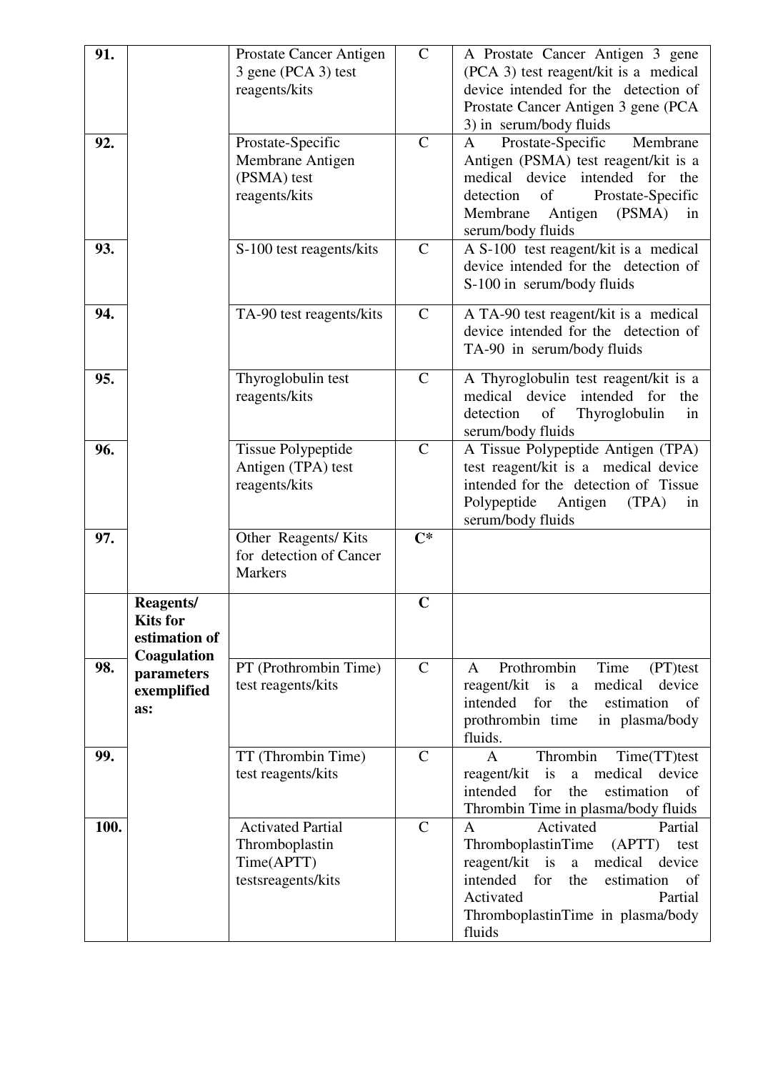| | | | | |
|---|---|---|---|---|
| **91.** | | Prostate Cancer Antigen 3 gene (PCA 3) test reagents/kits | C | A Prostate Cancer Antigen 3 gene (PCA 3) test reagent/kit is a medical device intended for the detection of Prostate Cancer Antigen 3 gene (PCA 3) in serum/body fluids |
| **92.** | | Prostate-Specific Membrane Antigen (PSMA) test reagents/kits | C | A Prostate-Specific Membrane Antigen (PSMA) test reagent/kit is a medical device intended for the detection of Prostate-Specific Membrane Antigen (PSMA) in serum/body fluids |
| **93.** | | S-100 test reagents/kits | C | A S-100 test reagent/kit is a medical device intended for the detection of S-100 in serum/body fluids |
| **94.** | | TA-90 test reagents/kits | C | A TA-90 test reagent/kit is a medical device intended for the detection of TA-90 in serum/body fluids |
| **95.** | | Thyroglobulin test reagents/kits | C | A Thyroglobulin test reagent/kit is a medical device intended for the detection of Thyroglobulin in serum/body fluids |
| **96.** | | Tissue Polypeptide Antigen (TPA) test reagents/kits | C | A Tissue Polypeptide Antigen (TPA) test reagent/kit is a medical device intended for the detection of Tissue Polypeptide Antigen (TPA) in serum/body fluids |
| **97.** | | Other Reagents/ Kits for detection of Cancer Markers | **C*** | |
| | **Reagents/ Kits for estimation of Coagulation parameters exemplified as:** | | **C** | |
| **98.** | | PT (Prothrombin Time) test reagents/kits | C | A Prothrombin Time (PT)test reagent/kit is a medical device intended for the estimation of prothrombin time in plasma/body fluids. |
| **99.** | | TT (Thrombin Time) test reagents/kits | C | A Thrombin Time(TT)test reagent/kit is a medical device intended for the estimation of Thrombin Time in plasma/body fluids |
| **100.** | | Activated Partial Thromboplastin Time(APTT) testsreagents/kits | C | A Activated Partial ThromboplastinTime (APTT) test reagent/kit is a medical device intended for the estimation of Activated Partial ThromboplastinTime in plasma/body fluids |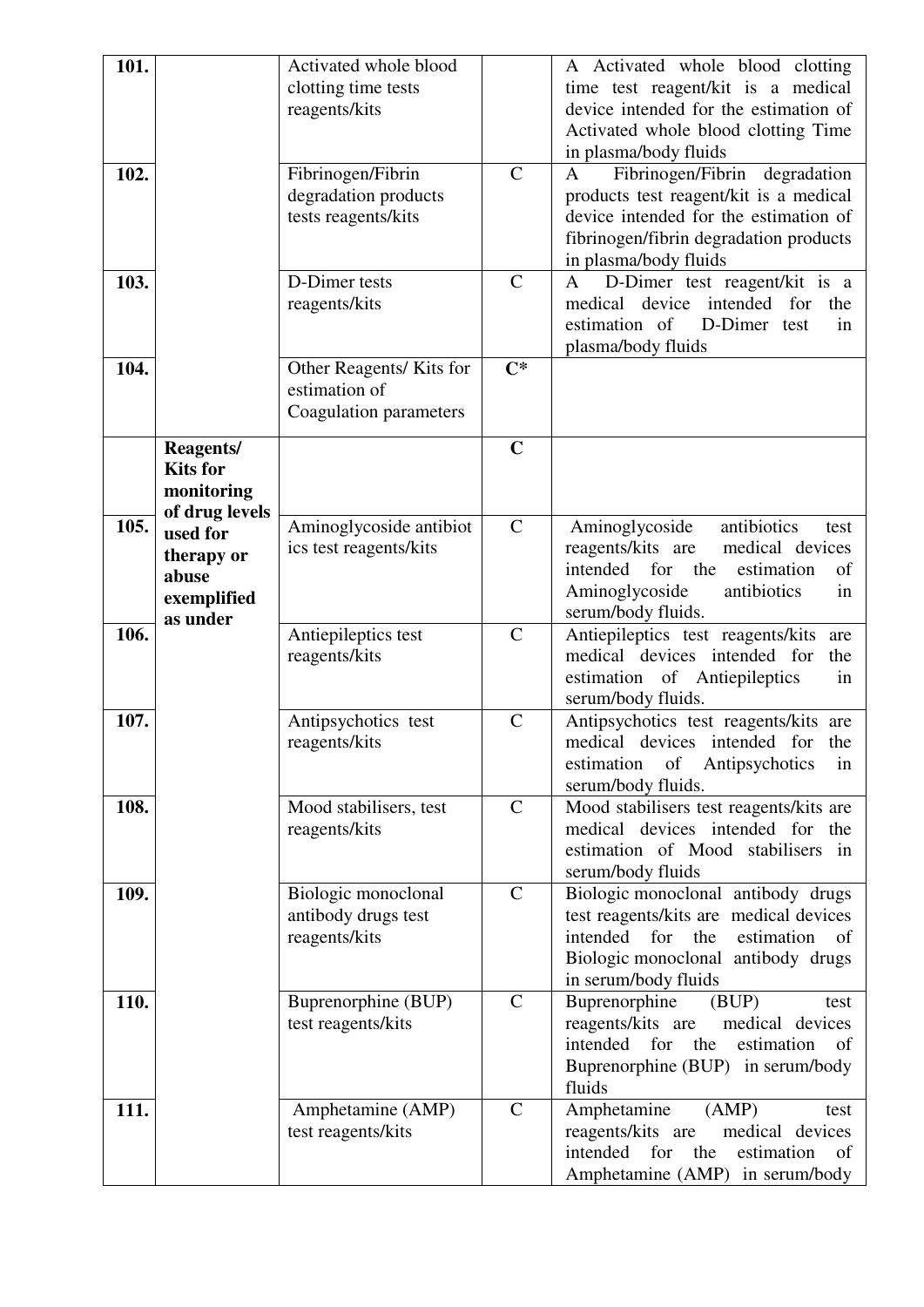| | | | | |
|---|---|---|---|---|
| **101.** | | Activated whole blood clotting time tests reagents/kits | | A Activated whole blood clotting time test reagent/kit is a medical device intended for the estimation of Activated whole blood clotting Time in plasma/body fluids |
| **102.** | | Fibrinogen/Fibrin degradation products tests reagents/kits | C | A Fibrinogen/Fibrin degradation products test reagent/kit is a medical device intended for the estimation of fibrinogen/fibrin degradation products in plasma/body fluids |
| **103.** | | D-Dimer tests reagents/kits | C | A D-Dimer test reagent/kit is a medical device intended for the estimation of D-Dimer test in plasma/body fluids |
| **104.** | | Other Reagents/ Kits for estimation of Coagulation parameters | **C*** | |
| | **Reagents/ Kits for monitoring of drug levels used for therapy or abuse exemplified as under** | | **C** | |
| **105.** | | Aminoglycoside antibiotics test reagents/kits | C | Aminoglycoside antibiotics test reagents/kits are medical devices intended for the estimation of Aminoglycoside antibiotics in serum/body fluids. |
| **106.** | | Antiepileptics test reagents/kits | C | Antiepileptics test reagents/kits are medical devices intended for the estimation of Antiepileptics in serum/body fluids. |
| **107.** | | Antipsychotics test reagents/kits | C | Antipsychotics test reagents/kits are medical devices intended for the estimation of Antipsychotics in serum/body fluids. |
| **108.** | | Mood stabilisers, test reagents/kits | C | Mood stabilisers test reagents/kits are medical devices intended for the estimation of Mood stabilisers in serum/body fluids |
| **109.** | | Biologic monoclonal antibody drugs test reagents/kits | C | Biologic monoclonal antibody drugs test reagents/kits are medical devices intended for the estimation of Biologic monoclonal antibody drugs in serum/body fluids |
| **110.** | | Buprenorphine (BUP) test reagents/kits | C | Buprenorphine (BUP) test reagents/kits are medical devices intended for the estimation of Buprenorphine (BUP) in serum/body fluids |
| **111.** | | Amphetamine (AMP) test reagents/kits | C | Amphetamine (AMP) test reagents/kits are medical devices intended for the estimation of Amphetamine (AMP) in serum/body |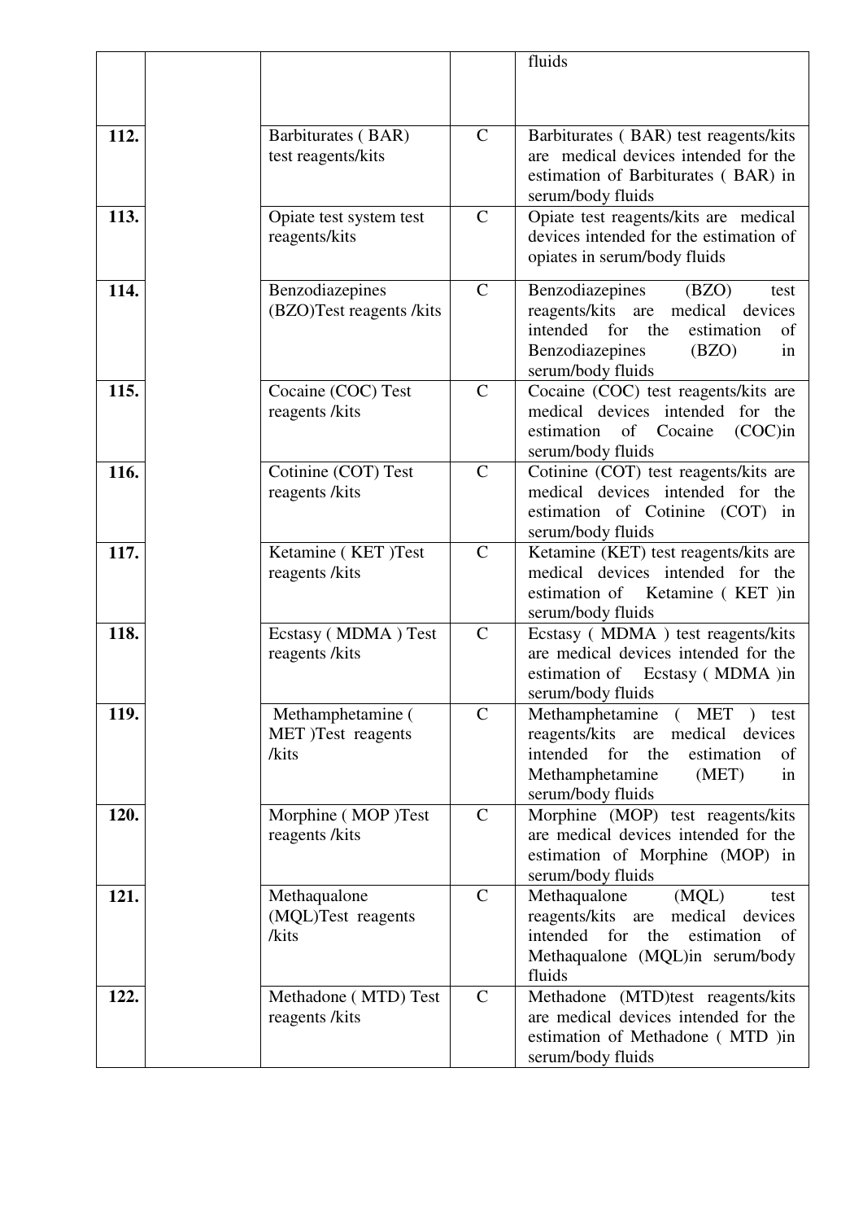|  |  |  |  | fluids |
|---|---|---|---|---|
| **112.** |  | Barbiturates ( BAR) test reagents/kits | C | Barbiturates ( BAR) test reagents/kits are medical devices intended for the estimation of Barbiturates ( BAR) in serum/body fluids |
| **113.** |  | Opiate test system test reagents/kits | C | Opiate test reagents/kits are medical devices intended for the estimation of opiates in serum/body fluids |
| **114.** |  | Benzodiazepines (BZO)Test reagents /kits | C | Benzodiazepines (BZO) test reagents/kits are medical devices intended for the estimation of Benzodiazepines (BZO) in serum/body fluids |
| **115.** |  | Cocaine (COC) Test reagents /kits | C | Cocaine (COC) test reagents/kits are medical devices intended for the estimation of Cocaine (COC)in serum/body fluids |
| **116.** |  | Cotinine (COT) Test reagents /kits | C | Cotinine (COT) test reagents/kits are medical devices intended for the estimation of Cotinine (COT) in serum/body fluids |
| **117.** |  | Ketamine ( KET )Test reagents /kits | C | Ketamine (KET) test reagents/kits are medical devices intended for the estimation of Ketamine ( KET )in serum/body fluids |
| **118.** |  | Ecstasy ( MDMA ) Test reagents /kits | C | Ecstasy ( MDMA ) test reagents/kits are medical devices intended for the estimation of Ecstasy ( MDMA )in serum/body fluids |
| **119.** |  | Methamphetamine ( MET )Test reagents /kits | C | Methamphetamine ( MET ) test reagents/kits are medical devices intended for the estimation of Methamphetamine (MET) in serum/body fluids |
| **120.** |  | Morphine ( MOP )Test reagents /kits | C | Morphine (MOP) test reagents/kits are medical devices intended for the estimation of Morphine (MOP) in serum/body fluids |
| **121.** |  | Methaqualone (MQL)Test reagents /kits | C | Methaqualone (MQL) test reagents/kits are medical devices intended for the estimation of Methaqualone (MQL)in serum/body fluids |
| **122.** |  | Methadone ( MTD) Test reagents /kits | C | Methadone (MTD)test reagents/kits are medical devices intended for the estimation of Methadone ( MTD )in serum/body fluids |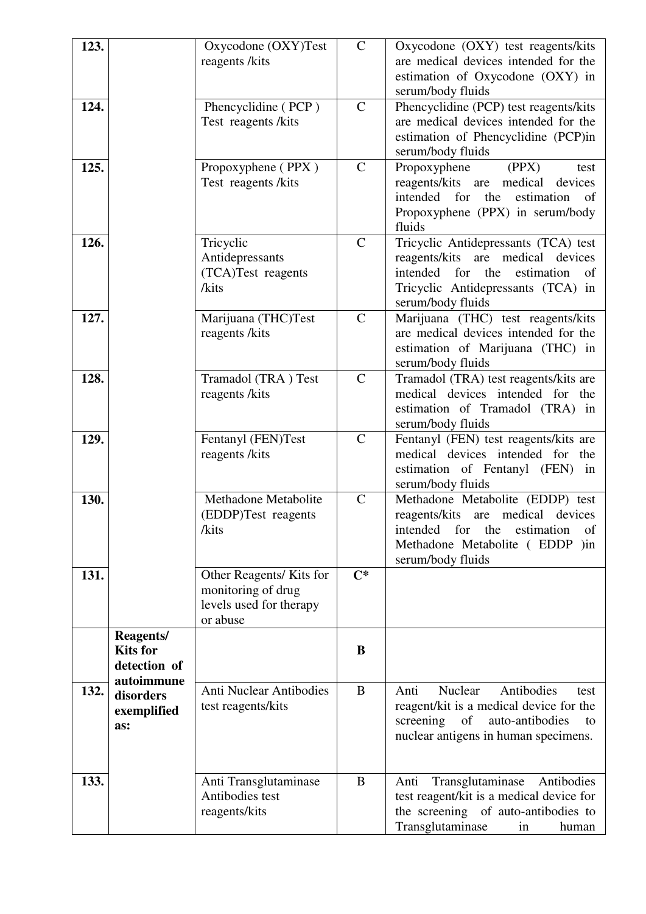| | | | | |
|---|---|---|---|---|
| 123. | | Oxycodone (OXY)Test reagents /kits | C | Oxycodone (OXY) test reagents/kits are medical devices intended for the estimation of Oxycodone (OXY) in serum/body fluids |
| 124. | | Phencyclidine ( PCP ) Test reagents /kits | C | Phencyclidine (PCP) test reagents/kits are medical devices intended for the estimation of Phencyclidine (PCP)in serum/body fluids |
| 125. | | Propoxyphene ( PPX ) Test reagents /kits | C | Propoxyphene (PPX) test reagents/kits are medical devices intended for the estimation of Propoxyphene (PPX) in serum/body fluids |
| 126. | | Tricyclic Antidepressants (TCA)Test reagents /kits | C | Tricyclic Antidepressants (TCA) test reagents/kits are medical devices intended for the estimation of Tricyclic Antidepressants (TCA) in serum/body fluids |
| 127. | | Marijuana (THC)Test reagents /kits | C | Marijuana (THC) test reagents/kits are medical devices intended for the estimation of Marijuana (THC) in serum/body fluids |
| 128. | | Tramadol (TRA ) Test reagents /kits | C | Tramadol (TRA) test reagents/kits are medical devices intended for the estimation of Tramadol (TRA) in serum/body fluids |
| 129. | | Fentanyl (FEN)Test reagents /kits | C | Fentanyl (FEN) test reagents/kits are medical devices intended for the estimation of Fentanyl (FEN) in serum/body fluids |
| 130. | | Methadone Metabolite (EDDP)Test reagents /kits | C | Methadone Metabolite (EDDP) test reagents/kits are medical devices intended for the estimation of Methadone Metabolite ( EDDP )in serum/body fluids |
| 131. | | Other Reagents/ Kits for monitoring of drug levels used for therapy or abuse | **C*** | |
| | **Reagents/ Kits for detection of autoimmune disorders exemplified as:** | | **B** | |
| 132. | | Anti Nuclear Antibodies test reagents/kits | B | Anti Nuclear Antibodies test reagent/kit is a medical device for the screening of auto-antibodies to nuclear antigens in human specimens. |
| 133. | | Anti Transglutaminase Antibodies test reagents/kits | B | Anti Transglutaminase Antibodies test reagent/kit is a medical device for the screening of auto-antibodies to Transglutaminase in human |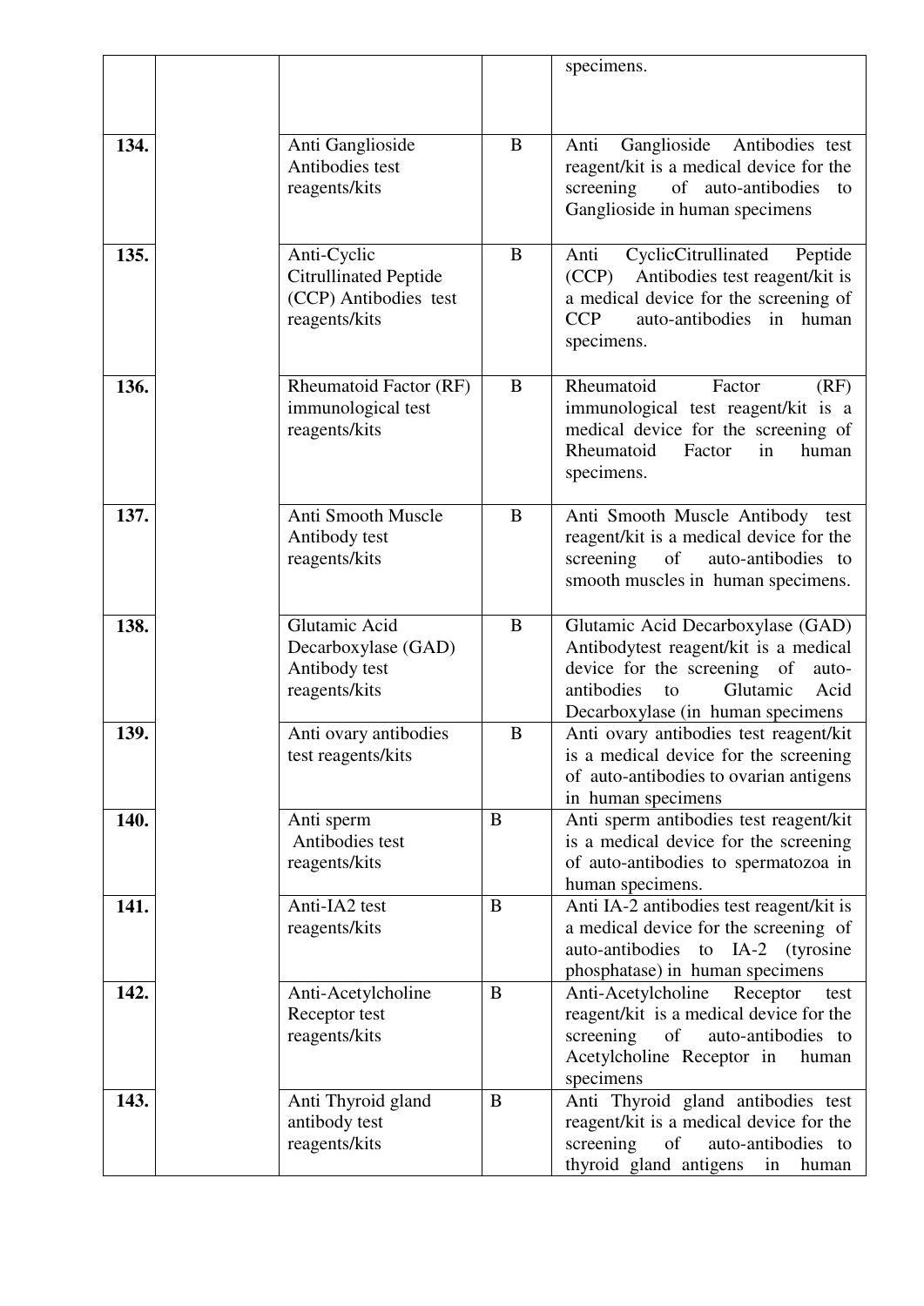| | | | | |
|---|---|---|---|---|
| | | | | specimens. |
| **134.** | | Anti Ganglioside Antibodies test reagents/kits | B | Anti Ganglioside Antibodies test reagent/kit is a medical device for the screening of auto-antibodies to Ganglioside in human specimens |
| **135.** | | Anti-Cyclic Citrullinated Peptide (CCP) Antibodies test reagents/kits | B | Anti CyclicCitrullinated Peptide (CCP) Antibodies test reagent/kit is a medical device for the screening of CCP auto-antibodies in human specimens. |
| **136.** | | Rheumatoid Factor (RF) immunological test reagents/kits | B | Rheumatoid Factor (RF) immunological test reagent/kit is a medical device for the screening of Rheumatoid Factor in human specimens. |
| **137.** | | Anti Smooth Muscle Antibody test reagents/kits | B | Anti Smooth Muscle Antibody test reagent/kit is a medical device for the screening of auto-antibodies to smooth muscles in human specimens. |
| **138.** | | Glutamic Acid Decarboxylase (GAD) Antibody test reagents/kits | B | Glutamic Acid Decarboxylase (GAD) Antibodytest reagent/kit is a medical device for the screening of auto-antibodies to Glutamic Acid Decarboxylase (in human specimens |
| **139.** | | Anti ovary antibodies test reagents/kits | B | Anti ovary antibodies test reagent/kit is a medical device for the screening of auto-antibodies to ovarian antigens in human specimens |
| **140.** | | Anti sperm Antibodies test reagents/kits | B | Anti sperm antibodies test reagent/kit is a medical device for the screening of auto-antibodies to spermatozoa in human specimens. |
| **141.** | | Anti-IA2 test reagents/kits | B | Anti IA-2 antibodies test reagent/kit is a medical device for the screening of auto-antibodies to IA-2 (tyrosine phosphatase) in human specimens |
| **142.** | | Anti-Acetylcholine Receptor test reagents/kits | B | Anti-Acetylcholine Receptor test reagent/kit is a medical device for the screening of auto-antibodies to Acetylcholine Receptor in human specimens |
| **143.** | | Anti Thyroid gland antibody test reagents/kits | B | Anti Thyroid gland antibodies test reagent/kit is a medical device for the screening of auto-antibodies to thyroid gland antigens in human |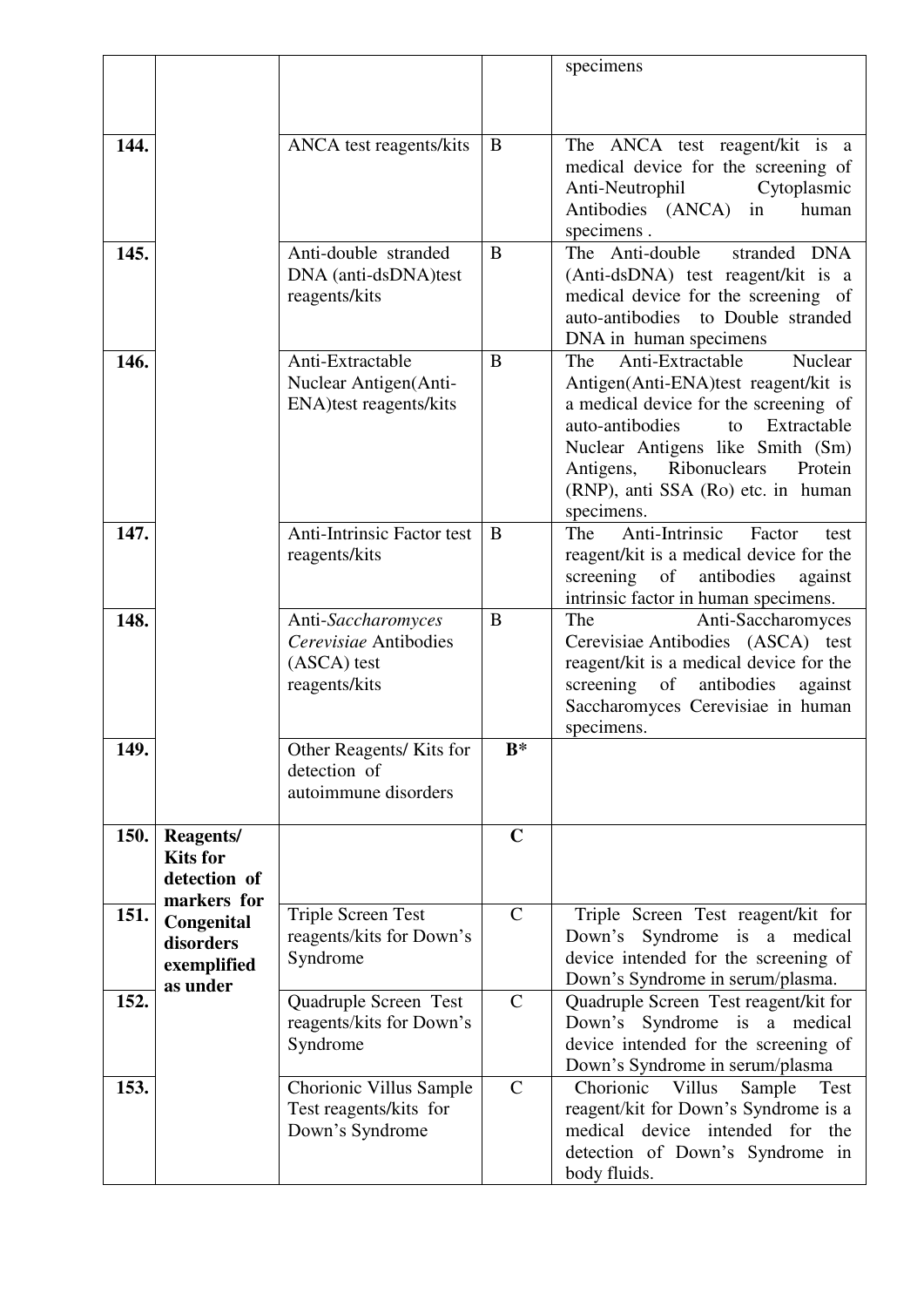| | | | | |
|---|---|---|---|---|
| | | | | specimens |
| **144.** | | ANCA test reagents/kits | B | The ANCA test reagent/kit is a medical device for the screening of Anti-Neutrophil Cytoplasmic Antibodies (ANCA) in human specimens . |
| **145.** | | Anti-double stranded DNA (anti-dsDNA)test reagents/kits | B | The Anti-double stranded DNA (Anti-dsDNA) test reagent/kit is a medical device for the screening of auto-antibodies to Double stranded DNA in human specimens |
| **146.** | | Anti-Extractable Nuclear Antigen(Anti-ENA)test reagents/kits | B | The Anti-Extractable Nuclear Antigen(Anti-ENA)test reagent/kit is a medical device for the screening of auto-antibodies to Extractable Nuclear Antigens like Smith (Sm) Antigens, Ribonuclears Protein (RNP), anti SSA (Ro) etc. in human specimens. |
| **147.** | | Anti-Intrinsic Factor test reagents/kits | B | The Anti-Intrinsic Factor test reagent/kit is a medical device for the screening of antibodies against intrinsic factor in human specimens. |
| **148.** | | Anti-*Saccharomyces Cerevisiae* Antibodies (ASCA) test reagents/kits | B | The Anti-Saccharomyces Cerevisiae Antibodies (ASCA) test reagent/kit is a medical device for the screening of antibodies against Saccharomyces Cerevisiae in human specimens. |
| **149.** | | Other Reagents/ Kits for detection of autoimmune disorders | **B*** | |
| **150.** | **Reagents/ Kits for detection of markers for Congenital disorders exemplified as under** | | **C** | |
| **151.** | | Triple Screen Test reagents/kits for Down's Syndrome | C | Triple Screen Test reagent/kit for Down's Syndrome is a medical device intended for the screening of Down's Syndrome in serum/plasma. |
| **152.** | | Quadruple Screen Test reagents/kits for Down's Syndrome | C | Quadruple Screen Test reagent/kit for Down's Syndrome is a medical device intended for the screening of Down's Syndrome in serum/plasma |
| **153.** | | Chorionic Villus Sample Test reagents/kits for Down's Syndrome | C | Chorionic Villus Sample Test reagent/kit for Down's Syndrome is a medical device intended for the detection of Down's Syndrome in body fluids. |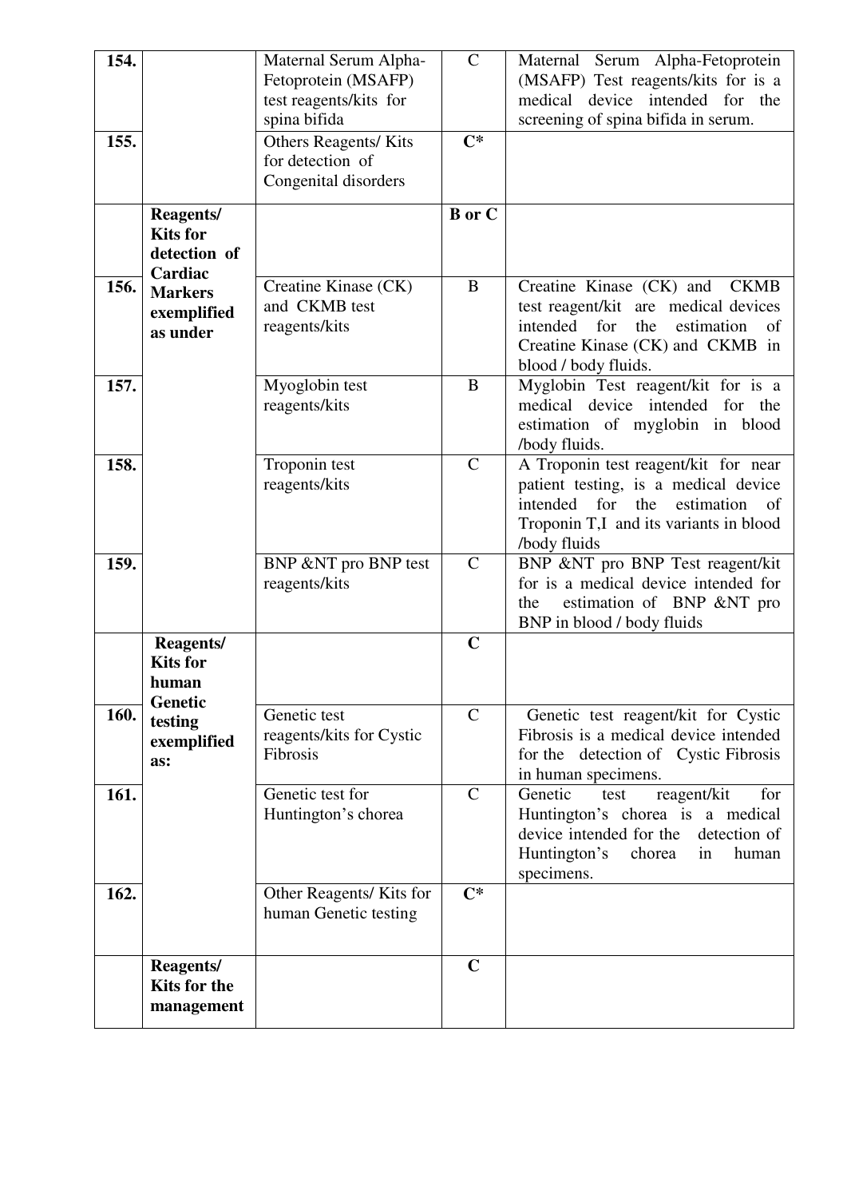| | | | | |
|---|---|---|---|---|
| 154. | | Maternal Serum Alpha-Fetoprotein (MSAFP) test reagents/kits for spina bifida | C | Maternal Serum Alpha-Fetoprotein (MSAFP) Test reagents/kits for is a medical device intended for the screening of spina bifida in serum. |
| 155. | | Others Reagents/ Kits for detection of Congenital disorders | C* | |
| | **Reagents/ Kits for detection of Cardiac Markers exemplified as under** | | **B or C** | |
| 156. | | Creatine Kinase (CK) and CKMB test reagents/kits | B | Creatine Kinase (CK) and CKMB test reagent/kit are medical devices intended for the estimation of Creatine Kinase (CK) and CKMB in blood / body fluids. |
| 157. | | Myoglobin test reagents/kits | B | Myglobin Test reagent/kit for is a medical device intended for the estimation of myglobin in blood /body fluids. |
| 158. | | Troponin test reagents/kits | C | A Troponin test reagent/kit for near patient testing, is a medical device intended for the estimation of Troponin T,I and its variants in blood /body fluids |
| 159. | | BNP &NT pro BNP test reagents/kits | C | BNP &NT pro BNP Test reagent/kit for is a medical device intended for the estimation of BNP &NT pro BNP in blood / body fluids |
| | **Reagents/ Kits for human Genetic testing exemplified as:** | | **C** | |
| 160. | | Genetic test reagents/kits for Cystic Fibrosis | C | Genetic test reagent/kit for Cystic Fibrosis is a medical device intended for the detection of Cystic Fibrosis in human specimens. |
| 161. | | Genetic test for Huntington's chorea | C | Genetic test reagent/kit for Huntington's chorea is a medical device intended for the detection of Huntington's chorea in human specimens. |
| 162. | | Other Reagents/ Kits for human Genetic testing | C* | |
| | **Reagents/ Kits for the management** | | **C** | |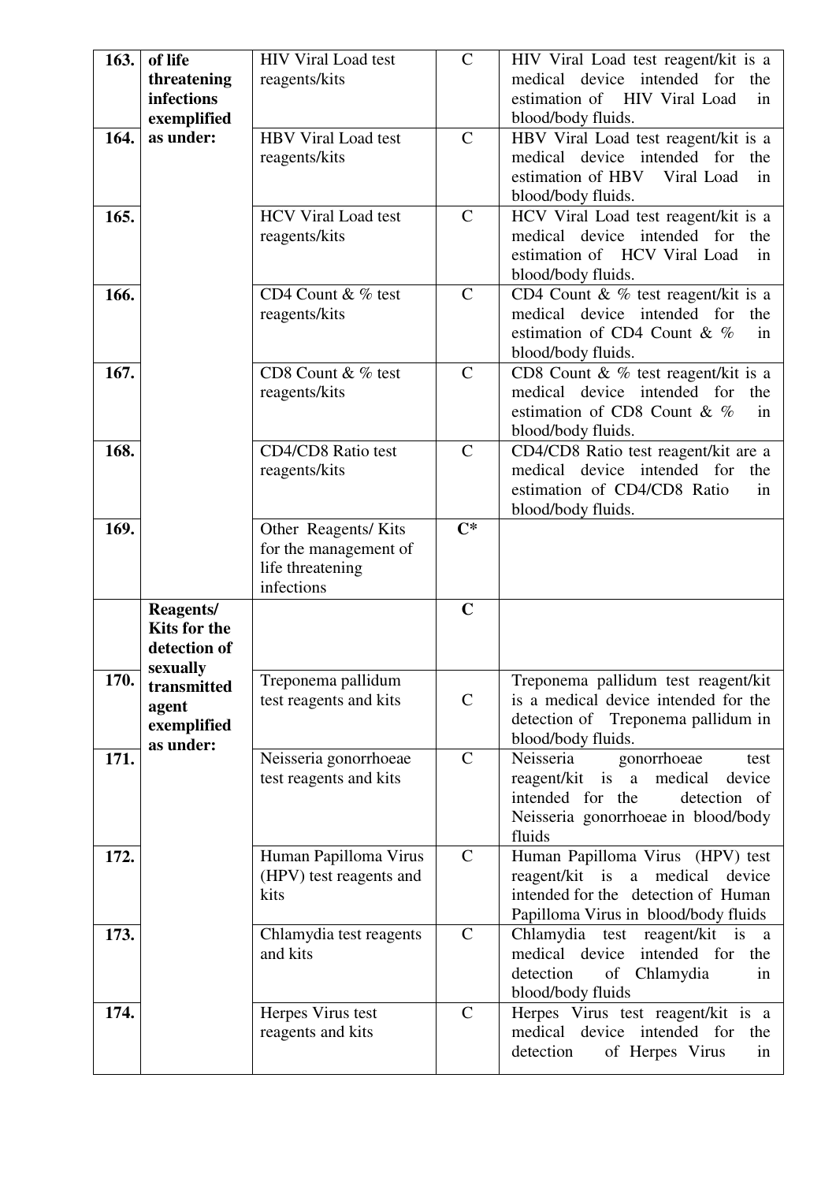| | | | | |
|---|---|---|---|---|
| **163.** | **of life threatening infections exemplified as under:** | HIV Viral Load test reagents/kits | C | HIV Viral Load test reagent/kit is a medical device intended for the estimation of HIV Viral Load in blood/body fluids. |
| **164.** | | HBV Viral Load test reagents/kits | C | HBV Viral Load test reagent/kit is a medical device intended for the estimation of HBV Viral Load in blood/body fluids. |
| **165.** | | HCV Viral Load test reagents/kits | C | HCV Viral Load test reagent/kit is a medical device intended for the estimation of HCV Viral Load in blood/body fluids. |
| **166.** | | CD4 Count & % test reagents/kits | C | CD4 Count & % test reagent/kit is a medical device intended for the estimation of CD4 Count & % in blood/body fluids. |
| **167.** | | CD8 Count & % test reagents/kits | C | CD8 Count & % test reagent/kit is a medical device intended for the estimation of CD8 Count & % in blood/body fluids. |
| **168.** | | CD4/CD8 Ratio test reagents/kits | C | CD4/CD8 Ratio test reagent/kit are a medical device intended for the estimation of CD4/CD8 Ratio in blood/body fluids. |
| **169.** | | Other Reagents/ Kits for the management of life threatening infections | **C*** | |
| | **Reagents/ Kits for the detection of sexually transmitted agent exemplified as under:** | | **C** | |
| **170.** | | Treponema pallidum test reagents and kits | C | Treponema pallidum test reagent/kit is a medical device intended for the detection of Treponema pallidum in blood/body fluids. |
| **171.** | | Neisseria gonorrhoeae test reagents and kits | C | Neisseria gonorrhoeae test reagent/kit is a medical device intended for the detection of Neisseria gonorrhoeae in blood/body fluids |
| **172.** | | Human Papilloma Virus (HPV) test reagents and kits | C | Human Papilloma Virus (HPV) test reagent/kit is a medical device intended for the detection of Human Papilloma Virus in blood/body fluids |
| **173.** | | Chlamydia test reagents and kits | C | Chlamydia test reagent/kit is a medical device intended for the detection of Chlamydia in blood/body fluids |
| **174.** | | Herpes Virus test reagents and kits | C | Herpes Virus test reagent/kit is a medical device intended for the detection of Herpes Virus in |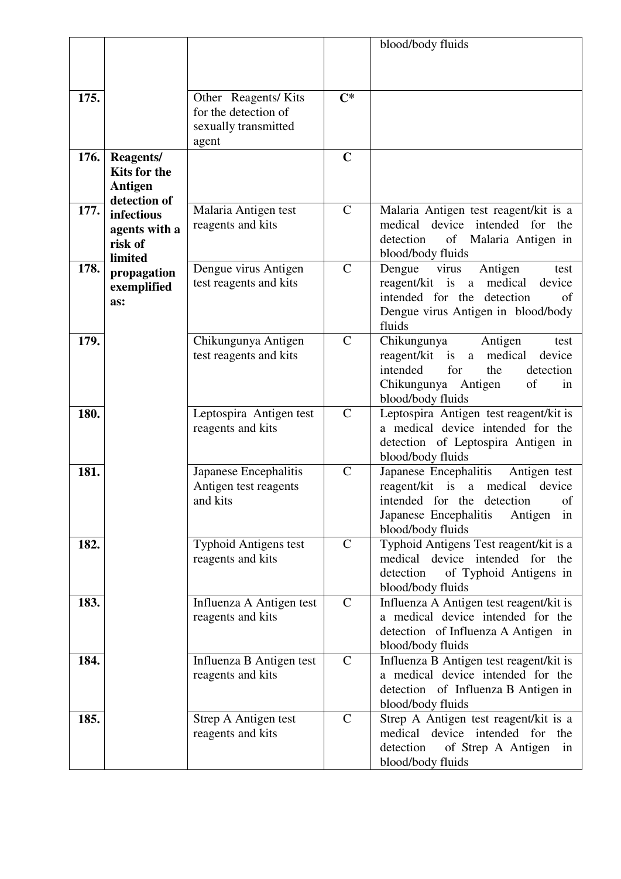| | | | | |
|---|---|---|---|---|
| | | | | blood/body fluids |
| **175.** | | Other Reagents/ Kits for the detection of sexually transmitted agent | **C*** | |
| **176.** | **Reagents/ Kits for the Antigen detection of infectious agents with a risk of limited propagation exemplified as:** | | **C** | |
| **177.** | | Malaria Antigen test reagents and kits | C | Malaria Antigen test reagent/kit is a medical device intended for the detection of Malaria Antigen in blood/body fluids |
| **178.** | | Dengue virus Antigen test reagents and kits | C | Dengue virus Antigen test reagent/kit is a medical device intended for the detection of Dengue virus Antigen in blood/body fluids |
| **179.** | | Chikungunya Antigen test reagents and kits | C | Chikungunya Antigen test reagent/kit is a medical device intended for the detection Chikungunya Antigen of in blood/body fluids |
| **180.** | | Leptospira Antigen test reagents and kits | C | Leptospira Antigen test reagent/kit is a medical device intended for the detection of Leptospira Antigen in blood/body fluids |
| **181.** | | Japanese Encephalitis Antigen test reagents and kits | C | Japanese Encephalitis Antigen test reagent/kit is a medical device intended for the detection of Japanese Encephalitis Antigen in blood/body fluids |
| **182.** | | Typhoid Antigens test reagents and kits | C | Typhoid Antigens Test reagent/kit is a medical device intended for the detection of Typhoid Antigens in blood/body fluids |
| **183.** | | Influenza A Antigen test reagents and kits | C | Influenza A Antigen test reagent/kit is a medical device intended for the detection of Influenza A Antigen in blood/body fluids |
| **184.** | | Influenza B Antigen test reagents and kits | C | Influenza B Antigen test reagent/kit is a medical device intended for the detection of Influenza B Antigen in blood/body fluids |
| **185.** | | Strep A Antigen test reagents and kits | C | Strep A Antigen test reagent/kit is a medical device intended for the detection of Strep A Antigen in blood/body fluids |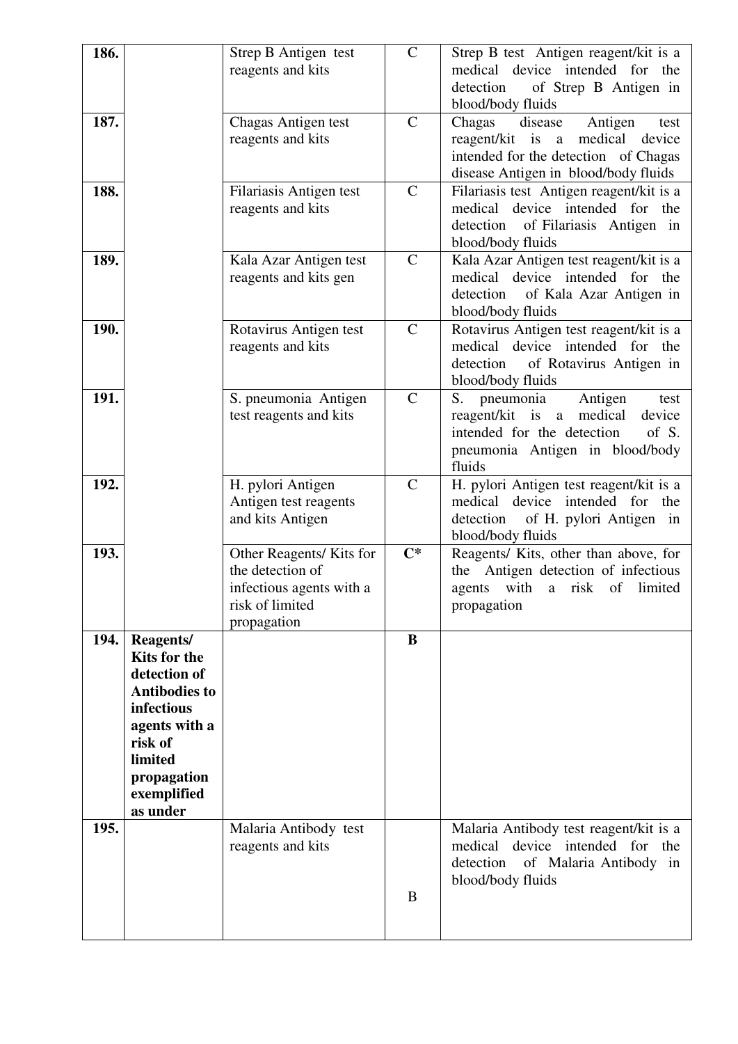| | | | | |
|---|---|---|---|---|
| **186.** | | Strep B Antigen test reagents and kits | C | Strep B test Antigen reagent/kit is a medical device intended for the detection of Strep B Antigen in blood/body fluids |
| **187.** | | Chagas Antigen test reagents and kits | C | Chagas disease Antigen test reagent/kit is a medical device intended for the detection of Chagas disease Antigen in blood/body fluids |
| **188.** | | Filariasis Antigen test reagents and kits | C | Filariasis test Antigen reagent/kit is a medical device intended for the detection of Filariasis Antigen in blood/body fluids |
| **189.** | | Kala Azar Antigen test reagents and kits gen | C | Kala Azar Antigen test reagent/kit is a medical device intended for the detection of Kala Azar Antigen in blood/body fluids |
| **190.** | | Rotavirus Antigen test reagents and kits | C | Rotavirus Antigen test reagent/kit is a medical device intended for the detection of Rotavirus Antigen in blood/body fluids |
| **191.** | | S. pneumonia Antigen test reagents and kits | C | S. pneumonia Antigen test reagent/kit is a medical device intended for the detection of S. pneumonia Antigen in blood/body fluids |
| **192.** | | H. pylori Antigen Antigen test reagents and kits Antigen | C | H. pylori Antigen test reagent/kit is a medical device intended for the detection of H. pylori Antigen in blood/body fluids |
| **193.** | | Other Reagents/ Kits for the detection of infectious agents with a risk of limited propagation | **C*** | Reagents/ Kits, other than above, for the Antigen detection of infectious agents with a risk of limited propagation |
| **194.** | **Reagents/ Kits for the detection of Antibodies to infectious agents with a risk of limited propagation exemplified as under** | | **B** | |
| **195.** | | Malaria Antibody test reagents and kits | B | Malaria Antibody test reagent/kit is a medical device intended for the detection of Malaria Antibody in blood/body fluids |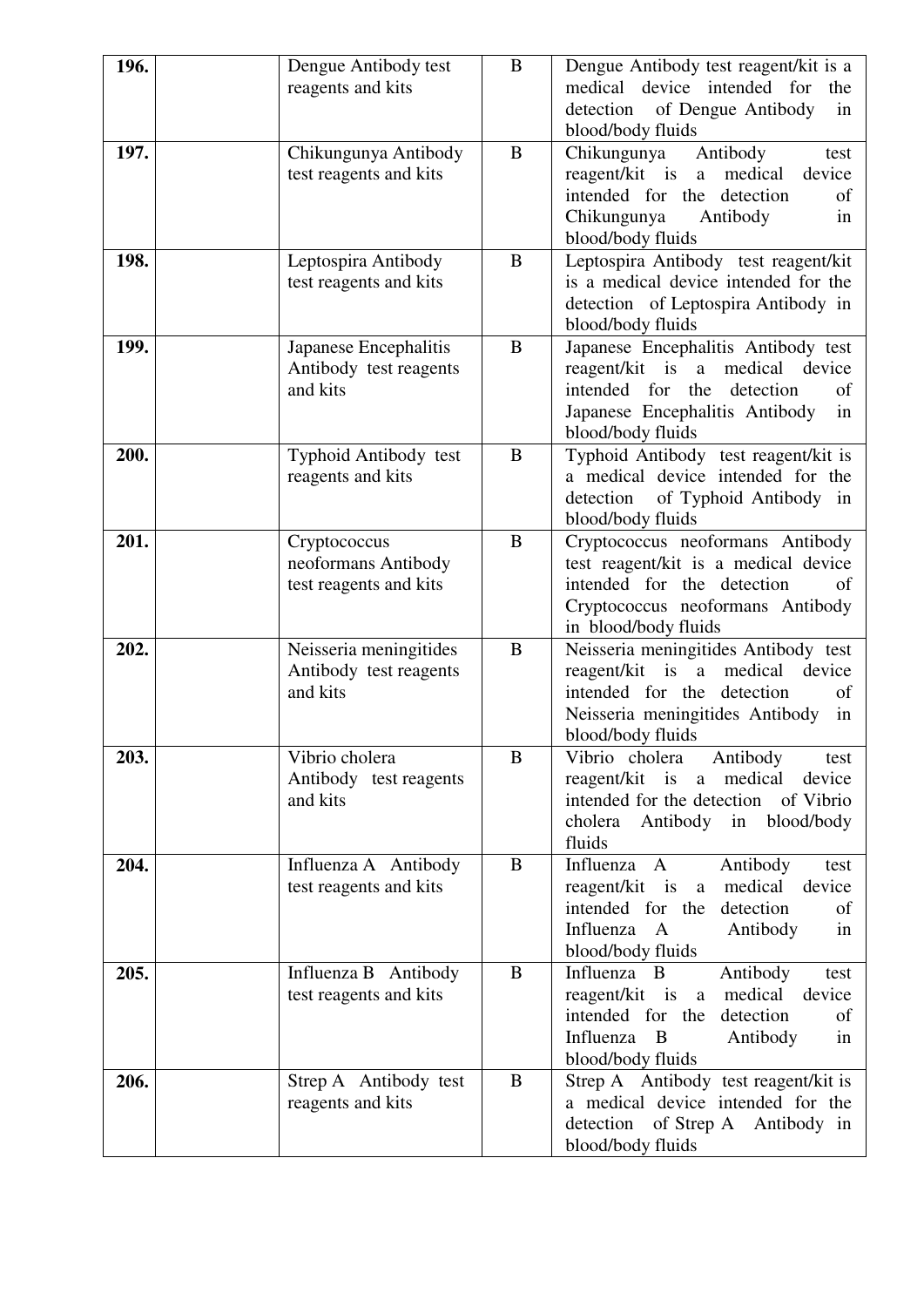| | | | | |
|---|---|---|---|---|
| **196.** | | Dengue Antibody test reagents and kits | B | Dengue Antibody test reagent/kit is a medical device intended for the detection of Dengue Antibody in blood/body fluids |
| **197.** | | Chikungunya Antibody test reagents and kits | B | Chikungunya Antibody test reagent/kit is a medical device intended for the detection of Chikungunya Antibody in blood/body fluids |
| **198.** | | Leptospira Antibody test reagents and kits | B | Leptospira Antibody test reagent/kit is a medical device intended for the detection of Leptospira Antibody in blood/body fluids |
| **199.** | | Japanese Encephalitis Antibody test reagents and kits | B | Japanese Encephalitis Antibody test reagent/kit is a medical device intended for the detection of Japanese Encephalitis Antibody in blood/body fluids |
| **200.** | | Typhoid Antibody test reagents and kits | B | Typhoid Antibody test reagent/kit is a medical device intended for the detection of Typhoid Antibody in blood/body fluids |
| **201.** | | Cryptococcus neoformans Antibody test reagents and kits | B | Cryptococcus neoformans Antibody test reagent/kit is a medical device intended for the detection of Cryptococcus neoformans Antibody in blood/body fluids |
| **202.** | | Neisseria meningitides Antibody test reagents and kits | B | Neisseria meningitides Antibody test reagent/kit is a medical device intended for the detection of Neisseria meningitides Antibody in blood/body fluids |
| **203.** | | Vibrio cholera Antibody test reagents and kits | B | Vibrio cholera Antibody test reagent/kit is a medical device intended for the detection of Vibrio cholera Antibody in blood/body fluids |
| **204.** | | Influenza A Antibody test reagents and kits | B | Influenza A Antibody test reagent/kit is a medical device intended for the detection of Influenza A Antibody in blood/body fluids |
| **205.** | | Influenza B Antibody test reagents and kits | B | Influenza B Antibody test reagent/kit is a medical device intended for the detection of Influenza B Antibody in blood/body fluids |
| **206.** | | Strep A Antibody test reagents and kits | B | Strep A Antibody test reagent/kit is a medical device intended for the detection of Strep A Antibody in blood/body fluids |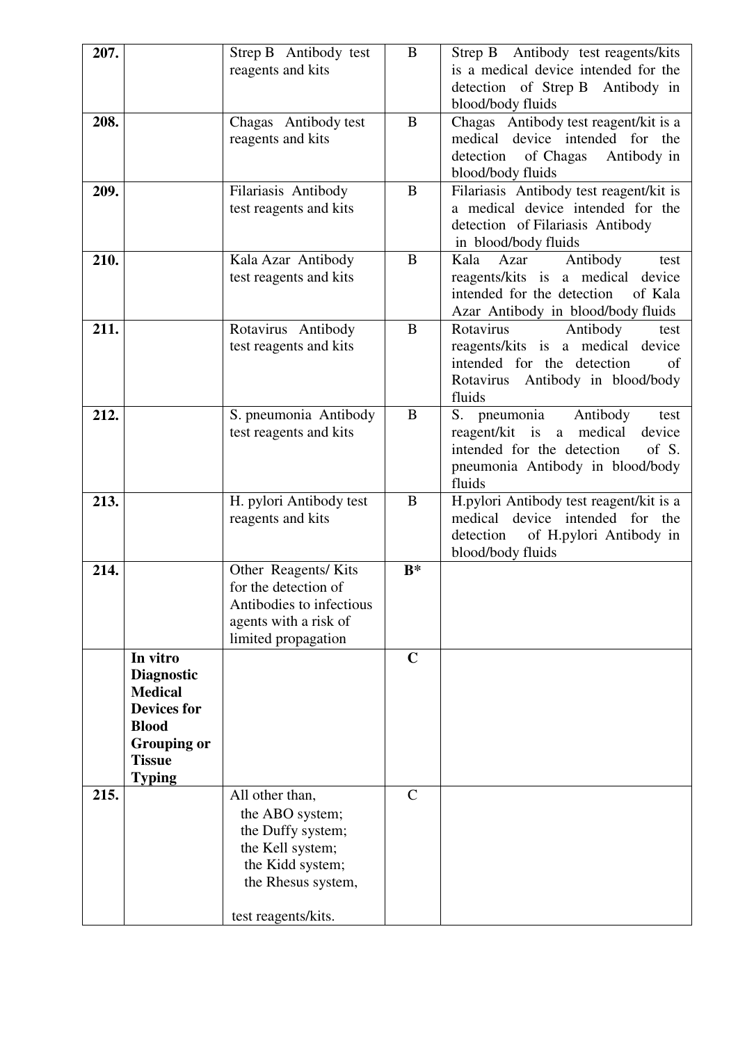| 207. | | Strep B Antibody test reagents and kits | B | Strep B Antibody test reagents/kits is a medical device intended for the detection of Strep B Antibody in blood/body fluids |
|---|---|---|---|---|
| 208. | | Chagas Antibody test reagents and kits | B | Chagas Antibody test reagent/kit is a medical device intended for the detection of Chagas Antibody in blood/body fluids |
| 209. | | Filariasis Antibody test reagents and kits | B | Filariasis Antibody test reagent/kit is a medical device intended for the detection of Filariasis Antibody in blood/body fluids |
| 210. | | Kala Azar Antibody test reagents and kits | B | Kala Azar Antibody test reagents/kits is a medical device intended for the detection of Kala Azar Antibody in blood/body fluids |
| 211. | | Rotavirus Antibody test reagents and kits | B | Rotavirus Antibody test reagents/kits is a medical device intended for the detection of Rotavirus Antibody in blood/body fluids |
| 212. | | S. pneumonia Antibody test reagents and kits | B | S. pneumonia Antibody test reagent/kit is a medical device intended for the detection of S. pneumonia Antibody in blood/body fluids |
| 213. | | H. pylori Antibody test reagents and kits | B | H.pylori Antibody test reagent/kit is a medical device intended for the detection of H.pylori Antibody in blood/body fluids |
| 214. | | Other Reagents/ Kits for the detection of Antibodies to infectious agents with a risk of limited propagation | **B*** | |
| | **In vitro Diagnostic Medical Devices for Blood Grouping or Tissue Typing** | | **C** | |
| 215. | | All other than, the ABO system; the Duffy system; the Kell system; the Kidd system; the Rhesus system, test reagents/kits. | C | |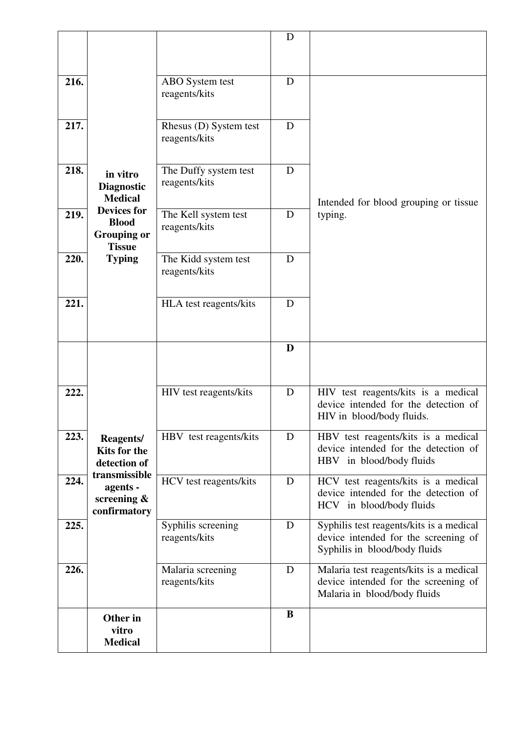| | | | D | |
|---|---|---|---|---|
| 216. | in vitro Diagnostic Medical Devices for Blood Grouping or Tissue Typing | ABO System test reagents/kits | D | Intended for blood grouping or tissue typing. |
| 217. | | Rhesus (D) System test reagents/kits | D | |
| 218. | | The Duffy system test reagents/kits | D | |
| 219. | | The Kell system test reagents/kits | D | |
| 220. | | The Kidd system test reagents/kits | D | |
| 221. | | HLA test reagents/kits | D | |
| | Reagents/ Kits for the detection of transmissible agents - screening & confirmatory | | **D** | |
| 222. | | HIV test reagents/kits | D | HIV test reagents/kits is a medical device intended for the detection of HIV in blood/body fluids. |
| 223. | | HBV test reagents/kits | D | HBV test reagents/kits is a medical device intended for the detection of HBV in blood/body fluids |
| 224. | | HCV test reagents/kits | D | HCV test reagents/kits is a medical device intended for the detection of HCV in blood/body fluids |
| 225. | | Syphilis screening reagents/kits | D | Syphilis test reagents/kits is a medical device intended for the screening of Syphilis in blood/body fluids |
| 226. | | Malaria screening reagents/kits | D | Malaria test reagents/kits is a medical device intended for the screening of Malaria in blood/body fluids |
| | **Other in vitro Medical** | | **B** | |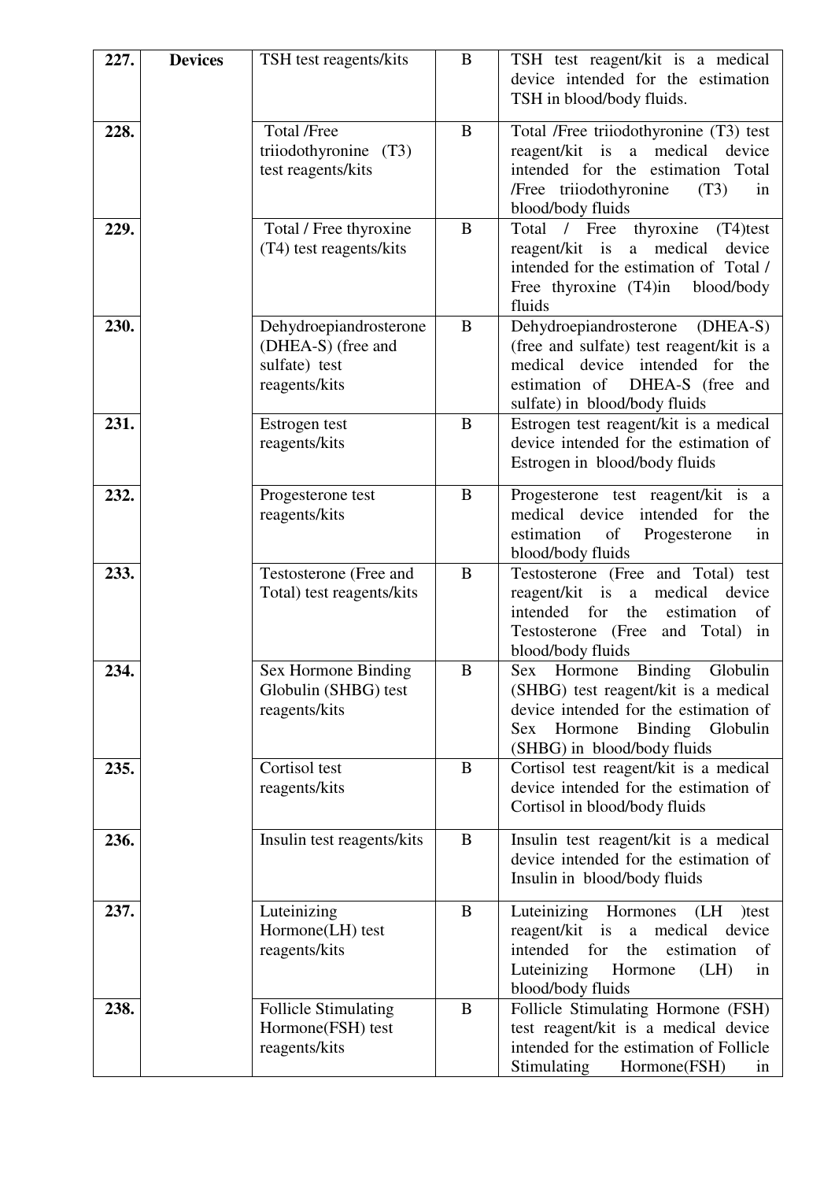| 227. | Devices | TSH test reagents/kits | B | TSH test reagent/kit is a medical device intended for the estimation TSH in blood/body fluids. |
|---|---|---|---|---|
| 228. | | Total /Free triiodothyronine (T3) test reagents/kits | B | Total /Free triiodothyronine (T3) test reagent/kit is a medical device intended for the estimation Total /Free triiodothyronine (T3) in blood/body fluids |
| 229. | | Total / Free thyroxine (T4) test reagents/kits | B | Total / Free thyroxine (T4)test reagent/kit is a medical device intended for the estimation of Total / Free thyroxine (T4)in blood/body fluids |
| 230. | | Dehydroepiandrosterone (DHEA-S) (free and sulfate) test reagents/kits | B | Dehydroepiandrosterone (DHEA-S) (free and sulfate) test reagent/kit is a medical device intended for the estimation of DHEA-S (free and sulfate) in blood/body fluids |
| 231. | | Estrogen test reagents/kits | B | Estrogen test reagent/kit is a medical device intended for the estimation of Estrogen in blood/body fluids |
| 232. | | Progesterone test reagents/kits | B | Progesterone test reagent/kit is a medical device intended for the estimation of Progesterone in blood/body fluids |
| 233. | | Testosterone (Free and Total) test reagents/kits | B | Testosterone (Free and Total) test reagent/kit is a medical device intended for the estimation of Testosterone (Free and Total) in blood/body fluids |
| 234. | | Sex Hormone Binding Globulin (SHBG) test reagents/kits | B | Sex Hormone Binding Globulin (SHBG) test reagent/kit is a medical device intended for the estimation of Sex Hormone Binding Globulin (SHBG) in blood/body fluids |
| 235. | | Cortisol test reagents/kits | B | Cortisol test reagent/kit is a medical device intended for the estimation of Cortisol in blood/body fluids |
| 236. | | Insulin test reagents/kits | B | Insulin test reagent/kit is a medical device intended for the estimation of Insulin in blood/body fluids |
| 237. | | Luteinizing Hormone(LH) test reagents/kits | B | Luteinizing Hormones (LH )test reagent/kit is a medical device intended for the estimation of Luteinizing Hormone (LH) in blood/body fluids |
| 238. | | Follicle Stimulating Hormone(FSH) test reagents/kits | B | Follicle Stimulating Hormone (FSH) test reagent/kit is a medical device intended for the estimation of Follicle Stimulating Hormone(FSH) in |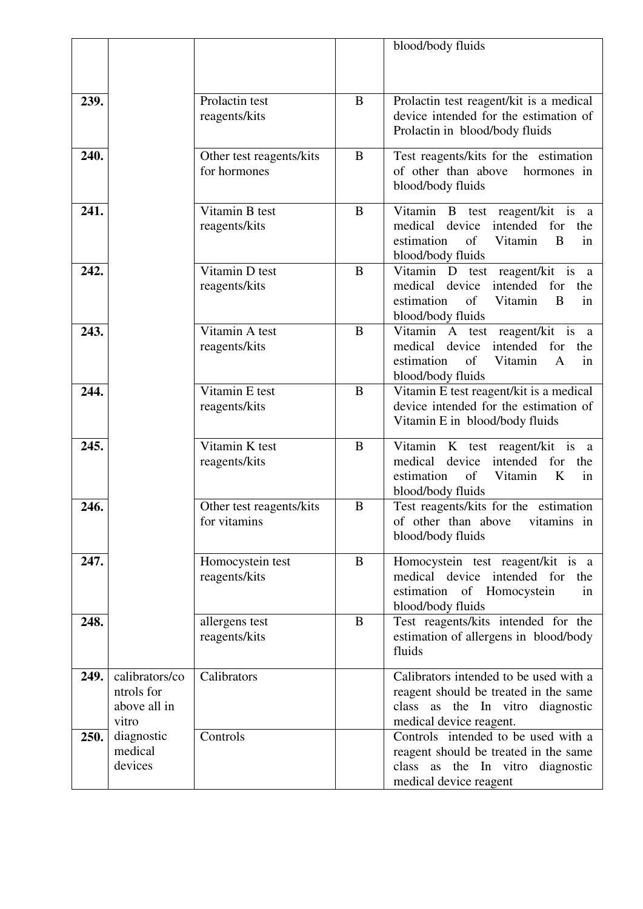| | | | | |
|---|---|---|---|---|
| | | | | blood/body fluids |
| **239.** | | Prolactin test reagents/kits | B | Prolactin test reagent/kit is a medical device intended for the estimation of Prolactin in blood/body fluids |
| **240.** | | Other test reagents/kits for hormones | B | Test reagents/kits for the estimation of other than above hormones in blood/body fluids |
| **241.** | | Vitamin B test reagents/kits | B | Vitamin B test reagent/kit is a medical device intended for the estimation of Vitamin B in blood/body fluids |
| **242.** | | Vitamin D test reagents/kits | B | Vitamin D test reagent/kit is a medical device intended for the estimation of Vitamin B in blood/body fluids |
| **243.** | | Vitamin A test reagents/kits | B | Vitamin A test reagent/kit is a medical device intended for the estimation of Vitamin A in blood/body fluids |
| **244.** | | Vitamin E test reagents/kits | B | Vitamin E test reagent/kit is a medical device intended for the estimation of Vitamin E in blood/body fluids |
| **245.** | | Vitamin K test reagents/kits | B | Vitamin K test reagent/kit is a medical device intended for the estimation of Vitamin K in blood/body fluids |
| **246.** | | Other test reagents/kits for vitamins | B | Test reagents/kits for the estimation of other than above vitamins in blood/body fluids |
| **247.** | | Homocystein test reagents/kits | B | Homocystein test reagent/kit is a medical device intended for the estimation of Homocystein in blood/body fluids |
| **248.** | | allergens test reagents/kits | B | Test reagents/kits intended for the estimation of allergens in blood/body fluids |
| **249.** | calibrators/controls for above all in vitro diagnostic medical devices | Calibrators | | Calibrators intended to be used with a reagent should be treated in the same class as the In vitro diagnostic medical device reagent. |
| **250.** | | Controls | | Controls intended to be used with a reagent should be treated in the same class as the In vitro diagnostic medical device reagent |